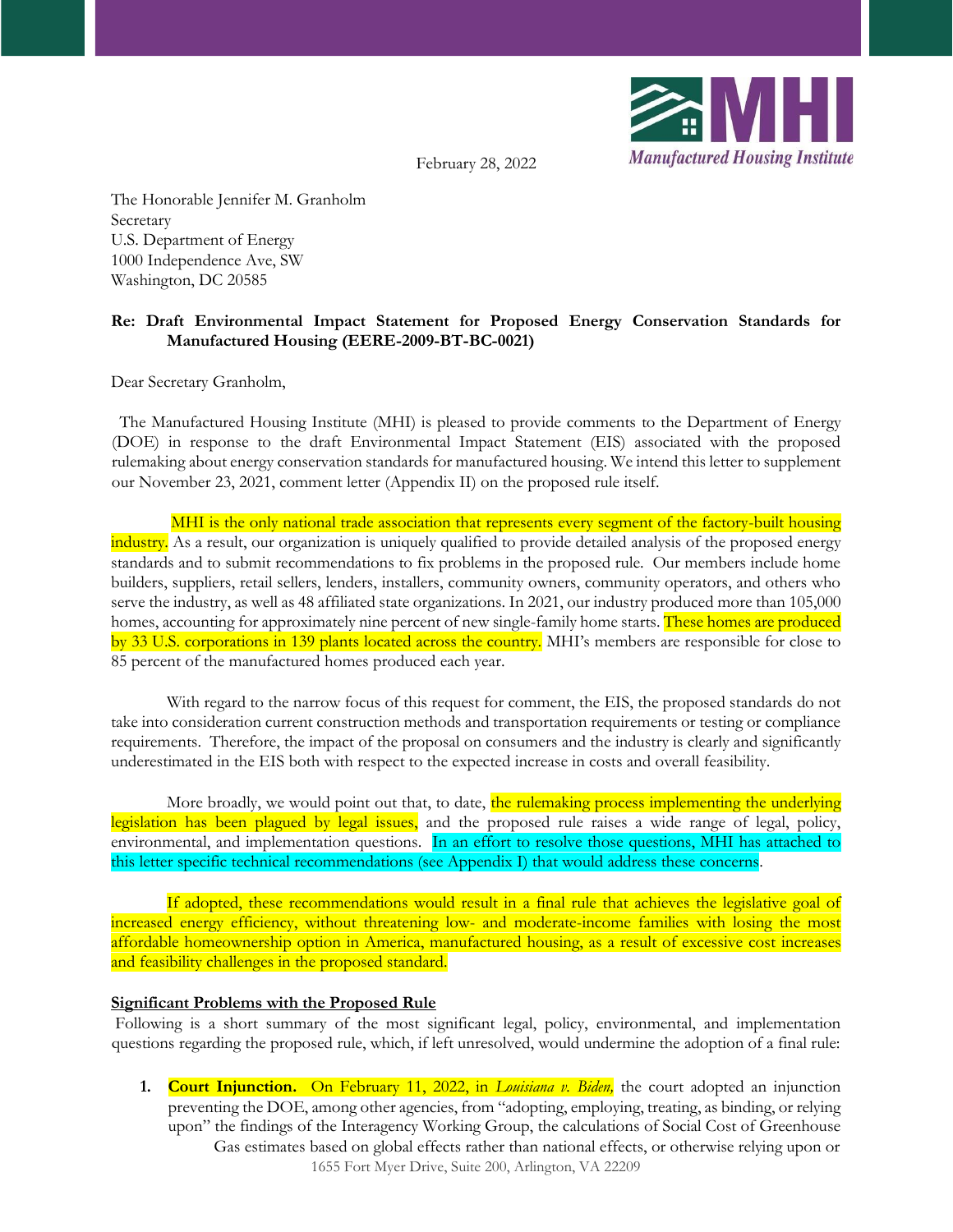February 28, 2022

The Honorable Jennifer M. Granholm
Secretary
U.S. Department of Energy
1000 Independence Ave, SW
Washington, DC 20585

**Re: Draft Environmental Impact Statement for Proposed Energy Conservation Standards for Manufactured Housing (EERE-2009-BT-BC-0021)**

Dear Secretary Granholm,

The Manufactured Housing Institute (MHI) is pleased to provide comments to the Department of Energy (DOE) in response to the draft Environmental Impact Statement (EIS) associated with the proposed rulemaking about energy conservation standards for manufactured housing. We intend this letter to supplement our November 23, 2021, comment letter (Appendix II) on the proposed rule itself.

MHI is the only national trade association that represents every segment of the factory-built housing industry. As a result, our organization is uniquely qualified to provide detailed analysis of the proposed energy standards and to submit recommendations to fix problems in the proposed rule. Our members include home builders, suppliers, retail sellers, lenders, installers, community owners, community operators, and others who serve the industry, as well as 48 affiliated state organizations. In 2021, our industry produced more than 105,000 homes, accounting for approximately nine percent of new single-family home starts. These homes are produced by 33 U.S. corporations in 139 plants located across the country. MHI's members are responsible for close to 85 percent of the manufactured homes produced each year.

With regard to the narrow focus of this request for comment, the EIS, the proposed standards do not take into consideration current construction methods and transportation requirements or testing or compliance requirements. Therefore, the impact of the proposal on consumers and the industry is clearly and significantly underestimated in the EIS both with respect to the expected increase in costs and overall feasibility.

More broadly, we would point out that, to date, the rulemaking process implementing the underlying legislation has been plagued by legal issues, and the proposed rule raises a wide range of legal, policy, environmental, and implementation questions. In an effort to resolve those questions, MHI has attached to this letter specific technical recommendations (see Appendix I) that would address these concerns.

If adopted, these recommendations would result in a final rule that achieves the legislative goal of increased energy efficiency, without threatening low- and moderate-income families with losing the most affordable homeownership option in America, manufactured housing, as a result of excessive cost increases and feasibility challenges in the proposed standard.

**Significant Problems with the Proposed Rule**

Following is a short summary of the most significant legal, policy, environmental, and implementation questions regarding the proposed rule, which, if left unresolved, would undermine the adoption of a final rule:

1. **Court Injunction.** On February 11, 2022, in *Louisiana v. Biden,* the court adopted an injunction preventing the DOE, among other agencies, from "adopting, employing, treating, as binding, or relying upon" the findings of the Interagency Working Group, the calculations of Social Cost of Greenhouse Gas estimates based on global effects rather than national effects, or otherwise relying upon or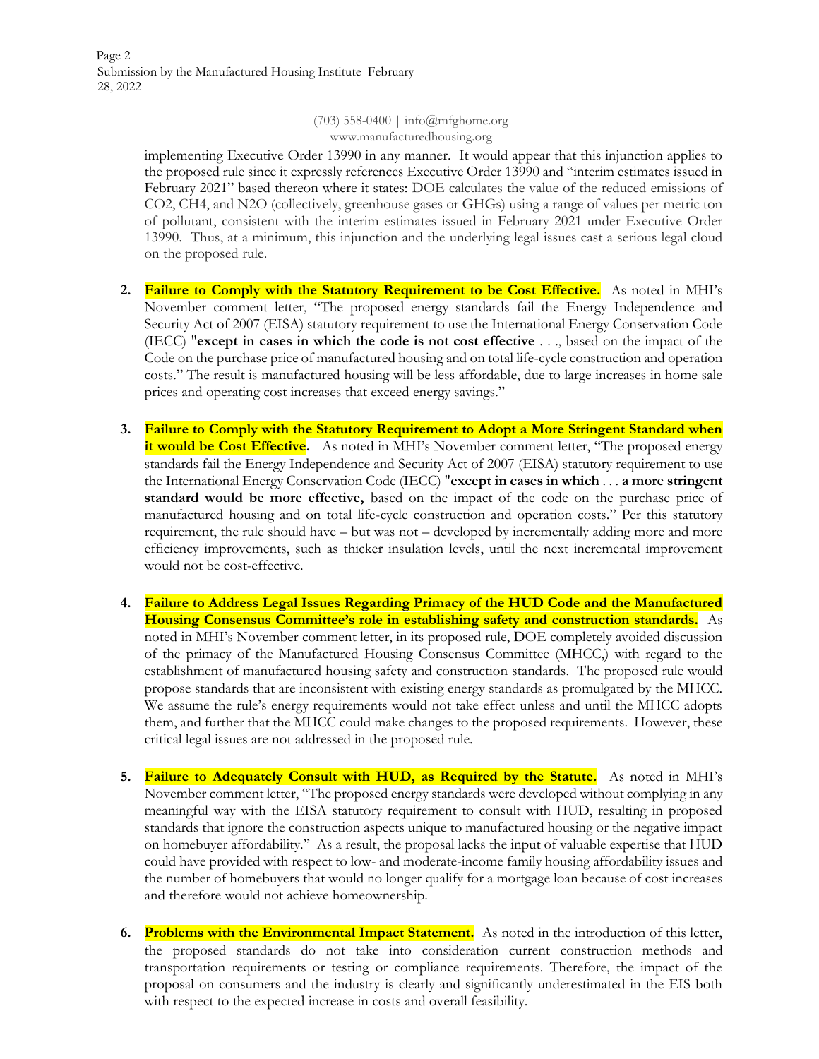implementing Executive Order 13990 in any manner. It would appear that this injunction applies to the proposed rule since it expressly references Executive Order 13990 and "interim estimates issued in February 2021" based thereon where it states: DOE calculates the value of the reduced emissions of $CO_2$, $CH_4$, and $N_2O$ (collectively, greenhouse gases or GHGs) using a range of values per metric ton of pollutant, consistent with the interim estimates issued in February 2021 under Executive Order 13990. Thus, at a minimum, this injunction and the underlying legal issues cast a serious legal cloud on the proposed rule.

2. **Failure to Comply with the Statutory Requirement to be Cost Effective.** As noted in MHI's November comment letter, "The proposed energy standards fail the Energy Independence and Security Act of 2007 (EISA) statutory requirement to use the International Energy Conservation Code (IECC) "**except in cases in which the code is not cost effective** . . ., based on the impact of the Code on the purchase price of manufactured housing and on total life-cycle construction and operation costs." The result is manufactured housing will be less affordable, due to large increases in home sale prices and operating cost increases that exceed energy savings."

3. **Failure to Comply with the Statutory Requirement to Adopt a More Stringent Standard when it would be Cost Effective.** As noted in MHI's November comment letter, "The proposed energy standards fail the Energy Independence and Security Act of 2007 (EISA) statutory requirement to use the International Energy Conservation Code (IECC) "**except in cases in which** . . . **a more stringent standard would be more effective,** based on the impact of the code on the purchase price of manufactured housing and on total life-cycle construction and operation costs." Per this statutory requirement, the rule should have – but was not – developed by incrementally adding more and more efficiency improvements, such as thicker insulation levels, until the next incremental improvement would not be cost-effective.

4. **Failure to Address Legal Issues Regarding Primacy of the HUD Code and the Manufactured Housing Consensus Committee's role in establishing safety and construction standards.** As noted in MHI's November comment letter, in its proposed rule, DOE completely avoided discussion of the primacy of the Manufactured Housing Consensus Committee (MHCC,) with regard to the establishment of manufactured housing safety and construction standards. The proposed rule would propose standards that are inconsistent with existing energy standards as promulgated by the MHCC. We assume the rule's energy requirements would not take effect unless and until the MHCC adopts them, and further that the MHCC could make changes to the proposed requirements. However, these critical legal issues are not addressed in the proposed rule.

5. **Failure to Adequately Consult with HUD, as Required by the Statute.** As noted in MHI's November comment letter, "The proposed energy standards were developed without complying in any meaningful way with the EISA statutory requirement to consult with HUD, resulting in proposed standards that ignore the construction aspects unique to manufactured housing or the negative impact on homebuyer affordability." As a result, the proposal lacks the input of valuable expertise that HUD could have provided with respect to low- and moderate-income family housing affordability issues and the number of homebuyers that would no longer qualify for a mortgage loan because of cost increases and therefore would not achieve homeownership.

6. **Problems with the Environmental Impact Statement.** As noted in the introduction of this letter, the proposed standards do not take into consideration current construction methods and transportation requirements or testing or compliance requirements. Therefore, the impact of the proposal on consumers and the industry is clearly and significantly underestimated in the EIS both with respect to the expected increase in costs and overall feasibility.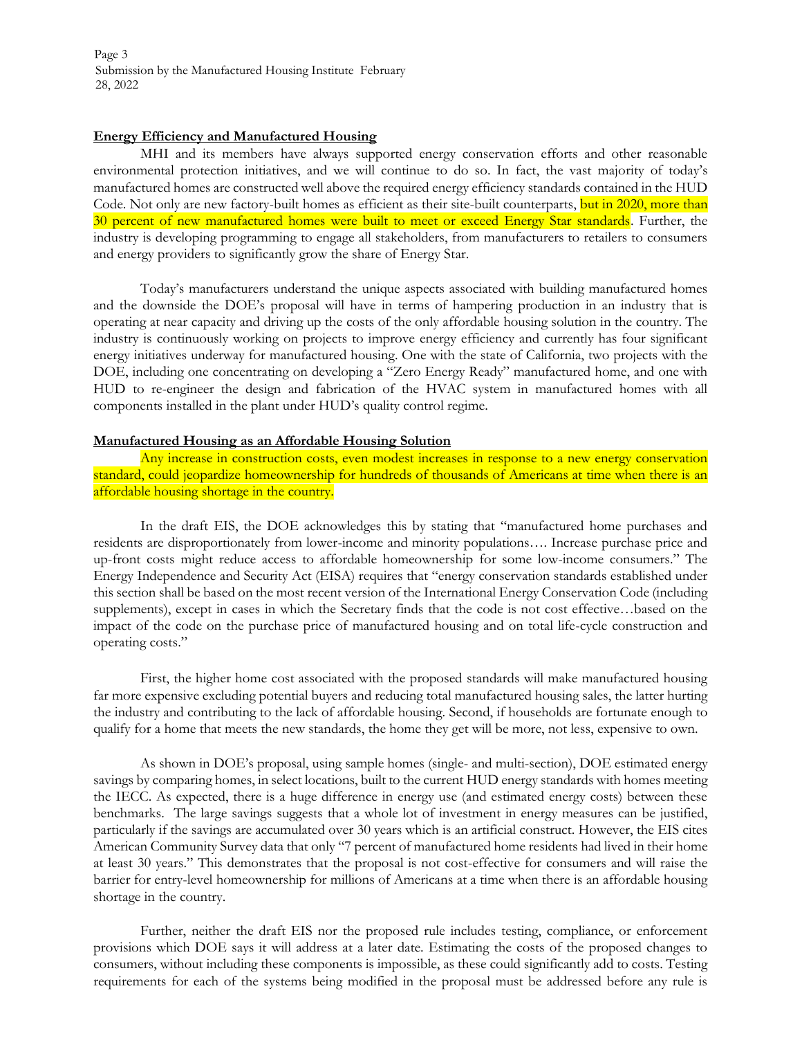## Energy Efficiency and Manufactured Housing

MHI and its members have always supported energy conservation efforts and other reasonable environmental protection initiatives, and we will continue to do so. In fact, the vast majority of today's manufactured homes are constructed well above the required energy efficiency standards contained in the HUD Code. Not only are new factory-built homes as efficient as their site-built counterparts, but in 2020, more than 30 percent of new manufactured homes were built to meet or exceed Energy Star standards. Further, the industry is developing programming to engage all stakeholders, from manufacturers to retailers to consumers and energy providers to significantly grow the share of Energy Star.

Today's manufacturers understand the unique aspects associated with building manufactured homes and the downside the DOE's proposal will have in terms of hampering production in an industry that is operating at near capacity and driving up the costs of the only affordable housing solution in the country. The industry is continuously working on projects to improve energy efficiency and currently has four significant energy initiatives underway for manufactured housing. One with the state of California, two projects with the DOE, including one concentrating on developing a "Zero Energy Ready" manufactured home, and one with HUD to re-engineer the design and fabrication of the HVAC system in manufactured homes with all components installed in the plant under HUD's quality control regime.

## Manufactured Housing as an Affordable Housing Solution

Any increase in construction costs, even modest increases in response to a new energy conservation standard, could jeopardize homeownership for hundreds of thousands of Americans at time when there is an affordable housing shortage in the country.

In the draft EIS, the DOE acknowledges this by stating that "manufactured home purchases and residents are disproportionately from lower-income and minority populations…. Increase purchase price and up-front costs might reduce access to affordable homeownership for some low-income consumers." The Energy Independence and Security Act (EISA) requires that "energy conservation standards established under this section shall be based on the most recent version of the International Energy Conservation Code (including supplements), except in cases in which the Secretary finds that the code is not cost effective…based on the impact of the code on the purchase price of manufactured housing and on total life-cycle construction and operating costs."

First, the higher home cost associated with the proposed standards will make manufactured housing far more expensive excluding potential buyers and reducing total manufactured housing sales, the latter hurting the industry and contributing to the lack of affordable housing. Second, if households are fortunate enough to qualify for a home that meets the new standards, the home they get will be more, not less, expensive to own.

As shown in DOE's proposal, using sample homes (single- and multi-section), DOE estimated energy savings by comparing homes, in select locations, built to the current HUD energy standards with homes meeting the IECC. As expected, there is a huge difference in energy use (and estimated energy costs) between these benchmarks. The large savings suggests that a whole lot of investment in energy measures can be justified, particularly if the savings are accumulated over 30 years which is an artificial construct. However, the EIS cites American Community Survey data that only "7 percent of manufactured home residents had lived in their home at least 30 years." This demonstrates that the proposal is not cost-effective for consumers and will raise the barrier for entry-level homeownership for millions of Americans at a time when there is an affordable housing shortage in the country.

Further, neither the draft EIS nor the proposed rule includes testing, compliance, or enforcement provisions which DOE says it will address at a later date. Estimating the costs of the proposed changes to consumers, without including these components is impossible, as these could significantly add to costs. Testing requirements for each of the systems being modified in the proposal must be addressed before any rule is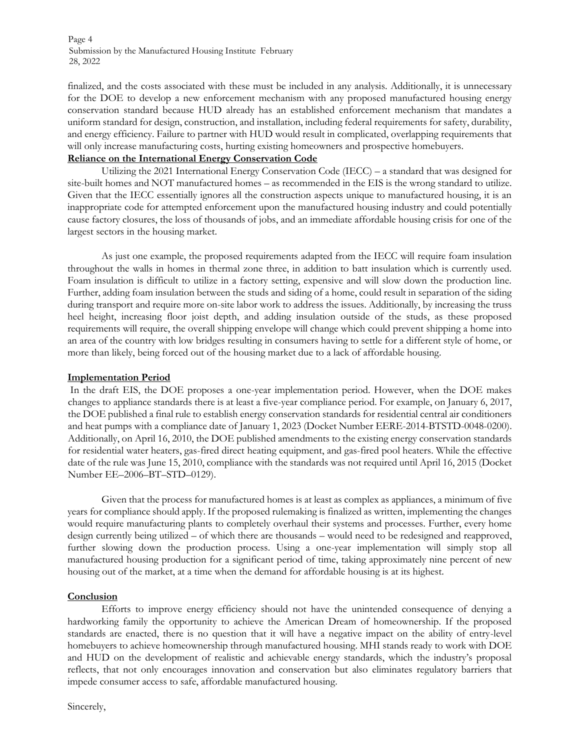finalized, and the costs associated with these must be included in any analysis. Additionally, it is unnecessary for the DOE to develop a new enforcement mechanism with any proposed manufactured housing energy conservation standard because HUD already has an established enforcement mechanism that mandates a uniform standard for design, construction, and installation, including federal requirements for safety, durability, and energy efficiency. Failure to partner with HUD would result in complicated, overlapping requirements that will only increase manufacturing costs, hurting existing homeowners and prospective homebuyers.

**Reliance on the International Energy Conservation Code**

Utilizing the 2021 International Energy Conservation Code (IECC) – a standard that was designed for site-built homes and NOT manufactured homes – as recommended in the EIS is the wrong standard to utilize. Given that the IECC essentially ignores all the construction aspects unique to manufactured housing, it is an inappropriate code for attempted enforcement upon the manufactured housing industry and could potentially cause factory closures, the loss of thousands of jobs, and an immediate affordable housing crisis for one of the largest sectors in the housing market.

As just one example, the proposed requirements adapted from the IECC will require foam insulation throughout the walls in homes in thermal zone three, in addition to batt insulation which is currently used. Foam insulation is difficult to utilize in a factory setting, expensive and will slow down the production line. Further, adding foam insulation between the studs and siding of a home, could result in separation of the siding during transport and require more on-site labor work to address the issues. Additionally, by increasing the truss heel height, increasing floor joist depth, and adding insulation outside of the studs, as these proposed requirements will require, the overall shipping envelope will change which could prevent shipping a home into an area of the country with low bridges resulting in consumers having to settle for a different style of home, or more than likely, being forced out of the housing market due to a lack of affordable housing.

**Implementation Period**

In the draft EIS, the DOE proposes a one-year implementation period. However, when the DOE makes changes to appliance standards there is at least a five-year compliance period. For example, on January 6, 2017, the DOE published a final rule to establish energy conservation standards for residential central air conditioners and heat pumps with a compliance date of January 1, 2023 (Docket Number EERE-2014-BTSTD-0048-0200). Additionally, on April 16, 2010, the DOE published amendments to the existing energy conservation standards for residential water heaters, gas-fired direct heating equipment, and gas-fired pool heaters. While the effective date of the rule was June 15, 2010, compliance with the standards was not required until April 16, 2015 (Docket Number EE–2006–BT–STD–0129).

Given that the process for manufactured homes is at least as complex as appliances, a minimum of five years for compliance should apply. If the proposed rulemaking is finalized as written, implementing the changes would require manufacturing plants to completely overhaul their systems and processes. Further, every home design currently being utilized – of which there are thousands – would need to be redesigned and reapproved, further slowing down the production process. Using a one-year implementation will simply stop all manufactured housing production for a significant period of time, taking approximately nine percent of new housing out of the market, at a time when the demand for affordable housing is at its highest.

**Conclusion**

Efforts to improve energy efficiency should not have the unintended consequence of denying a hardworking family the opportunity to achieve the American Dream of homeownership. If the proposed standards are enacted, there is no question that it will have a negative impact on the ability of entry-level homebuyers to achieve homeownership through manufactured housing. MHI stands ready to work with DOE and HUD on the development of realistic and achievable energy standards, which the industry's proposal reflects, that not only encourages innovation and conservation but also eliminates regulatory barriers that impede consumer access to safe, affordable manufactured housing.

Sincerely,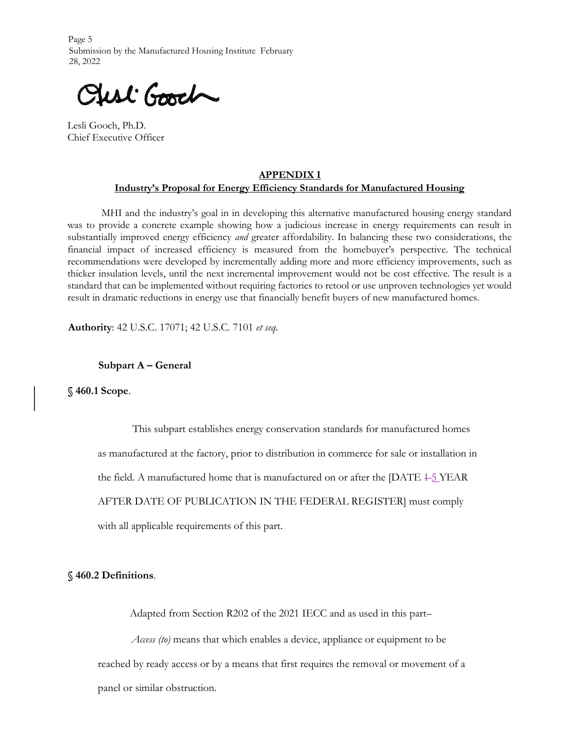Lesli Gooch, Ph.D.
Chief Executive Officer

## APPENDIX I
## Industry's Proposal for Energy Efficiency Standards for Manufactured Housing

MHI and the industry's goal in in developing this alternative manufactured housing energy standard was to provide a concrete example showing how a judicious increase in energy requirements can result in substantially improved energy efficiency *and* greater affordability. In balancing these two considerations, the financial impact of increased efficiency is measured from the homebuyer's perspective. The technical recommendations were developed by incrementally adding more and more efficiency improvements, such as thicker insulation levels, until the next incremental improvement would not be cost effective. The result is a standard that can be implemented without requiring factories to retool or use unproven technologies yet would result in dramatic reductions in energy use that financially benefit buyers of new manufactured homes.

**Authority**: 42 U.S.C. 17071; 42 U.S.C. 7101 *et seq*.

### Subpart A – General

**§ 460.1 Scope**.

This subpart establishes energy conservation standards for manufactured homes as manufactured at the factory, prior to distribution in commerce for sale or installation in the field. A manufactured home that is manufactured on or after the [DATE ~~1~~ 5 YEAR AFTER DATE OF PUBLICATION IN THE FEDERAL REGISTER] must comply with all applicable requirements of this part.

**§ 460.2 Definitions**.

Adapted from Section R202 of the 2021 IECC and as used in this part–

*Access (to)* means that which enables a device, appliance or equipment to be reached by ready access or by a means that first requires the removal or movement of a panel or similar obstruction.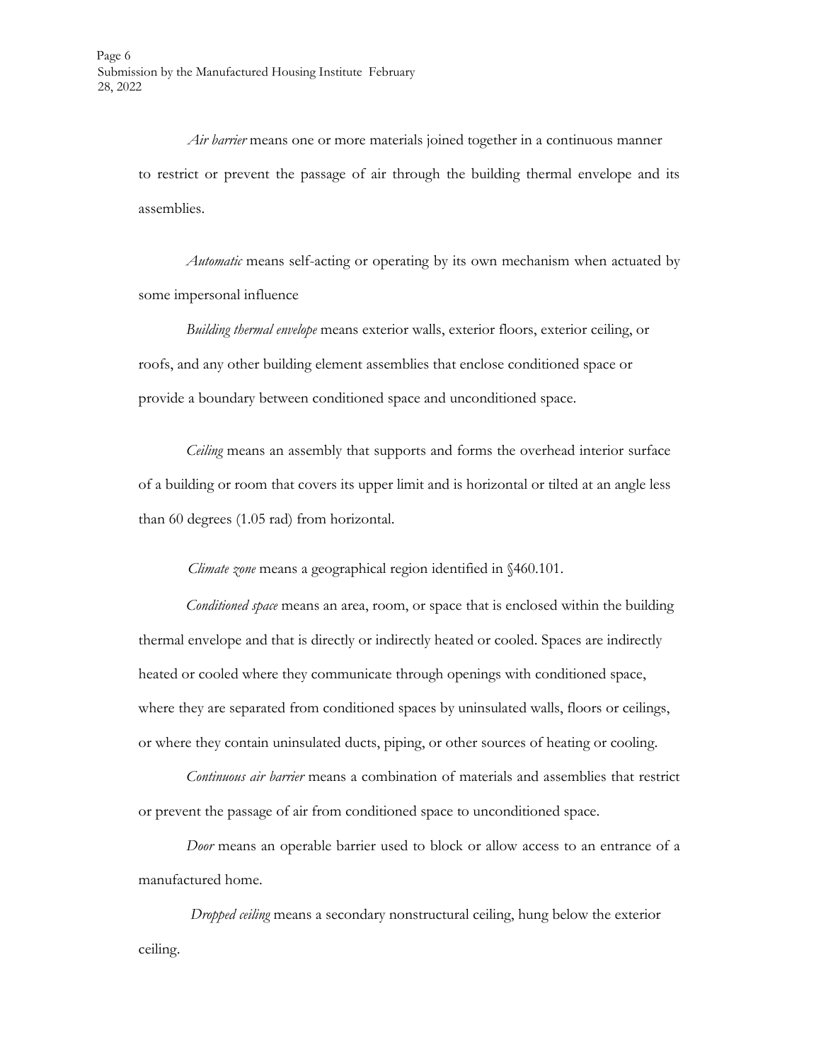*Air barrier* means one or more materials joined together in a continuous manner to restrict or prevent the passage of air through the building thermal envelope and its assemblies.

*Automatic* means self-acting or operating by its own mechanism when actuated by some impersonal influence

*Building thermal envelope* means exterior walls, exterior floors, exterior ceiling, or roofs, and any other building element assemblies that enclose conditioned space or provide a boundary between conditioned space and unconditioned space.

*Ceiling* means an assembly that supports and forms the overhead interior surface of a building or room that covers its upper limit and is horizontal or tilted at an angle less than 60 degrees (1.05 rad) from horizontal.

*Climate zone* means a geographical region identified in §460.101.

*Conditioned space* means an area, room, or space that is enclosed within the building thermal envelope and that is directly or indirectly heated or cooled. Spaces are indirectly heated or cooled where they communicate through openings with conditioned space, where they are separated from conditioned spaces by uninsulated walls, floors or ceilings, or where they contain uninsulated ducts, piping, or other sources of heating or cooling.

*Continuous air barrier* means a combination of materials and assemblies that restrict or prevent the passage of air from conditioned space to unconditioned space.

*Door* means an operable barrier used to block or allow access to an entrance of a manufactured home.

*Dropped ceiling* means a secondary nonstructural ceiling, hung below the exterior ceiling.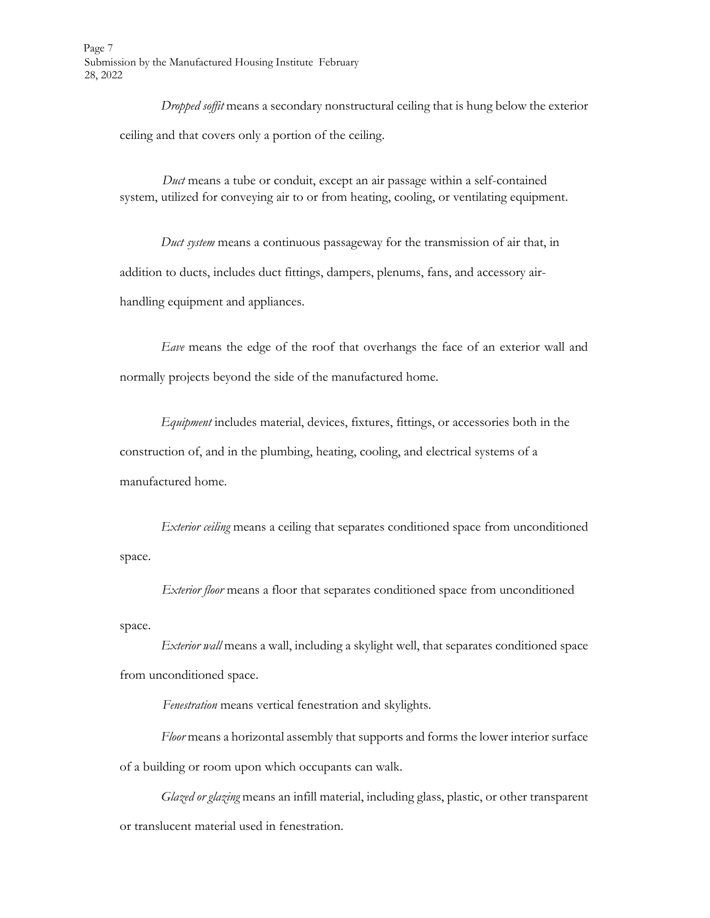*Dropped soffit* means a secondary nonstructural ceiling that is hung below the exterior ceiling and that covers only a portion of the ceiling.

*Duct* means a tube or conduit, except an air passage within a self-contained system, utilized for conveying air to or from heating, cooling, or ventilating equipment.

*Duct system* means a continuous passageway for the transmission of air that, in addition to ducts, includes duct fittings, dampers, plenums, fans, and accessory air-handling equipment and appliances.

*Eave* means the edge of the roof that overhangs the face of an exterior wall and normally projects beyond the side of the manufactured home.

*Equipment* includes material, devices, fixtures, fittings, or accessories both in the construction of, and in the plumbing, heating, cooling, and electrical systems of a manufactured home.

*Exterior ceiling* means a ceiling that separates conditioned space from unconditioned space.

*Exterior floor* means a floor that separates conditioned space from unconditioned space.

*Exterior wall* means a wall, including a skylight well, that separates conditioned space from unconditioned space.

*Fenestration* means vertical fenestration and skylights.

*Floor* means a horizontal assembly that supports and forms the lower interior surface of a building or room upon which occupants can walk.

*Glazed or glazing* means an infill material, including glass, plastic, or other transparent or translucent material used in fenestration.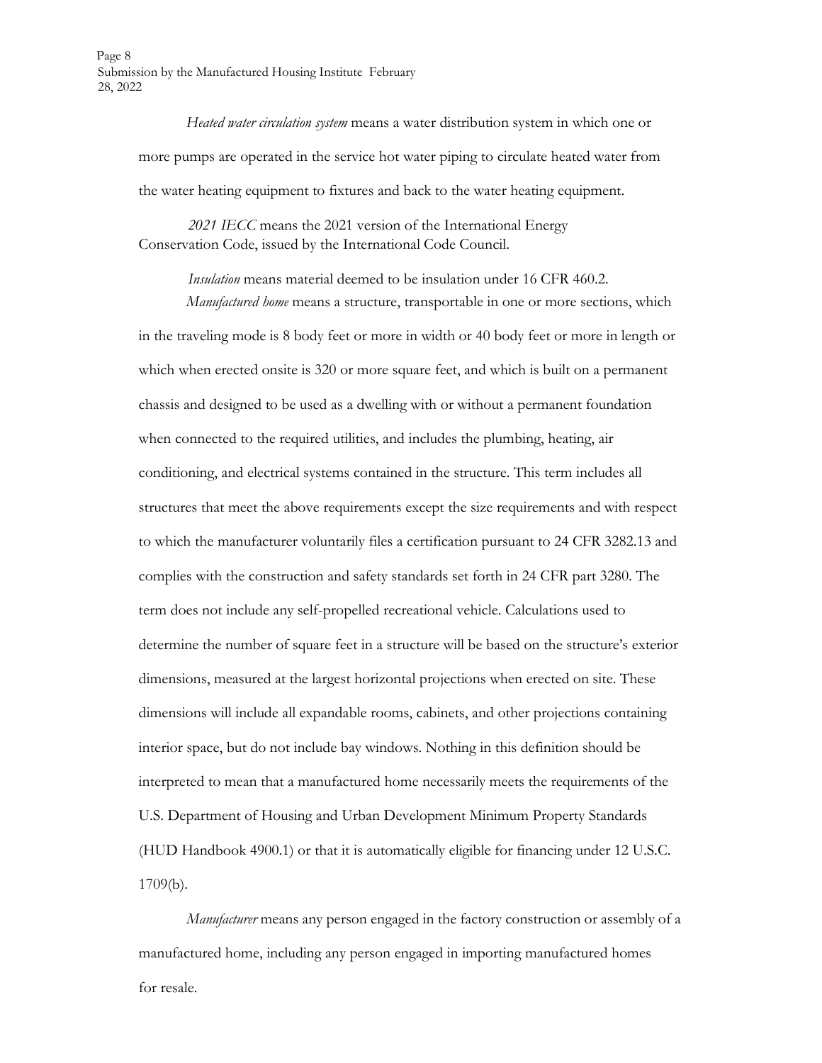*Heated water circulation system* means a water distribution system in which one or more pumps are operated in the service hot water piping to circulate heated water from the water heating equipment to fixtures and back to the water heating equipment.

*2021 IECC* means the 2021 version of the International Energy Conservation Code, issued by the International Code Council.

*Insulation* means material deemed to be insulation under 16 CFR 460.2.

*Manufactured home* means a structure, transportable in one or more sections, which in the traveling mode is 8 body feet or more in width or 40 body feet or more in length or which when erected onsite is 320 or more square feet, and which is built on a permanent chassis and designed to be used as a dwelling with or without a permanent foundation when connected to the required utilities, and includes the plumbing, heating, air conditioning, and electrical systems contained in the structure. This term includes all structures that meet the above requirements except the size requirements and with respect to which the manufacturer voluntarily files a certification pursuant to 24 CFR 3282.13 and complies with the construction and safety standards set forth in 24 CFR part 3280. The term does not include any self-propelled recreational vehicle. Calculations used to determine the number of square feet in a structure will be based on the structure's exterior dimensions, measured at the largest horizontal projections when erected on site. These dimensions will include all expandable rooms, cabinets, and other projections containing interior space, but do not include bay windows. Nothing in this definition should be interpreted to mean that a manufactured home necessarily meets the requirements of the U.S. Department of Housing and Urban Development Minimum Property Standards (HUD Handbook 4900.1) or that it is automatically eligible for financing under 12 U.S.C. 1709(b).

*Manufacturer* means any person engaged in the factory construction or assembly of a manufactured home, including any person engaged in importing manufactured homes for resale.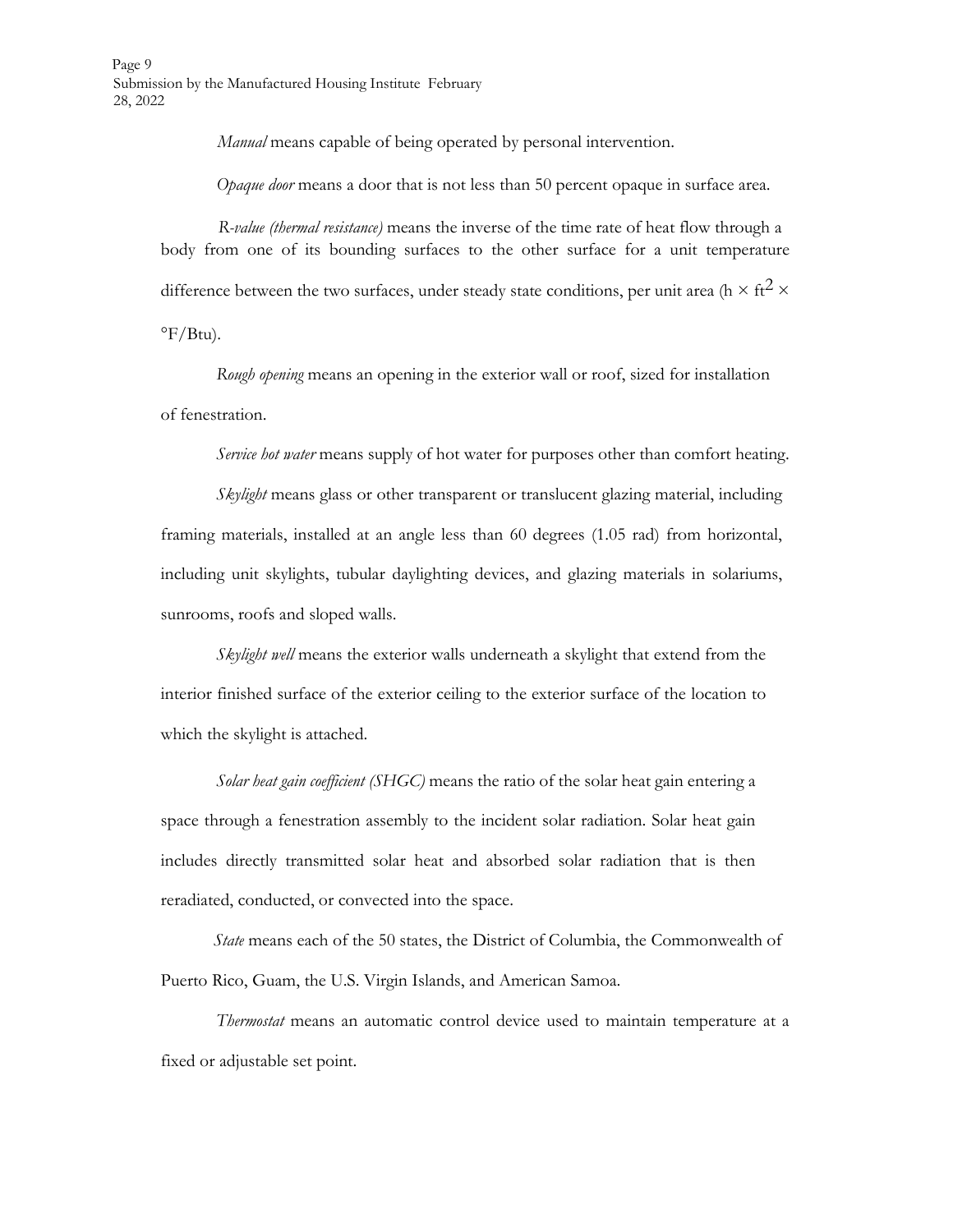*Manual* means capable of being operated by personal intervention.

*Opaque door* means a door that is not less than 50 percent opaque in surface area.

*R-value (thermal resistance)* means the inverse of the time rate of heat flow through a body from one of its bounding surfaces to the other surface for a unit temperature difference between the two surfaces, under steady state conditions, per unit area ($h \times ft^2 \times °F/Btu$).

*Rough opening* means an opening in the exterior wall or roof, sized for installation of fenestration.

*Service hot water* means supply of hot water for purposes other than comfort heating.

*Skylight* means glass or other transparent or translucent glazing material, including framing materials, installed at an angle less than 60 degrees (1.05 rad) from horizontal, including unit skylights, tubular daylighting devices, and glazing materials in solariums, sunrooms, roofs and sloped walls.

*Skylight well* means the exterior walls underneath a skylight that extend from the interior finished surface of the exterior ceiling to the exterior surface of the location to which the skylight is attached.

*Solar heat gain coefficient (SHGC)* means the ratio of the solar heat gain entering a space through a fenestration assembly to the incident solar radiation. Solar heat gain includes directly transmitted solar heat and absorbed solar radiation that is then reradiated, conducted, or convected into the space.

*State* means each of the 50 states, the District of Columbia, the Commonwealth of Puerto Rico, Guam, the U.S. Virgin Islands, and American Samoa.

*Thermostat* means an automatic control device used to maintain temperature at a fixed or adjustable set point.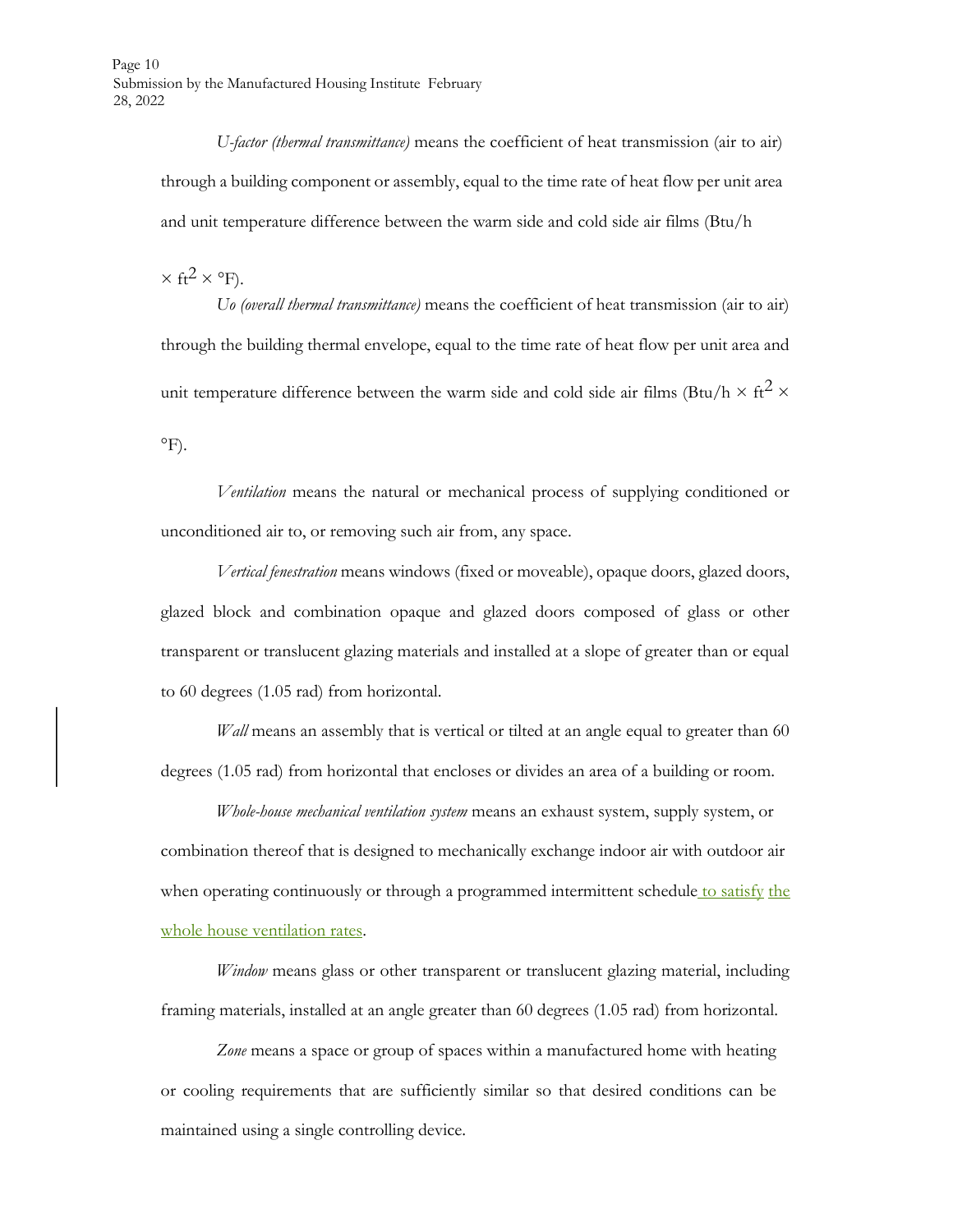*U-factor (thermal transmittance)* means the coefficient of heat transmission (air to air) through a building component or assembly, equal to the time rate of heat flow per unit area and unit temperature difference between the warm side and cold side air films (Btu/h $\times$ ft$^2$ $\times$ °F).

*Uo (overall thermal transmittance)* means the coefficient of heat transmission (air to air) through the building thermal envelope, equal to the time rate of heat flow per unit area and unit temperature difference between the warm side and cold side air films (Btu/h $\times$ ft$^2$ $\times$ °F).

*Ventilation* means the natural or mechanical process of supplying conditioned or unconditioned air to, or removing such air from, any space.

*Vertical fenestration* means windows (fixed or moveable), opaque doors, glazed doors, glazed block and combination opaque and glazed doors composed of glass or other transparent or translucent glazing materials and installed at a slope of greater than or equal to 60 degrees (1.05 rad) from horizontal.

*Wall* means an assembly that is vertical or tilted at an angle equal to greater than 60 degrees (1.05 rad) from horizontal that encloses or divides an area of a building or room.

*Whole-house mechanical ventilation system* means an exhaust system, supply system, or combination thereof that is designed to mechanically exchange indoor air with outdoor air when operating continuously or through a programmed intermittent schedule to satisfy the whole house ventilation rates.

*Window* means glass or other transparent or translucent glazing material, including framing materials, installed at an angle greater than 60 degrees (1.05 rad) from horizontal.

*Zone* means a space or group of spaces within a manufactured home with heating or cooling requirements that are sufficiently similar so that desired conditions can be maintained using a single controlling device.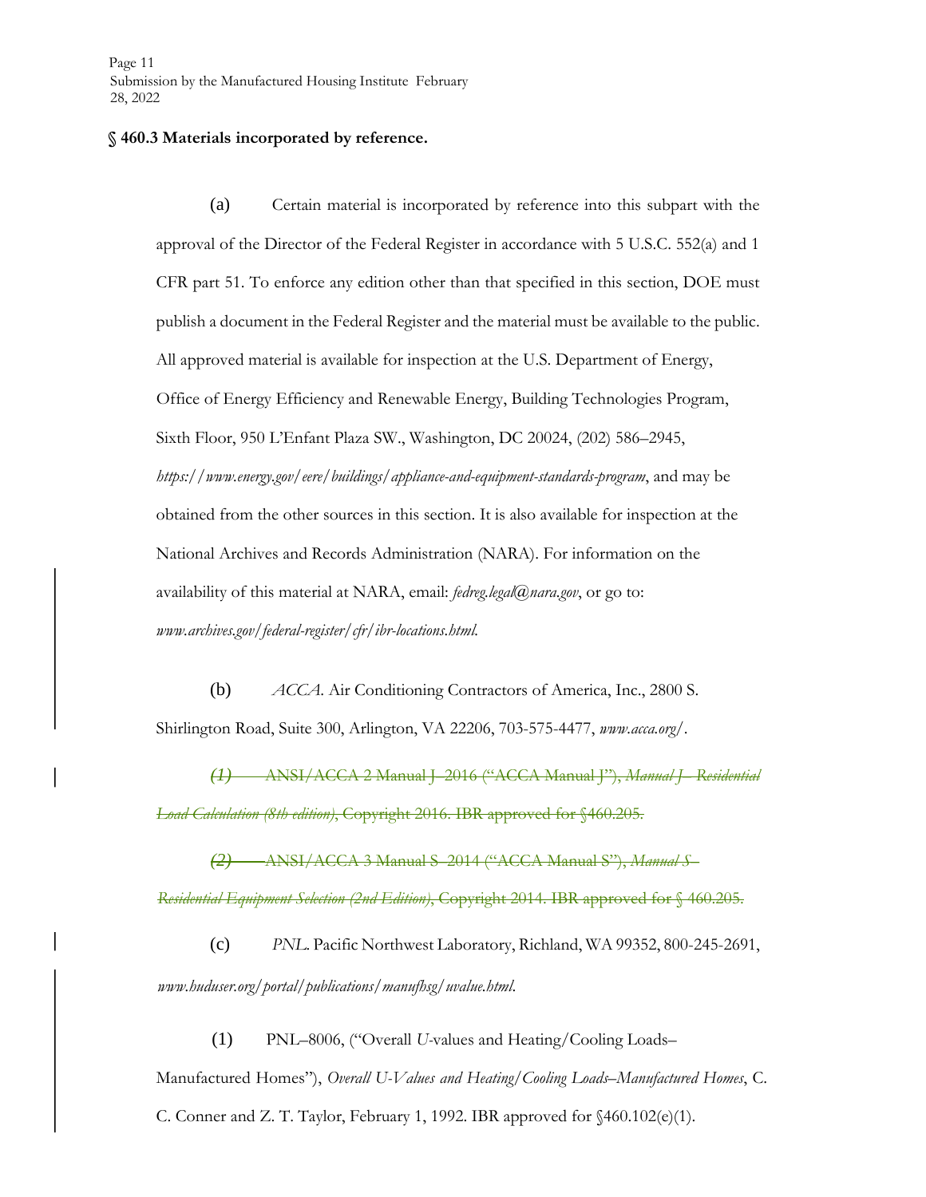**§ 460.3 Materials incorporated by reference.**

(a) Certain material is incorporated by reference into this subpart with the approval of the Director of the Federal Register in accordance with 5 U.S.C. 552(a) and 1 CFR part 51. To enforce any edition other than that specified in this section, DOE must publish a document in the Federal Register and the material must be available to the public. All approved material is available for inspection at the U.S. Department of Energy, Office of Energy Efficiency and Renewable Energy, Building Technologies Program, Sixth Floor, 950 L'Enfant Plaza SW., Washington, DC 20024, (202) 586–2945, *https://www.energy.gov/eere/buildings/appliance-and-equipment-standards-program*, and may be obtained from the other sources in this section. It is also available for inspection at the National Archives and Records Administration (NARA). For information on the availability of this material at NARA, email: *fedreg.legal@nara.gov*, or go to: *www.archives.gov/federal-register/cfr/ibr-locations.html.*

(b) *ACCA*. Air Conditioning Contractors of America, Inc., 2800 S. Shirlington Road, Suite 300, Arlington, VA 22206, 703-575-4477, *www.acca.org/*.

~~*(1)* ANSI/ACCA 2 Manual J–2016 ("ACCA Manual J"), *Manual J– Residential Load Calculation (8th edition)*, Copyright 2016. IBR approved for §460.205.~~

~~*(2)* ANSI/ACCA 3 Manual S–2014 ("ACCA Manual S"), *Manual S– Residential Equipment Selection (2nd Edition)*, Copyright 2014. IBR approved for § 460.205.~~

(c) *PNL*. Pacific Northwest Laboratory, Richland, WA 99352, 800-245-2691, *www.huduser.org/portal/publications/manufhsg/uvalue.html*.

(1) PNL–8006, ("Overall *U*-values and Heating/Cooling Loads–Manufactured Homes"), *Overall U-Values and Heating/Cooling Loads–Manufactured Homes*, C. C. Conner and Z. T. Taylor, February 1, 1992. IBR approved for §460.102(e)(1).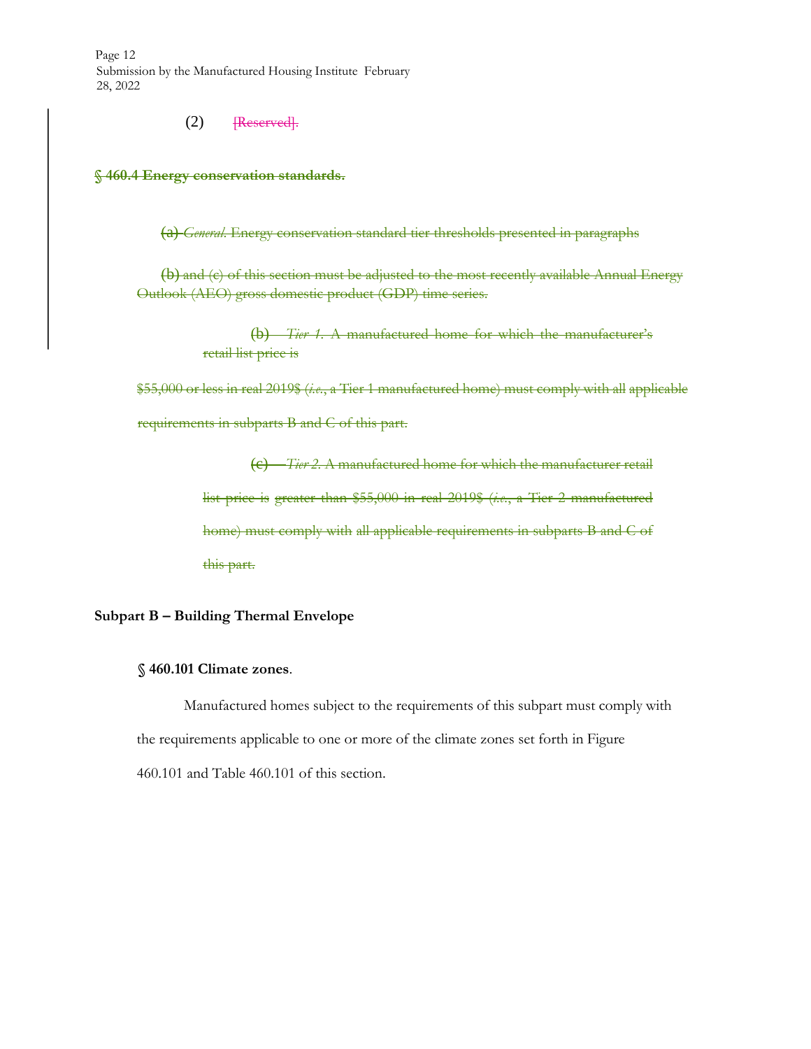(2) ~~[Reserved].~~

~~**§ 460.4 Energy conservation standards.**~~

~~(a) *General.* Energy conservation standard tier thresholds presented in paragraphs~~

~~(b) and (c) of this section must be adjusted to the most recently available Annual Energy Outlook (AEO) gross domestic product (GDP) time series.~~

~~(b) *Tier 1.* A manufactured home for which the manufacturer's retail list price is~~

~~$55,000 or less in real 2019$ (*i.e.*, a Tier 1 manufactured home) must comply with all applicable requirements in subparts B and C of this part.~~

~~(c) *Tier 2.* A manufactured home for which the manufacturer retail list price is greater than $55,000 in real 2019$ (*i.e.*, a Tier 2 manufactured home) must comply with all applicable requirements in subparts B and C of this part.~~

## Subpart B – Building Thermal Envelope

### § 460.101 Climate zones.

Manufactured homes subject to the requirements of this subpart must comply with the requirements applicable to one or more of the climate zones set forth in Figure 460.101 and Table 460.101 of this section.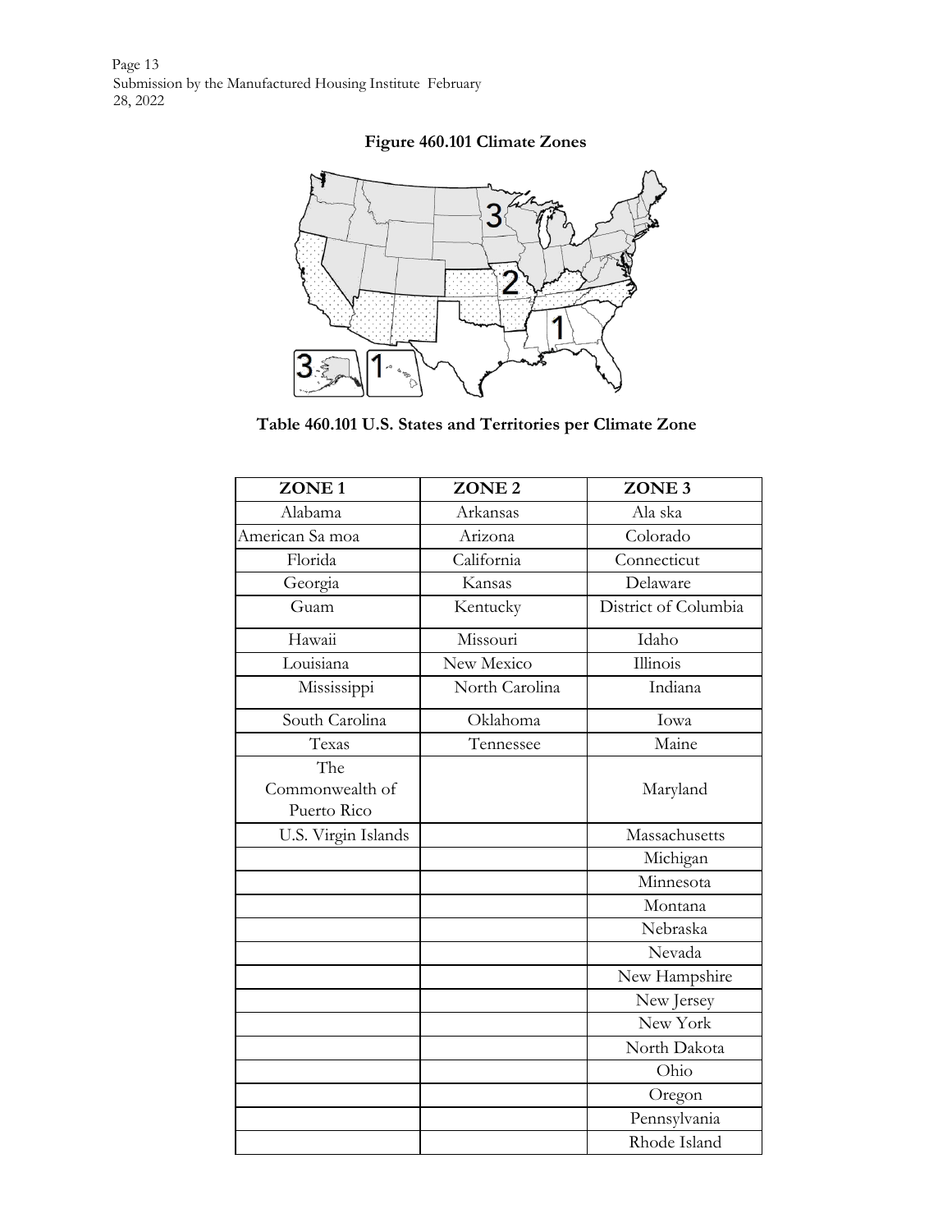**Figure 460.101 Climate Zones**

**Table 460.101 U.S. States and Territories per Climate Zone**

| ZONE 1 | ZONE 2 | ZONE 3 |
| --- | --- | --- |
| Alabama | Arkansas | Ala ska |
| American Sa moa | Arizona | Colorado |
| Florida | California | Connecticut |
| Georgia | Kansas | Delaware |
| Guam | Kentucky | District of Columbia |
| Hawaii | Missouri | Idaho |
| Louisiana | New Mexico | Illinois |
| Mississippi | North Carolina | Indiana |
| South Carolina | Oklahoma | Iowa |
| Texas | Tennessee | Maine |
| The Commonwealth of Puerto Rico | | Maryland |
| U.S. Virgin Islands | | Massachusetts |
| | | Michigan |
| | | Minnesota |
| | | Montana |
| | | Nebraska |
| | | Nevada |
| | | New Hampshire |
| | | New Jersey |
| | | New York |
| | | North Dakota |
| | | Ohio |
| | | Oregon |
| | | Pennsylvania |
| | | Rhode Island |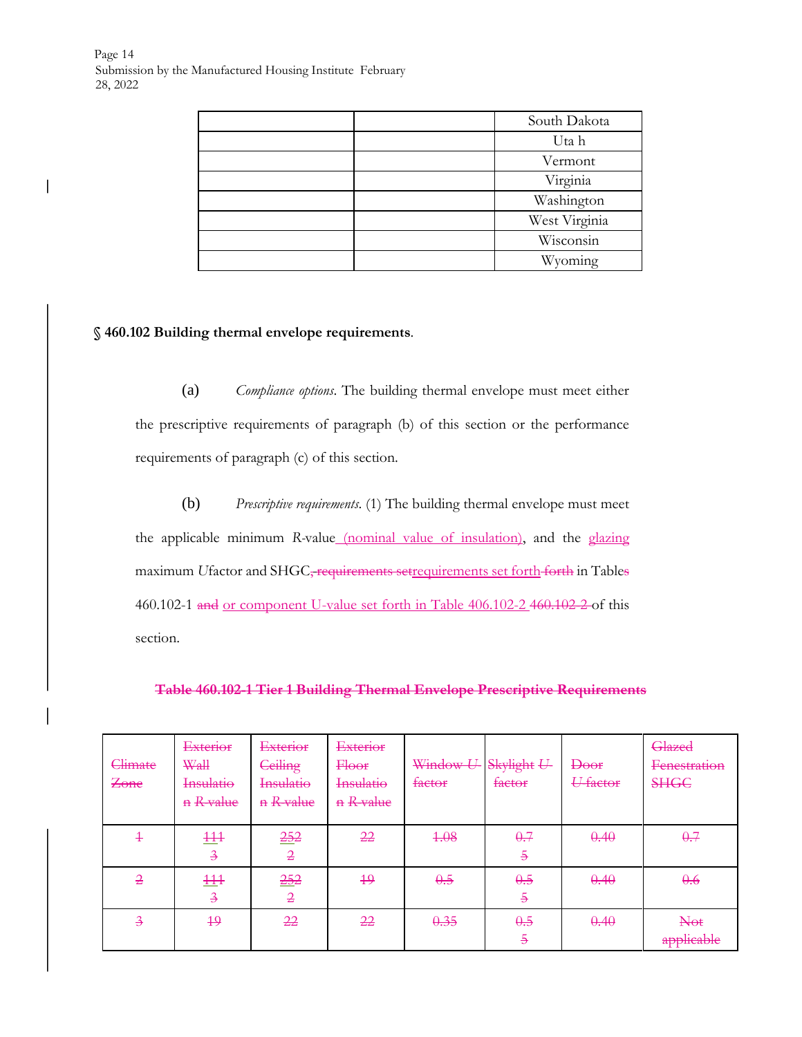| | | South Dakota |
|---|---|---|
| | | Uta h |
| | | Vermont |
| | | Virginia |
| | | Washington |
| | | West Virginia |
| | | Wisconsin |
| | | Wyoming |

**§ 460.102 Building thermal envelope requirements**.

(a) *Compliance options*. The building thermal envelope must meet either the prescriptive requirements of paragraph (b) of this section or the performance requirements of paragraph (c) of this section.

(b) *Prescriptive requirements*. (1) The building thermal envelope must meet the applicable minimum *R*-value (nominal value of insulation), and the glazing maximum *U*factor and SHGC~~, requirements set~~requirements set forth ~~forth~~ in Table~~s~~ 460.102-1 ~~and~~ or component U-value set forth in Table 406.102-2 ~~460.102-2~~ of this section.

~~**Table 460.102-1 Tier 1 Building Thermal Envelope Prescriptive Requirements**~~

| ~~Climate Zone~~ | ~~Exterior Wall Insulation *R*-value~~ | ~~Exterior Ceiling Insulation *R*-value~~ | ~~Exterior Floor Insulation *R*-value~~ | ~~Window *U*-factor~~ | ~~Skylight *U*-factor~~ | ~~Door *U*-factor~~ | ~~Glazed Fenestration SHGC~~ |
|---|---|---|---|---|---|---|---|
| ~~1~~ | ~~111 3~~ | ~~252 2~~ | ~~22~~ | ~~1.08~~ | ~~0.75~~ | ~~0.40~~ | ~~0.7~~ |
| ~~2~~ | ~~111 3~~ | ~~252 2~~ | ~~19~~ | ~~0.5~~ | ~~0.55~~ | ~~0.40~~ | ~~0.6~~ |
| ~~3~~ | ~~19~~ | ~~22~~ | ~~22~~ | ~~0.35~~ | ~~0.55~~ | ~~0.40~~ | ~~Not applicable~~ |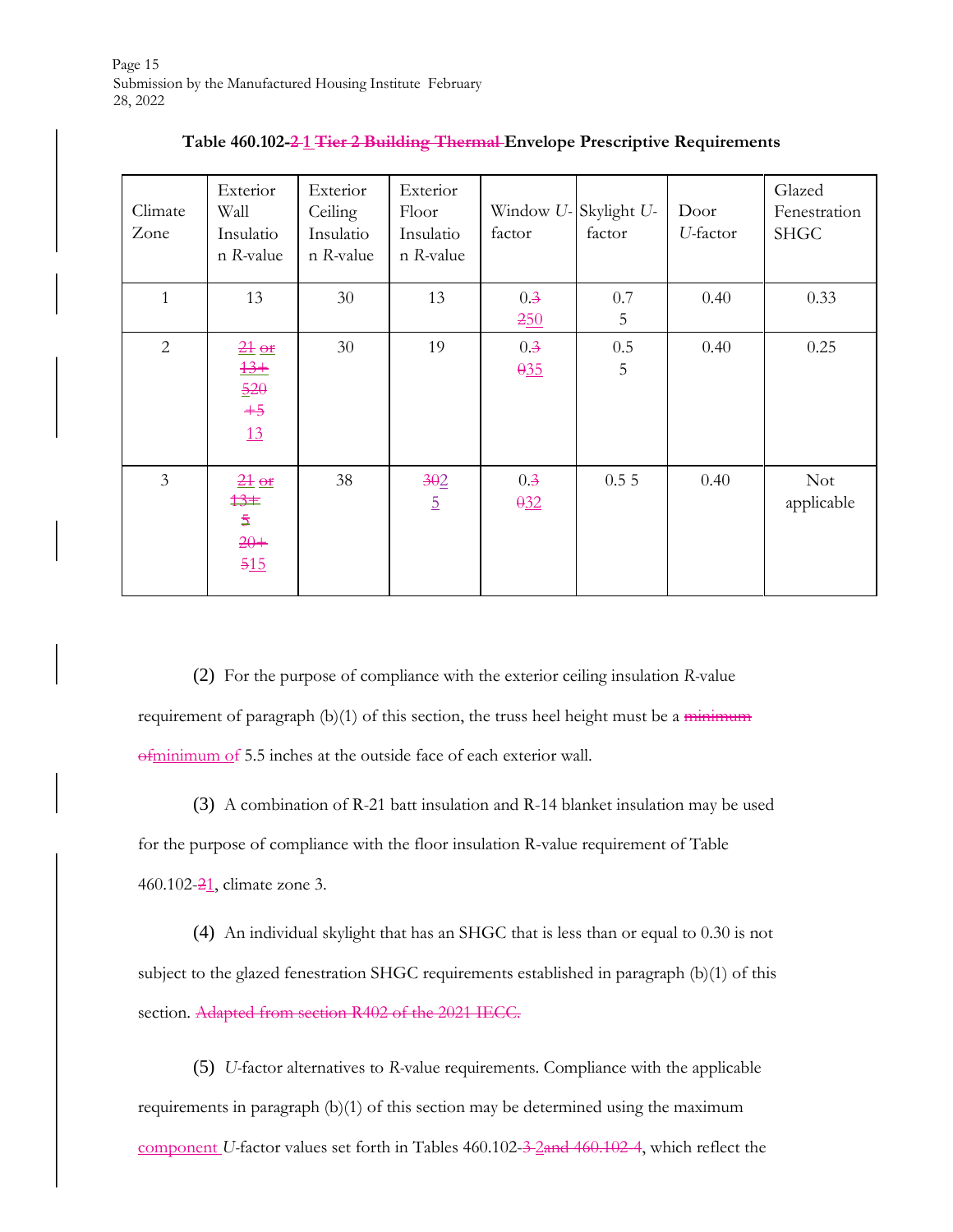**Table 460.102-~~2~~ 1 ~~Tier 2 Building Thermal~~ Envelope Prescriptive Requirements**

| Climate Zone | Exterior Wall Insulation R-value | Exterior Ceiling Insulation R-value | Exterior Floor Insulation R-value | Window U-factor | Skylight U-factor | Door U-factor | Glazed Fenestration SHGC |
|---|---|---|---|---|---|---|---|
| 1 | 13 | 30 | 13 | 0.~~3~~ ~~2~~50 | 0.75 | 0.40 | 0.33 |
| 2 | ~~21 or 13+~~ 5~~20~~ ~~+5~~ 13 | 30 | 19 | 0.~~3~~ ~~0~~35 | 0.55 | 0.40 | 0.25 |
| 3 | ~~21 or 13+~~ 5 ~~20+~~ ~~5~~15 | 38 | ~~30~~2 5 | 0.~~3~~ ~~0~~32 | 0.5 5 | 0.40 | Not applicable |

(2) For the purpose of compliance with the exterior ceiling insulation *R*-value requirement of paragraph (b)(1) of this section, the truss heel height must be a ~~minimum of~~minimum of 5.5 inches at the outside face of each exterior wall.

(3) A combination of R-21 batt insulation and R-14 blanket insulation may be used for the purpose of compliance with the floor insulation R-value requirement of Table 460.102-~~2~~1, climate zone 3.

(4) An individual skylight that has an SHGC that is less than or equal to 0.30 is not subject to the glazed fenestration SHGC requirements established in paragraph (b)(1) of this section. ~~Adapted from section R402 of the 2021 IECC.~~

(5) *U*-factor alternatives to *R*-value requirements. Compliance with the applicable requirements in paragraph (b)(1) of this section may be determined using the maximum component *U*-factor values set forth in Tables 460.102-~~3~~ 2~~and 460.102-4~~, which reflect the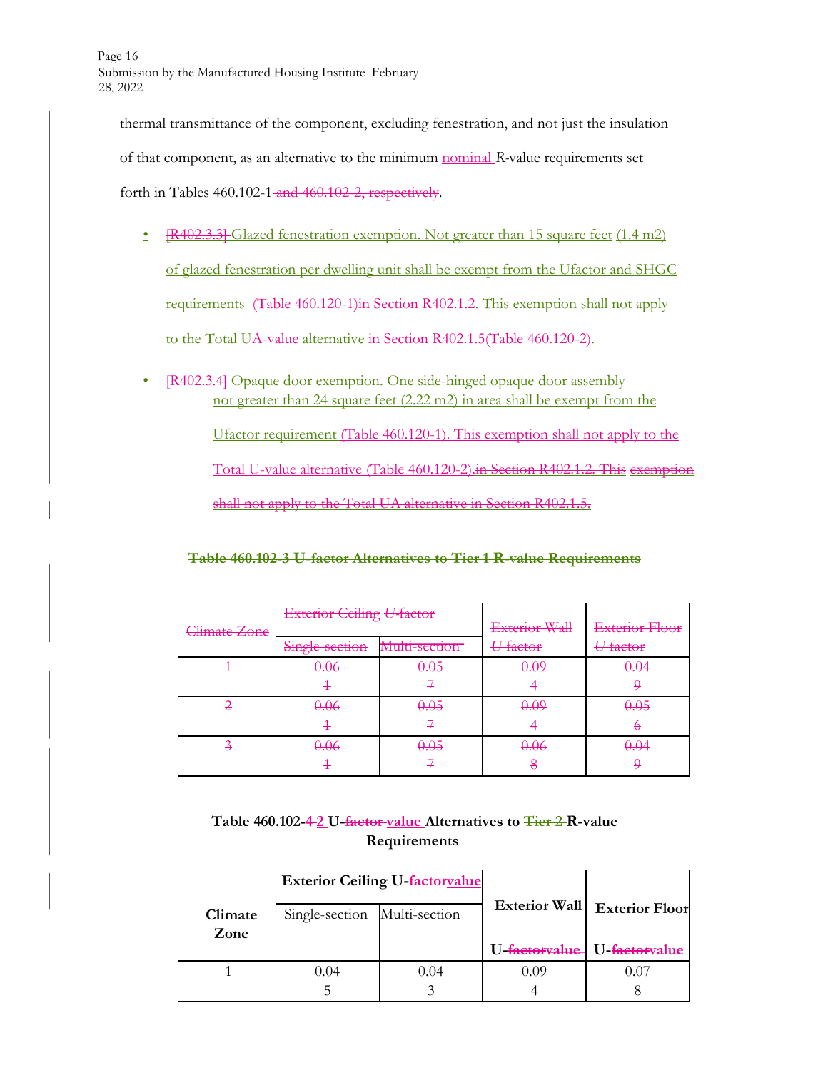thermal transmittance of the component, excluding fenestration, and not just the insulation of that component, as an alternative to the minimum nominal *R*-value requirements set forth in Tables 460.102-1 and 460.102-2, respectively.

- [R402.3.3] Glazed fenestration exemption. Not greater than 15 square feet (1.4 m2) of glazed fenestration per dwelling unit shall be exempt from the Ufactor and SHGC requirements- (Table 460.120-1)in Section R402.1.2. This exemption shall not apply to the Total UA-value alternative in Section R402.1.5(Table 460.120-2).

- [R402.3.4] Opaque door exemption. One side-hinged opaque door assembly not greater than 24 square feet (2.22 m2) in area shall be exempt from the Ufactor requirement (Table 460.120-1). This exemption shall not apply to the Total U-value alternative (Table 460.120-2).in Section R402.1.2. This exemption shall not apply to the Total UA alternative in Section R402.1.5.

**Table 460.102-3 U-factor Alternatives to Tier 1 R-value Requirements**

| Climate Zone | Exterior Ceiling *U*-factor | | Exterior Wall *U*-factor | Exterior Floor *U*-factor |
|---|---|---|---|---|
| | Single-section | Multi-section | | |
| 1 | 0.061 | 0.057 | 0.094 | 0.049 |
| 2 | 0.061 | 0.057 | 0.094 | 0.056 |
| 3 | 0.061 | 0.057 | 0.068 | 0.049 |

**Table 460.102-4 2 U-factor value Alternatives to Tier 2 R-value Requirements**

| Climate Zone | Exterior Ceiling U-factorvalue | | Exterior Wall U-factorvalue | Exterior Floor U-factorvalue |
|---|---|---|---|---|
| | Single-section | Multi-section | | |
| 1 | 0.045 | 0.043 | 0.094 | 0.078 |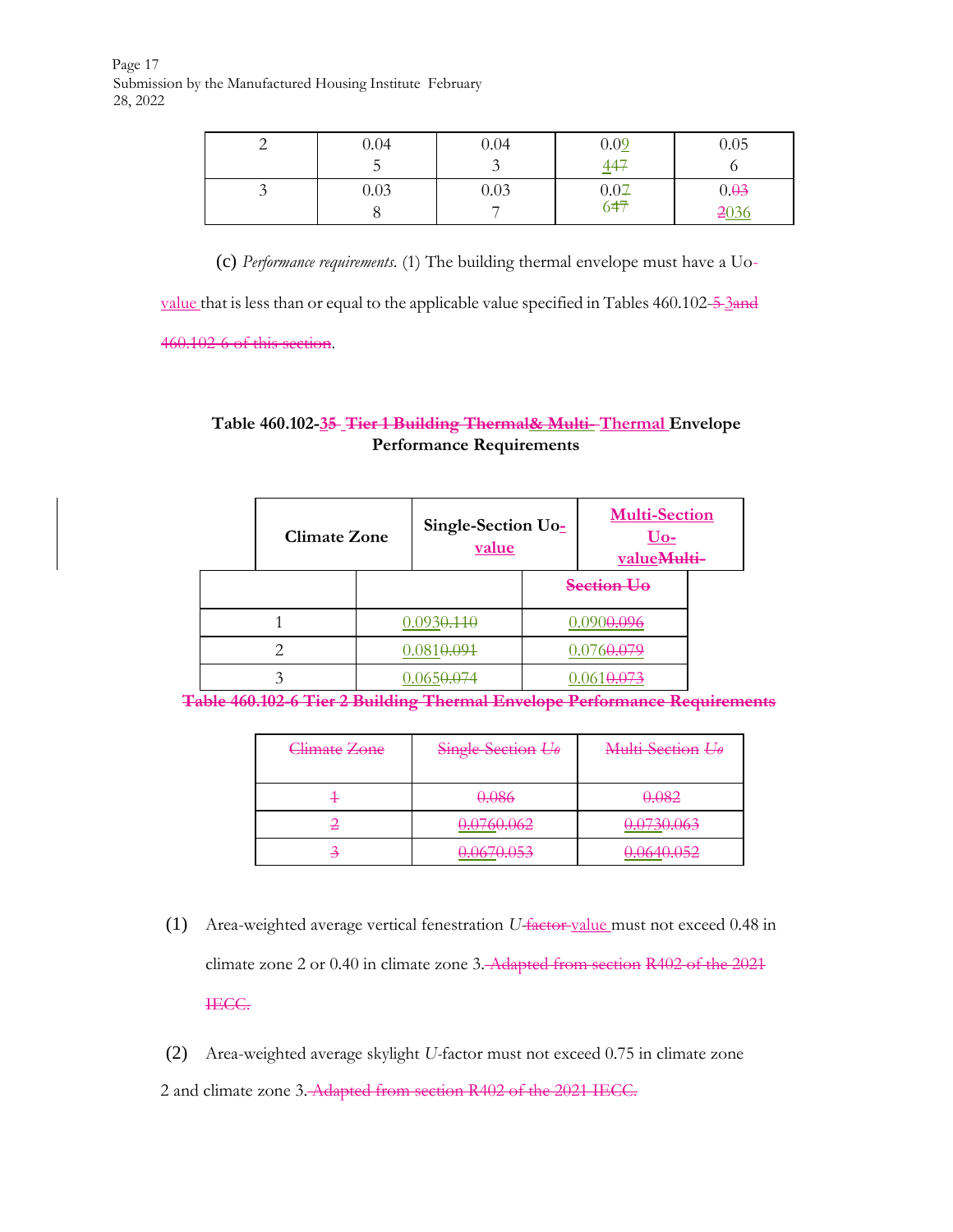| 2 | 0.045 | 0.043 | 0.09447 | 0.056 |
|---|---|---|---|---|
| 3 | 0.038 | 0.037 | 0.07647 | 0.032036 |

(c) *Performance requirements.* (1) The building thermal envelope must have a Uo-value that is less than or equal to the applicable value specified in Tables 460.102-5 3and 460.102-6 of this section.

**Table 460.102-35 Tier 1 Building Thermal& Multi- Thermal Envelope Performance Requirements**

| Climate Zone | Single-Section Uo-value | Multi-Section Uo-valueMulti-Section Uo |
|---|---|---|
| 1 | 0.0930.110 | 0.0900.096 |
| 2 | 0.0810.091 | 0.0760.079 |
| 3 | 0.0650.074 | 0.0610.073 |

**Table 460.102-6 Tier 2 Building Thermal Envelope Performance Requirements**

| Climate Zone | Single Section *Uo* | Multi Section *Uo* |
|---|---|---|
| 1 | 0.086 | 0.082 |
| 2 | 0.0760.062 | 0.0730.063 |
| 3 | 0.0670.053 | 0.0640.052 |

(1) Area-weighted average vertical fenestration *U*-factor value must not exceed 0.48 in climate zone 2 or 0.40 in climate zone 3. Adapted from section R402 of the 2021 IECC.

(2) Area-weighted average skylight *U*-factor must not exceed 0.75 in climate zone 2 and climate zone 3. Adapted from section R402 of the 2021 IECC.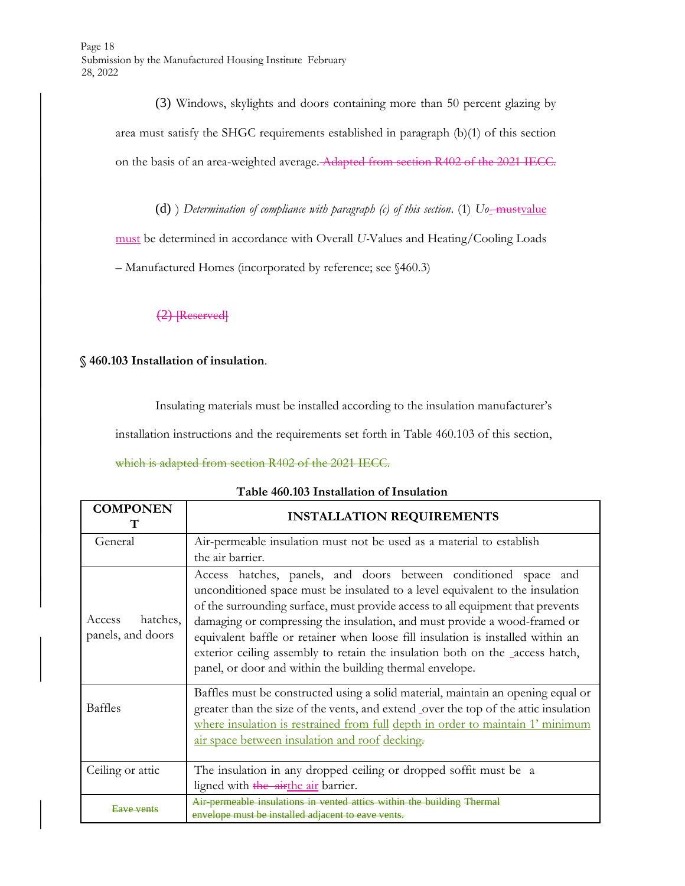(3) Windows, skylights and doors containing more than 50 percent glazing by area must satisfy the SHGC requirements established in paragraph (b)(1) of this section on the basis of an area-weighted average. ~~Adapted from section R402 of the 2021 IECC.~~

(d) ) *Determination of compliance with paragraph (c) of this section*. (1) *Uo* ~~- must~~value must be determined in accordance with Overall *U*-Values and Heating/Cooling Loads – Manufactured Homes (incorporated by reference; see §460.3)

~~(2) [Reserved]~~

**§ 460.103 Installation of insulation**.

Insulating materials must be installed according to the insulation manufacturer's installation instructions and the requirements set forth in Table 460.103 of this section, ~~which is adapted from section R402 of the 2021 IECC.~~

**Table 460.103 Installation of Insulation**

| COMPONENT | INSTALLATION REQUIREMENTS |
|---|---|
| General | Air-permeable insulation must not be used as a material to establish the air barrier. |
| Access hatches, panels, and doors | Access hatches, panels, and doors between conditioned space and unconditioned space must be insulated to a level equivalent to the insulation of the surrounding surface, must provide access to all equipment that prevents damaging or compressing the insulation, and must provide a wood-framed or equivalent baffle or retainer when loose fill insulation is installed within an exterior ceiling assembly to retain the insulation both on the access hatch, panel, or door and within the building thermal envelope. |
| Baffles | Baffles must be constructed using a solid material, maintain an opening equal or greater than the size of the vents, and extend over the top of the attic insulation where insulation is restrained from full depth in order to maintain 1' minimum air space between insulation and roof decking~~.~~ |
| Ceiling or attic | The insulation in any dropped ceiling or dropped soffit must be aligned with ~~the air~~the air barrier. |
| ~~Eave vents~~ | ~~Air-permeable insulations in vented attics within the building Thermal envelope must be installed adjacent to eave vents.~~ |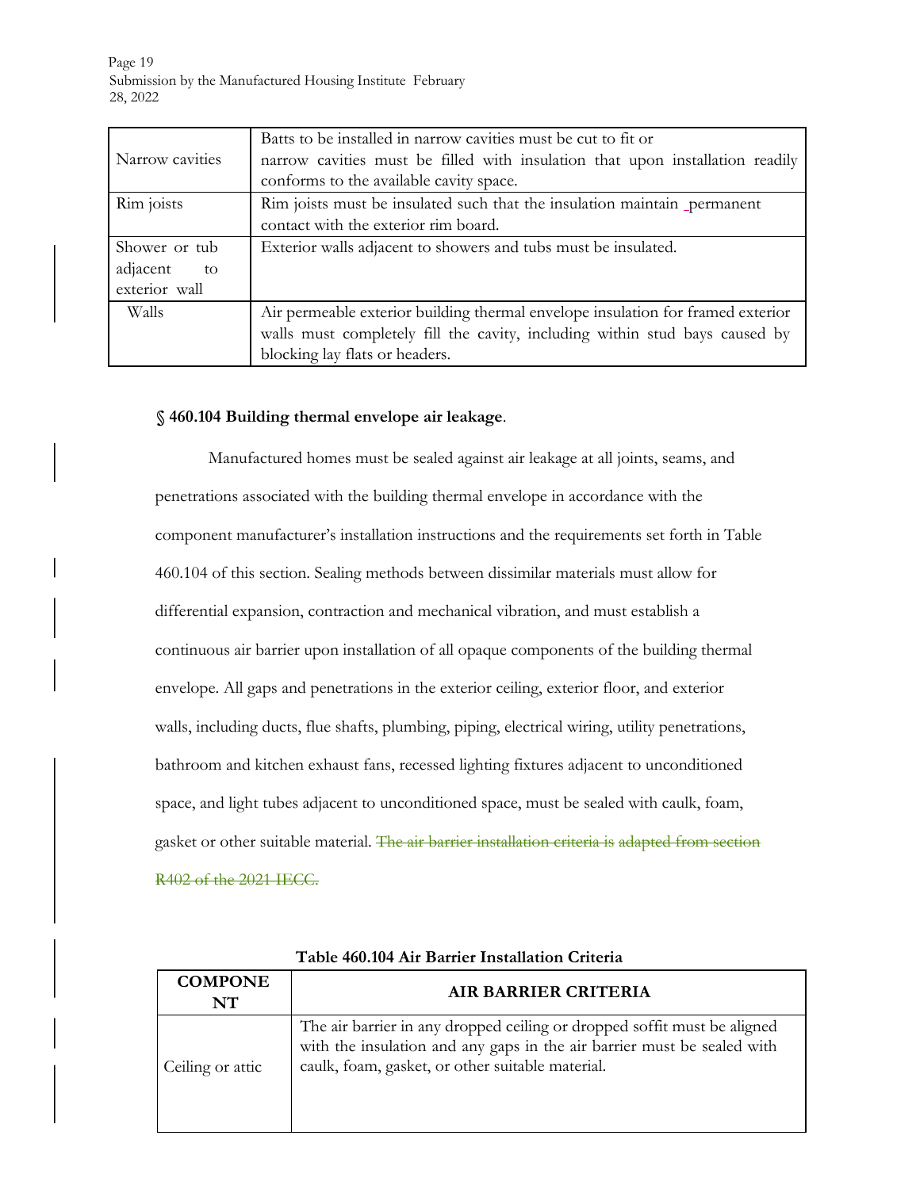| | |
|---|---|
| Narrow cavities | Batts to be installed in narrow cavities must be cut to fit or narrow cavities must be filled with insulation that upon installation readily conforms to the available cavity space. |
| Rim joists | Rim joists must be insulated such that the insulation maintain _permanent contact with the exterior rim board. |
| Shower or tub adjacent to exterior wall | Exterior walls adjacent to showers and tubs must be insulated. |
| Walls | Air permeable exterior building thermal envelope insulation for framed exterior walls must completely fill the cavity, including within stud bays caused by blocking lay flats or headers. |

### § 460.104 Building thermal envelope air leakage.

Manufactured homes must be sealed against air leakage at all joints, seams, and penetrations associated with the building thermal envelope in accordance with the component manufacturer's installation instructions and the requirements set forth in Table 460.104 of this section. Sealing methods between dissimilar materials must allow for differential expansion, contraction and mechanical vibration, and must establish a continuous air barrier upon installation of all opaque components of the building thermal envelope. All gaps and penetrations in the exterior ceiling, exterior floor, and exterior walls, including ducts, flue shafts, plumbing, piping, electrical wiring, utility penetrations, bathroom and kitchen exhaust fans, recessed lighting fixtures adjacent to unconditioned space, and light tubes adjacent to unconditioned space, must be sealed with caulk, foam, gasket or other suitable material. ~~The air barrier installation criteria is adapted from section R402 of the 2021 IECC.~~

**Table 460.104 Air Barrier Installation Criteria**

| COMPONENT | AIR BARRIER CRITERIA |
|---|---|
| Ceiling or attic | The air barrier in any dropped ceiling or dropped soffit must be aligned with the insulation and any gaps in the air barrier must be sealed with caulk, foam, gasket, or other suitable material. |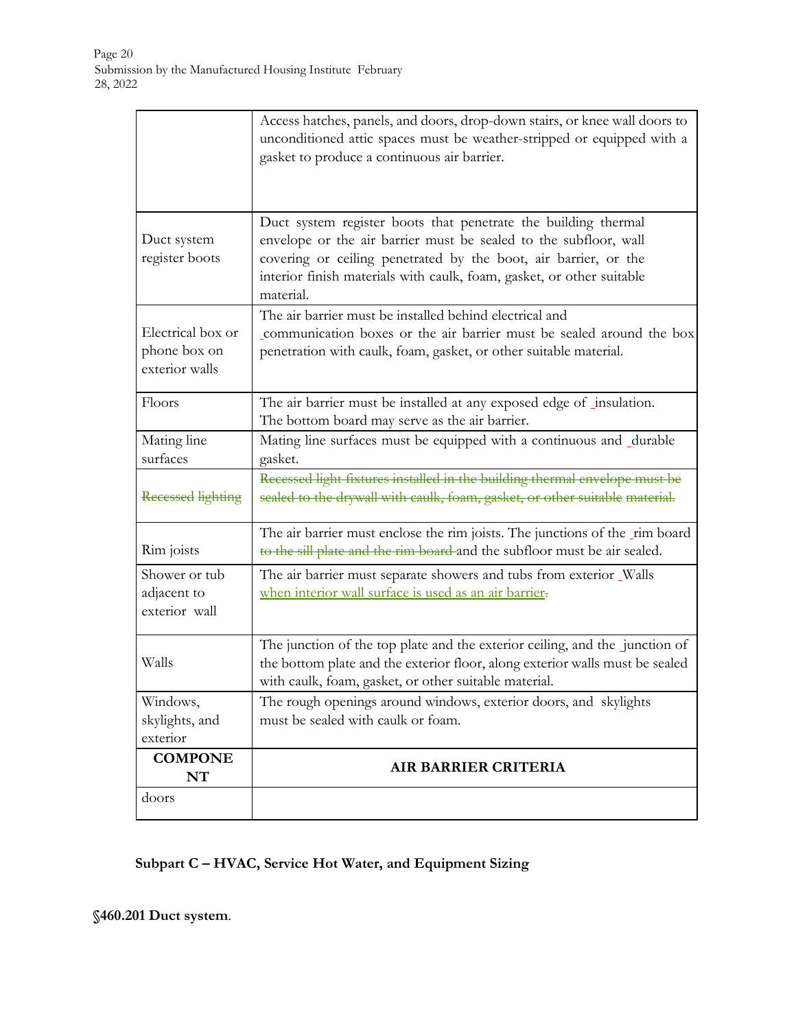| | |
|---|---|
| | Access hatches, panels, and doors, drop-down stairs, or knee wall doors to unconditioned attic spaces must be weather-stripped or equipped with a gasket to produce a continuous air barrier. |
| Duct system register boots | Duct system register boots that penetrate the building thermal envelope or the air barrier must be sealed to the subfloor, wall covering or ceiling penetrated by the boot, air barrier, or the interior finish materials with caulk, foam, gasket, or other suitable material. |
| Electrical box or phone box on exterior walls | The air barrier must be installed behind electrical and communication boxes or the air barrier must be sealed around the box penetration with caulk, foam, gasket, or other suitable material. |
| Floors | The air barrier must be installed at any exposed edge of insulation. The bottom board may serve as the air barrier. |
| Mating line surfaces | Mating line surfaces must be equipped with a continuous and durable gasket. |
| ~~Recessed lighting~~ | ~~Recessed light fixtures installed in the building thermal envelope must be sealed to the drywall with caulk, foam, gasket, or other suitable material.~~ |
| Rim joists | The air barrier must enclose the rim joists. The junctions of the rim board ~~to the sill plate and the rim board~~ and the subfloor must be air sealed. |
| Shower or tub adjacent to exterior wall | The air barrier must separate showers and tubs from exterior Walls when interior wall surface is used as an air barrier~~.~~ |
| Walls | The junction of the top plate and the exterior ceiling, and the junction of the bottom plate and the exterior floor, along exterior walls must be sealed with caulk, foam, gasket, or other suitable material. |
| Windows, skylights, and exterior doors | The rough openings around windows, exterior doors, and skylights must be sealed with caulk or foam. |
| **COMPONENT** | **AIR BARRIER CRITERIA** |

**Subpart C – HVAC, Service Hot Water, and Equipment Sizing**

**§460.201 Duct system**.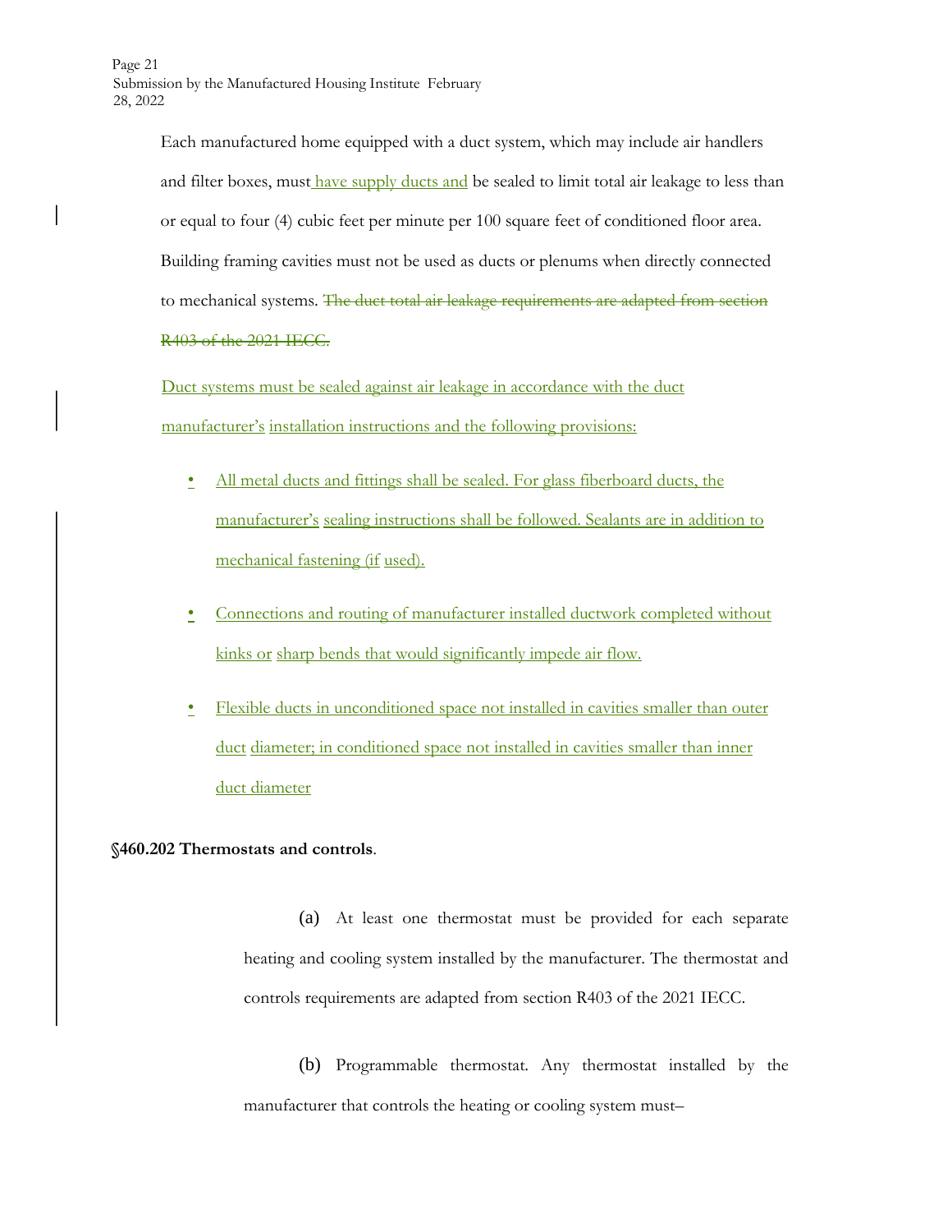Each manufactured home equipped with a duct system, which may include air handlers and filter boxes, must have supply ducts and be sealed to limit total air leakage to less than or equal to four (4) cubic feet per minute per 100 square feet of conditioned floor area. Building framing cavities must not be used as ducts or plenums when directly connected to mechanical systems. ~~The duct total air leakage requirements are adapted from section R403 of the 2021 IECC.~~

Duct systems must be sealed against air leakage in accordance with the duct manufacturer's installation instructions and the following provisions:

- All metal ducts and fittings shall be sealed. For glass fiberboard ducts, the manufacturer's sealing instructions shall be followed. Sealants are in addition to mechanical fastening (if used).
- Connections and routing of manufacturer installed ductwork completed without kinks or sharp bends that would significantly impede air flow.
- Flexible ducts in unconditioned space not installed in cavities smaller than outer duct diameter; in conditioned space not installed in cavities smaller than inner duct diameter

**§460.202 Thermostats and controls**.

(a) At least one thermostat must be provided for each separate heating and cooling system installed by the manufacturer. The thermostat and controls requirements are adapted from section R403 of the 2021 IECC.

(b) Programmable thermostat. Any thermostat installed by the manufacturer that controls the heating or cooling system must–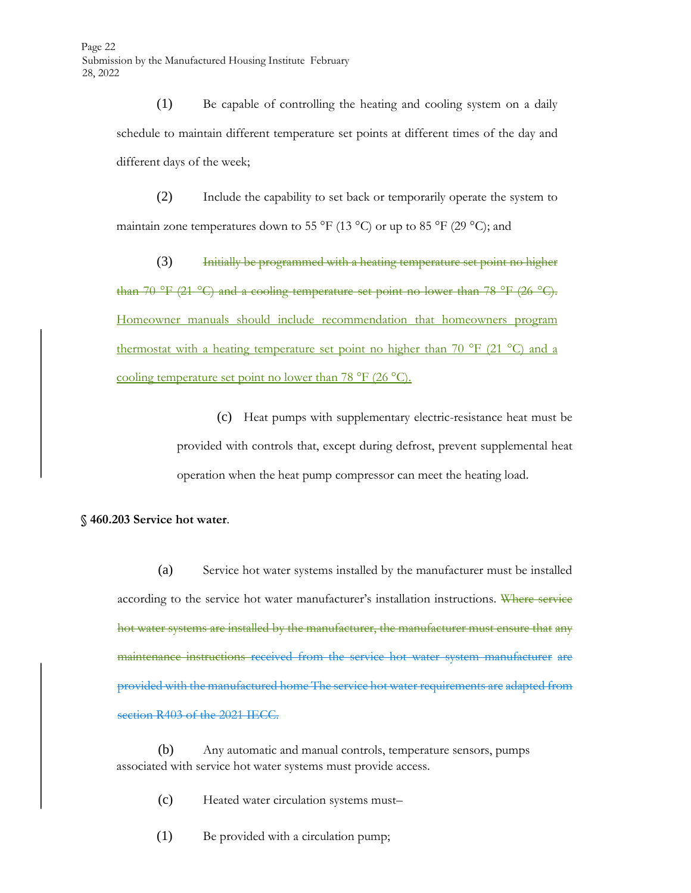(1) Be capable of controlling the heating and cooling system on a daily schedule to maintain different temperature set points at different times of the day and different days of the week;

(2) Include the capability to set back or temporarily operate the system to maintain zone temperatures down to 55 °F (13 °C) or up to 85 °F (29 °C); and

(3) ~~Initially be programmed with a heating temperature set point no higher than 70 °F (21 °C) and a cooling temperature set point no lower than 78 °F (26 °C).~~ <u>Homeowner manuals should include recommendation that homeowners program thermostat with a heating temperature set point no higher than 70 °F (21 °C) and a cooling temperature set point no lower than 78 °F (26 °C).</u>

(c) Heat pumps with supplementary electric-resistance heat must be provided with controls that, except during defrost, prevent supplemental heat operation when the heat pump compressor can meet the heating load.

**§ 460.203 Service hot water**.

(a) Service hot water systems installed by the manufacturer must be installed according to the service hot water manufacturer's installation instructions. ~~Where service hot water systems are installed by the manufacturer, the manufacturer must ensure that any maintenance instructions received from the service hot water system manufacturer are provided with the manufactured home The service hot water requirements are adapted from section R403 of the 2021 IECC.~~

(b) Any automatic and manual controls, temperature sensors, pumps associated with service hot water systems must provide access.

(c) Heated water circulation systems must–

(1) Be provided with a circulation pump;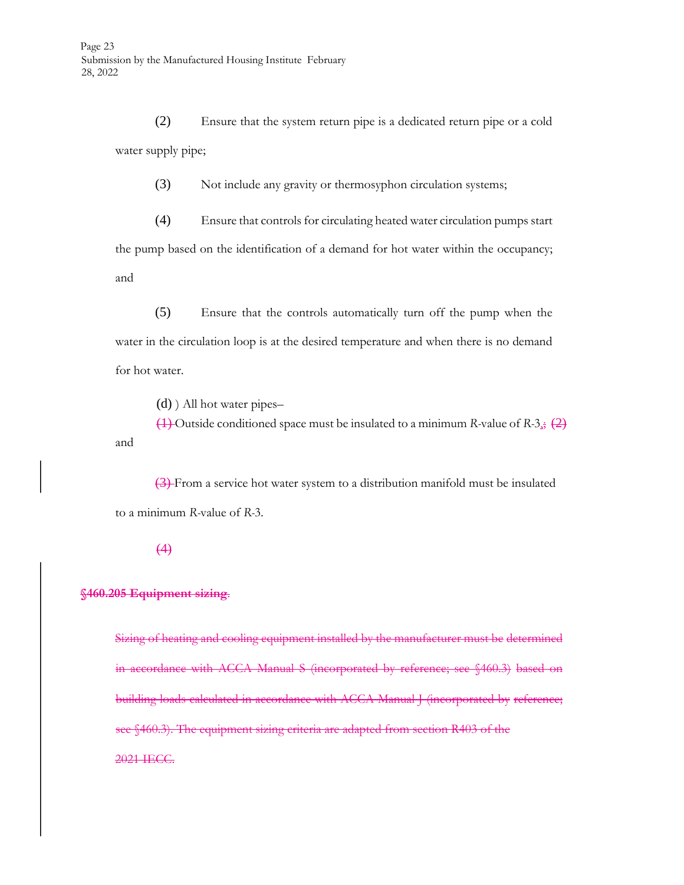(2) Ensure that the system return pipe is a dedicated return pipe or a cold water supply pipe;

(3) Not include any gravity or thermosyphon circulation systems;

(4) Ensure that controls for circulating heated water circulation pumps start the pump based on the identification of a demand for hot water within the occupancy; and

(5) Ensure that the controls automatically turn off the pump when the water in the circulation loop is at the desired temperature and when there is no demand for hot water.

(d) ) All hot water pipes–

~~(1)~~ Outside conditioned space must be insulated to a minimum *R*-value of *R*-3,~~;~~ ~~(2)~~ and

~~(3)~~ From a service hot water system to a distribution manifold must be insulated to a minimum *R*-value of *R*-3.

~~(4)~~

~~**§460.205 Equipment sizing**.~~

~~Sizing of heating and cooling equipment installed by the manufacturer must be determined in accordance with ACCA Manual S (incorporated by reference; see §460.3) based on building loads calculated in accordance with ACCA Manual J (incorporated by reference; see §460.3). The equipment sizing criteria are adapted from section R403 of the 2021 IECC.~~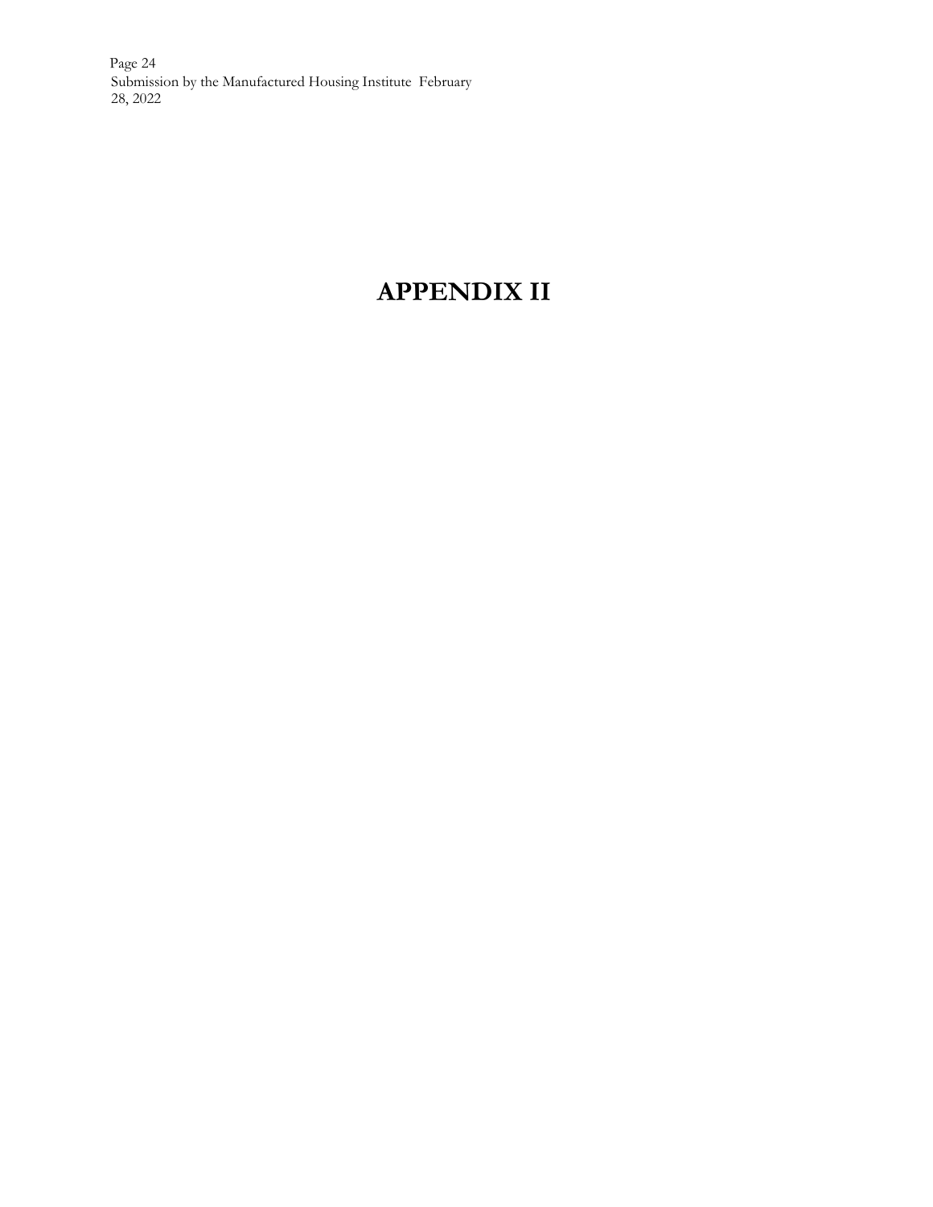# APPENDIX II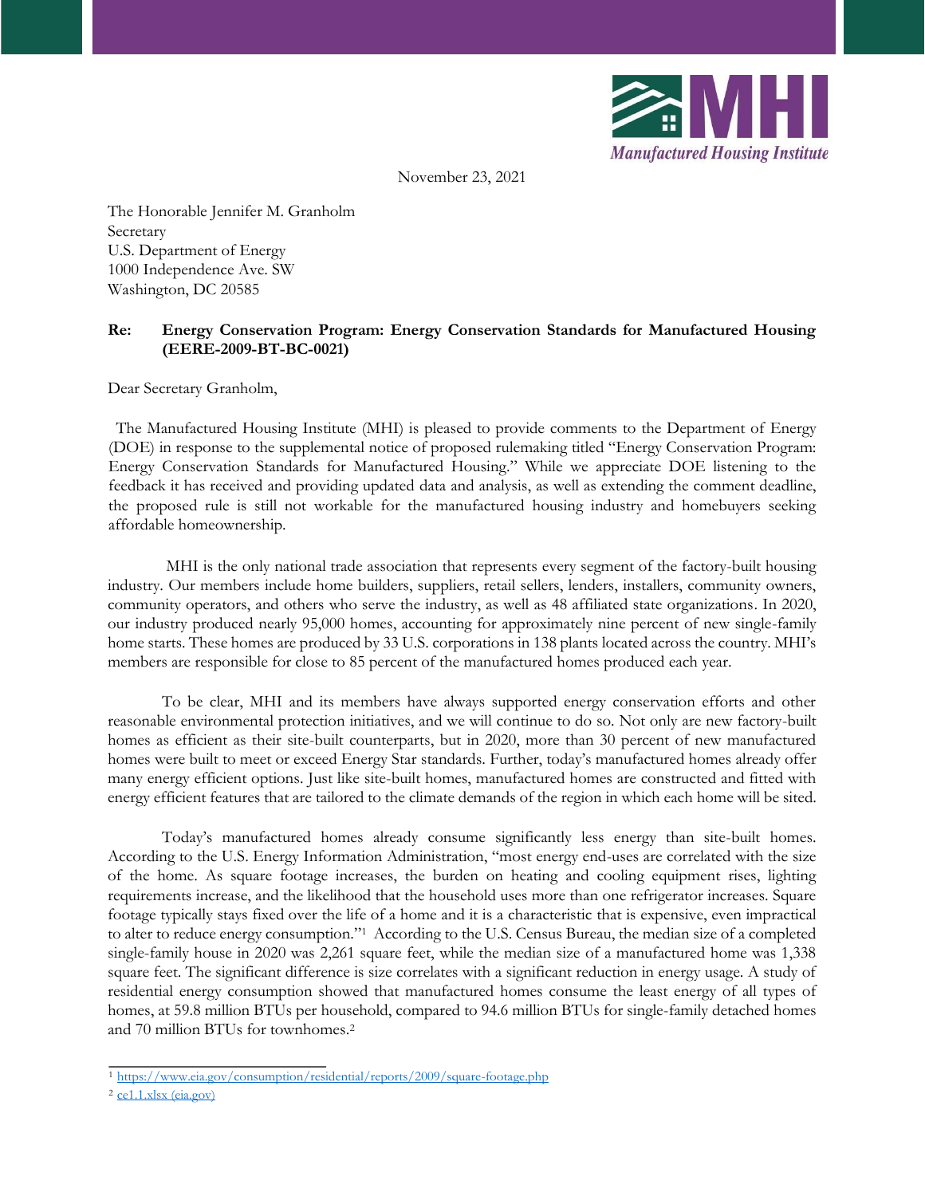November 23, 2021

The Honorable Jennifer M. Granholm
Secretary
U.S. Department of Energy
1000 Independence Ave. SW
Washington, DC 20585

**Re: Energy Conservation Program: Energy Conservation Standards for Manufactured Housing (EERE-2009-BT-BC-0021)**

Dear Secretary Granholm,

The Manufactured Housing Institute (MHI) is pleased to provide comments to the Department of Energy (DOE) in response to the supplemental notice of proposed rulemaking titled "Energy Conservation Program: Energy Conservation Standards for Manufactured Housing." While we appreciate DOE listening to the feedback it has received and providing updated data and analysis, as well as extending the comment deadline, the proposed rule is still not workable for the manufactured housing industry and homebuyers seeking affordable homeownership.

MHI is the only national trade association that represents every segment of the factory-built housing industry. Our members include home builders, suppliers, retail sellers, lenders, installers, community owners, community operators, and others who serve the industry, as well as 48 affiliated state organizations. In 2020, our industry produced nearly 95,000 homes, accounting for approximately nine percent of new single-family home starts. These homes are produced by 33 U.S. corporations in 138 plants located across the country. MHI's members are responsible for close to 85 percent of the manufactured homes produced each year.

To be clear, MHI and its members have always supported energy conservation efforts and other reasonable environmental protection initiatives, and we will continue to do so. Not only are new factory-built homes as efficient as their site-built counterparts, but in 2020, more than 30 percent of new manufactured homes were built to meet or exceed Energy Star standards. Further, today's manufactured homes already offer many energy efficient options. Just like site-built homes, manufactured homes are constructed and fitted with energy efficient features that are tailored to the climate demands of the region in which each home will be sited.

Today's manufactured homes already consume significantly less energy than site-built homes. According to the U.S. Energy Information Administration, "most energy end-uses are correlated with the size of the home. As square footage increases, the burden on heating and cooling equipment rises, lighting requirements increase, and the likelihood that the household uses more than one refrigerator increases. Square footage typically stays fixed over the life of a home and it is a characteristic that is expensive, even impractical to alter to reduce energy consumption."[1] According to the U.S. Census Bureau, the median size of a completed single-family house in 2020 was 2,261 square feet, while the median size of a manufactured home was 1,338 square feet. The significant difference is size correlates with a significant reduction in energy usage. A study of residential energy consumption showed that manufactured homes consume the least energy of all types of homes, at 59.8 million BTUs per household, compared to 94.6 million BTUs for single-family detached homes and 70 million BTUs for townhomes.[2]

---

[1] https://www.eia.gov/consumption/residential/reports/2009/square-footage.php

[2] ce1.1.xlsx (eia.gov)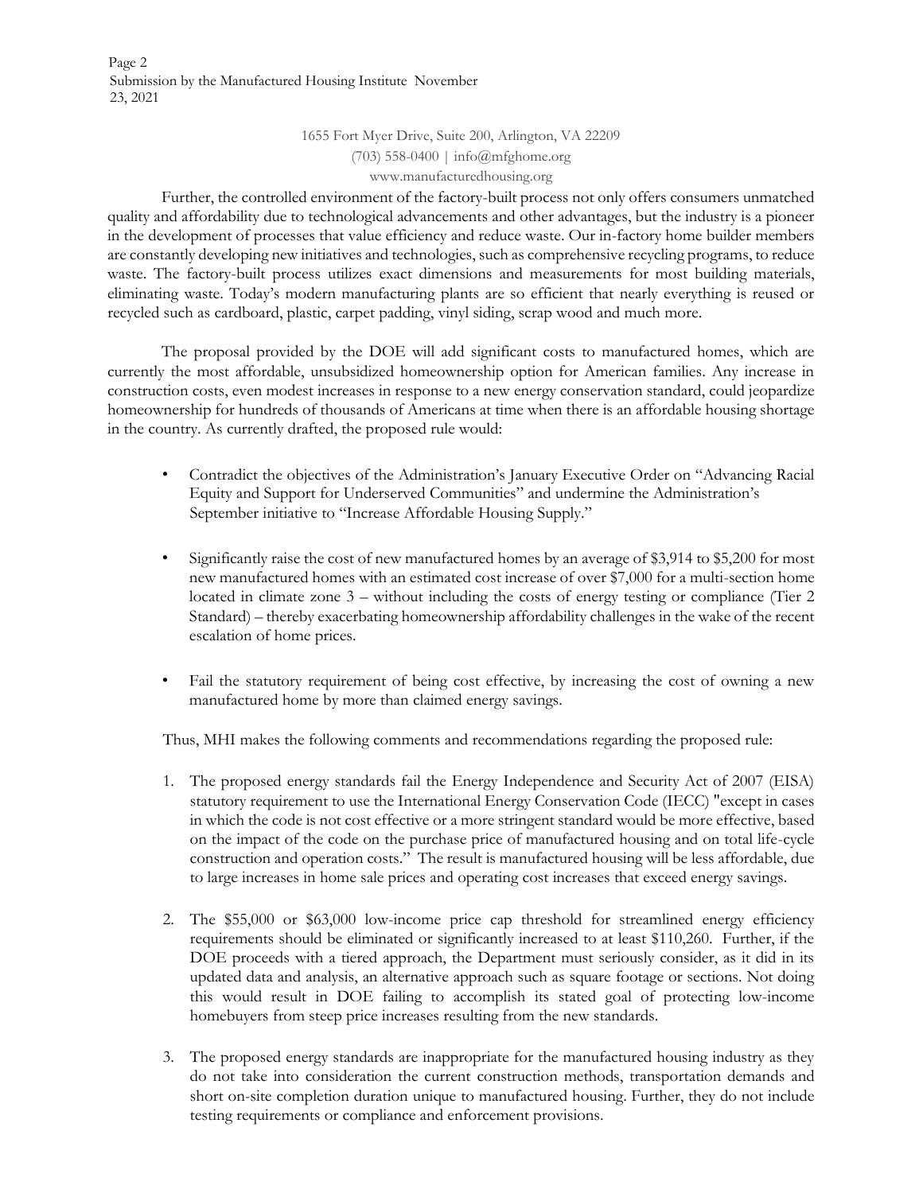Further, the controlled environment of the factory-built process not only offers consumers unmatched quality and affordability due to technological advancements and other advantages, but the industry is a pioneer in the development of processes that value efficiency and reduce waste. Our in-factory home builder members are constantly developing new initiatives and technologies, such as comprehensive recycling programs, to reduce waste. The factory-built process utilizes exact dimensions and measurements for most building materials, eliminating waste. Today's modern manufacturing plants are so efficient that nearly everything is reused or recycled such as cardboard, plastic, carpet padding, vinyl siding, scrap wood and much more.

The proposal provided by the DOE will add significant costs to manufactured homes, which are currently the most affordable, unsubsidized homeownership option for American families. Any increase in construction costs, even modest increases in response to a new energy conservation standard, could jeopardize homeownership for hundreds of thousands of Americans at time when there is an affordable housing shortage in the country. As currently drafted, the proposed rule would:

- Contradict the objectives of the Administration's January Executive Order on "Advancing Racial Equity and Support for Underserved Communities" and undermine the Administration's September initiative to "Increase Affordable Housing Supply."

- Significantly raise the cost of new manufactured homes by an average of $3,914 to $5,200 for most new manufactured homes with an estimated cost increase of over $7,000 for a multi-section home located in climate zone 3 – without including the costs of energy testing or compliance (Tier 2 Standard) – thereby exacerbating homeownership affordability challenges in the wake of the recent escalation of home prices.

- Fail the statutory requirement of being cost effective, by increasing the cost of owning a new manufactured home by more than claimed energy savings.

Thus, MHI makes the following comments and recommendations regarding the proposed rule:

1. The proposed energy standards fail the Energy Independence and Security Act of 2007 (EISA) statutory requirement to use the International Energy Conservation Code (IECC) "except in cases in which the code is not cost effective or a more stringent standard would be more effective, based on the impact of the code on the purchase price of manufactured housing and on total life-cycle construction and operation costs." The result is manufactured housing will be less affordable, due to large increases in home sale prices and operating cost increases that exceed energy savings.

2. The $55,000 or $63,000 low-income price cap threshold for streamlined energy efficiency requirements should be eliminated or significantly increased to at least $110,260. Further, if the DOE proceeds with a tiered approach, the Department must seriously consider, as it did in its updated data and analysis, an alternative approach such as square footage or sections. Not doing this would result in DOE failing to accomplish its stated goal of protecting low-income homebuyers from steep price increases resulting from the new standards.

3. The proposed energy standards are inappropriate for the manufactured housing industry as they do not take into consideration the current construction methods, transportation demands and short on-site completion duration unique to manufactured housing. Further, they do not include testing requirements or compliance and enforcement provisions.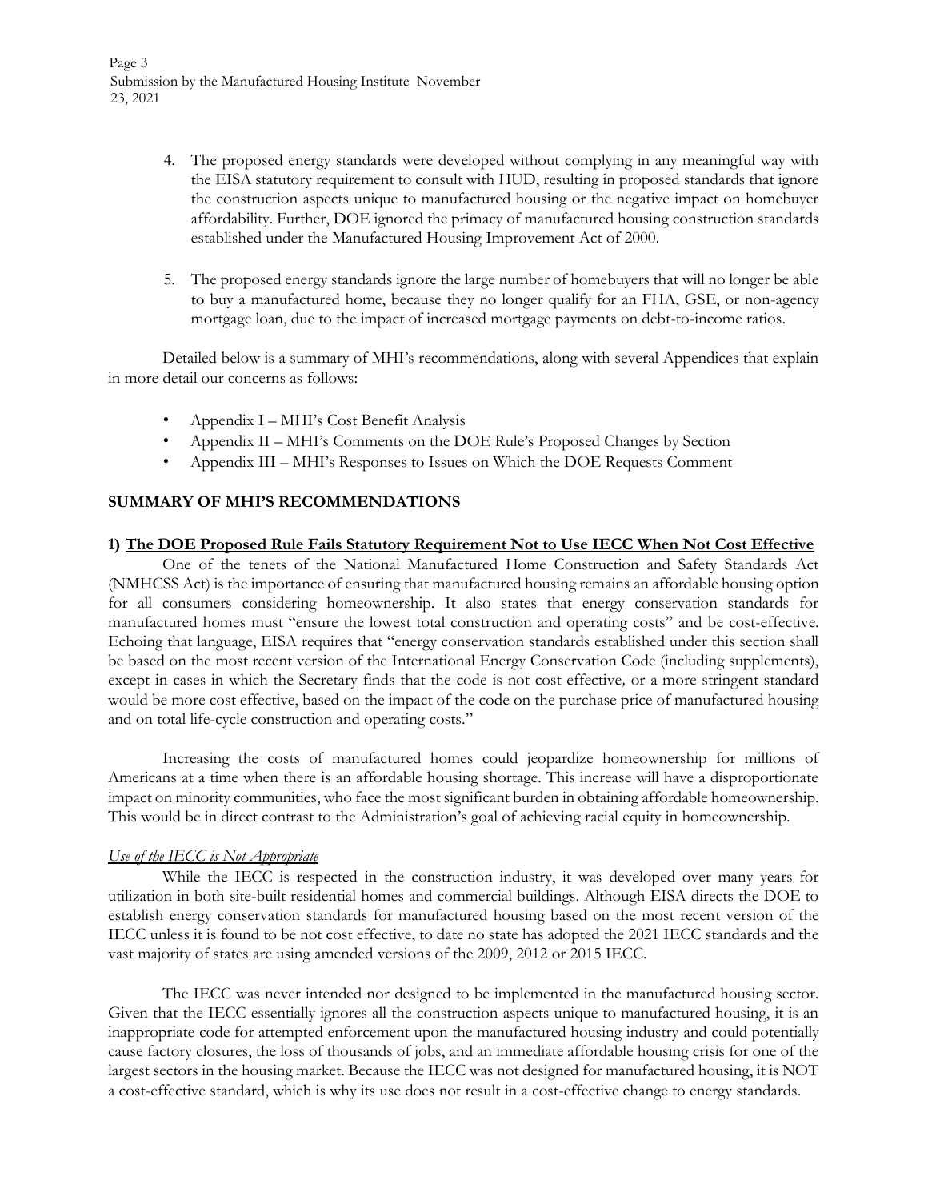4. The proposed energy standards were developed without complying in any meaningful way with the EISA statutory requirement to consult with HUD, resulting in proposed standards that ignore the construction aspects unique to manufactured housing or the negative impact on homebuyer affordability. Further, DOE ignored the primacy of manufactured housing construction standards established under the Manufactured Housing Improvement Act of 2000.

5. The proposed energy standards ignore the large number of homebuyers that will no longer be able to buy a manufactured home, because they no longer qualify for an FHA, GSE, or non-agency mortgage loan, due to the impact of increased mortgage payments on debt-to-income ratios.

Detailed below is a summary of MHI's recommendations, along with several Appendices that explain in more detail our concerns as follows:

- Appendix I – MHI's Cost Benefit Analysis
- Appendix II – MHI's Comments on the DOE Rule's Proposed Changes by Section
- Appendix III – MHI's Responses to Issues on Which the DOE Requests Comment

## SUMMARY OF MHI'S RECOMMENDATIONS

### 1) The DOE Proposed Rule Fails Statutory Requirement Not to Use IECC When Not Cost Effective

One of the tenets of the National Manufactured Home Construction and Safety Standards Act (NMHCSS Act) is the importance of ensuring that manufactured housing remains an affordable housing option for all consumers considering homeownership. It also states that energy conservation standards for manufactured homes must "ensure the lowest total construction and operating costs" and be cost-effective. Echoing that language, EISA requires that "energy conservation standards established under this section shall be based on the most recent version of the International Energy Conservation Code (including supplements), except in cases in which the Secretary finds that the code is not cost effective*,* or a more stringent standard would be more cost effective, based on the impact of the code on the purchase price of manufactured housing and on total life-cycle construction and operating costs."

Increasing the costs of manufactured homes could jeopardize homeownership for millions of Americans at a time when there is an affordable housing shortage. This increase will have a disproportionate impact on minority communities, who face the most significant burden in obtaining affordable homeownership. This would be in direct contrast to the Administration's goal of achieving racial equity in homeownership.

*Use of the IECC is Not Appropriate*

While the IECC is respected in the construction industry, it was developed over many years for utilization in both site-built residential homes and commercial buildings. Although EISA directs the DOE to establish energy conservation standards for manufactured housing based on the most recent version of the IECC unless it is found to be not cost effective, to date no state has adopted the 2021 IECC standards and the vast majority of states are using amended versions of the 2009, 2012 or 2015 IECC.

The IECC was never intended nor designed to be implemented in the manufactured housing sector. Given that the IECC essentially ignores all the construction aspects unique to manufactured housing, it is an inappropriate code for attempted enforcement upon the manufactured housing industry and could potentially cause factory closures, the loss of thousands of jobs, and an immediate affordable housing crisis for one of the largest sectors in the housing market. Because the IECC was not designed for manufactured housing, it is NOT a cost-effective standard, which is why its use does not result in a cost-effective change to energy standards.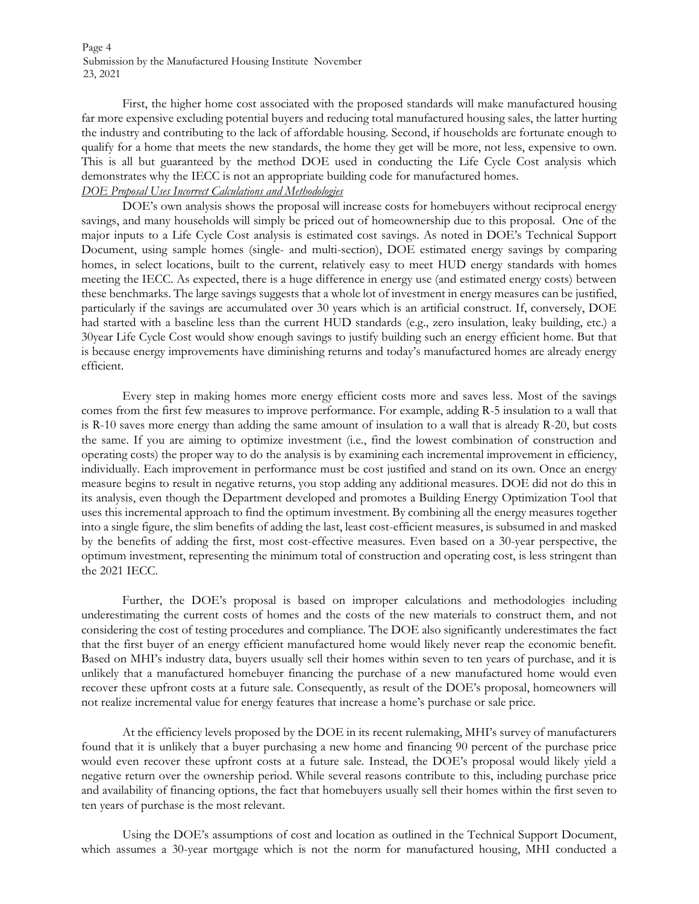First, the higher home cost associated with the proposed standards will make manufactured housing far more expensive excluding potential buyers and reducing total manufactured housing sales, the latter hurting the industry and contributing to the lack of affordable housing. Second, if households are fortunate enough to qualify for a home that meets the new standards, the home they get will be more, not less, expensive to own. This is all but guaranteed by the method DOE used in conducting the Life Cycle Cost analysis which demonstrates why the IECC is not an appropriate building code for manufactured homes.

***DOE Proposal Uses Incorrect Calculations and Methodologies***

DOE's own analysis shows the proposal will increase costs for homebuyers without reciprocal energy savings, and many households will simply be priced out of homeownership due to this proposal. One of the major inputs to a Life Cycle Cost analysis is estimated cost savings. As noted in DOE's Technical Support Document, using sample homes (single- and multi-section), DOE estimated energy savings by comparing homes, in select locations, built to the current, relatively easy to meet HUD energy standards with homes meeting the IECC. As expected, there is a huge difference in energy use (and estimated energy costs) between these benchmarks. The large savings suggests that a whole lot of investment in energy measures can be justified, particularly if the savings are accumulated over 30 years which is an artificial construct. If, conversely, DOE had started with a baseline less than the current HUD standards (e.g., zero insulation, leaky building, etc.) a 30year Life Cycle Cost would show enough savings to justify building such an energy efficient home. But that is because energy improvements have diminishing returns and today's manufactured homes are already energy efficient.

Every step in making homes more energy efficient costs more and saves less. Most of the savings comes from the first few measures to improve performance. For example, adding R-5 insulation to a wall that is R-10 saves more energy than adding the same amount of insulation to a wall that is already R-20, but costs the same. If you are aiming to optimize investment (i.e., find the lowest combination of construction and operating costs) the proper way to do the analysis is by examining each incremental improvement in efficiency, individually. Each improvement in performance must be cost justified and stand on its own. Once an energy measure begins to result in negative returns, you stop adding any additional measures. DOE did not do this in its analysis, even though the Department developed and promotes a Building Energy Optimization Tool that uses this incremental approach to find the optimum investment. By combining all the energy measures together into a single figure, the slim benefits of adding the last, least cost-efficient measures, is subsumed in and masked by the benefits of adding the first, most cost-effective measures. Even based on a 30-year perspective, the optimum investment, representing the minimum total of construction and operating cost, is less stringent than the 2021 IECC.

Further, the DOE's proposal is based on improper calculations and methodologies including underestimating the current costs of homes and the costs of the new materials to construct them, and not considering the cost of testing procedures and compliance. The DOE also significantly underestimates the fact that the first buyer of an energy efficient manufactured home would likely never reap the economic benefit. Based on MHI's industry data, buyers usually sell their homes within seven to ten years of purchase, and it is unlikely that a manufactured homebuyer financing the purchase of a new manufactured home would even recover these upfront costs at a future sale. Consequently, as result of the DOE's proposal, homeowners will not realize incremental value for energy features that increase a home's purchase or sale price.

At the efficiency levels proposed by the DOE in its recent rulemaking, MHI's survey of manufacturers found that it is unlikely that a buyer purchasing a new home and financing 90 percent of the purchase price would even recover these upfront costs at a future sale. Instead, the DOE's proposal would likely yield a negative return over the ownership period. While several reasons contribute to this, including purchase price and availability of financing options, the fact that homebuyers usually sell their homes within the first seven to ten years of purchase is the most relevant.

Using the DOE's assumptions of cost and location as outlined in the Technical Support Document, which assumes a 30-year mortgage which is not the norm for manufactured housing, MHI conducted a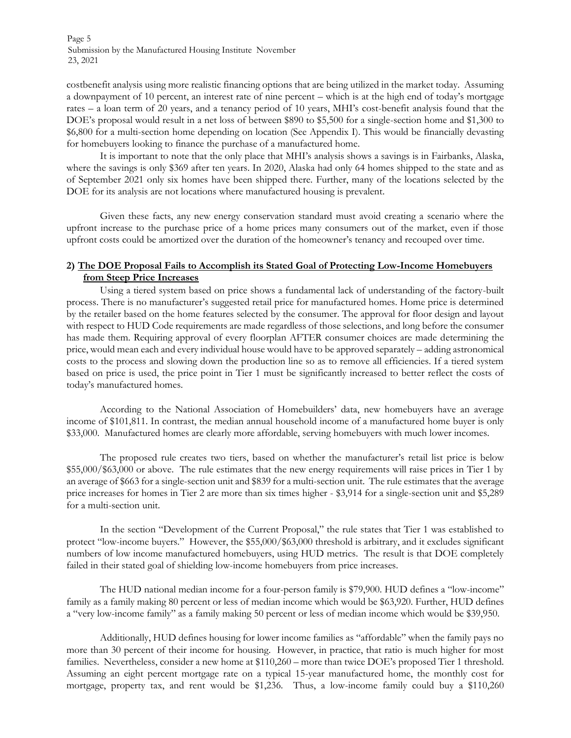costbenefit analysis using more realistic financing options that are being utilized in the market today. Assuming a downpayment of 10 percent, an interest rate of nine percent – which is at the high end of today's mortgage rates – a loan term of 20 years, and a tenancy period of 10 years, MHI's cost-benefit analysis found that the DOE's proposal would result in a net loss of between \$890 to \$5,500 for a single-section home and \$1,300 to \$6,800 for a multi-section home depending on location (See Appendix I). This would be financially devasting for homebuyers looking to finance the purchase of a manufactured home.

It is important to note that the only place that MHI's analysis shows a savings is in Fairbanks, Alaska, where the savings is only \$369 after ten years. In 2020, Alaska had only 64 homes shipped to the state and as of September 2021 only six homes have been shipped there. Further, many of the locations selected by the DOE for its analysis are not locations where manufactured housing is prevalent.

Given these facts, any new energy conservation standard must avoid creating a scenario where the upfront increase to the purchase price of a home prices many consumers out of the market, even if those upfront costs could be amortized over the duration of the homeowner's tenancy and recouped over time.

**2) <u>The DOE Proposal Fails to Accomplish its Stated Goal of Protecting Low-Income Homebuyers from Steep Price Increases</u>**

Using a tiered system based on price shows a fundamental lack of understanding of the factory-built process. There is no manufacturer's suggested retail price for manufactured homes. Home price is determined by the retailer based on the home features selected by the consumer. The approval for floor design and layout with respect to HUD Code requirements are made regardless of those selections, and long before the consumer has made them. Requiring approval of every floorplan AFTER consumer choices are made determining the price, would mean each and every individual house would have to be approved separately – adding astronomical costs to the process and slowing down the production line so as to remove all efficiencies. If a tiered system based on price is used, the price point in Tier 1 must be significantly increased to better reflect the costs of today's manufactured homes.

According to the National Association of Homebuilders' data, new homebuyers have an average income of \$101,811. In contrast, the median annual household income of a manufactured home buyer is only \$33,000. Manufactured homes are clearly more affordable, serving homebuyers with much lower incomes.

The proposed rule creates two tiers, based on whether the manufacturer's retail list price is below \$55,000/\$63,000 or above. The rule estimates that the new energy requirements will raise prices in Tier 1 by an average of \$663 for a single-section unit and \$839 for a multi-section unit. The rule estimates that the average price increases for homes in Tier 2 are more than six times higher - \$3,914 for a single-section unit and \$5,289 for a multi-section unit.

In the section "Development of the Current Proposal," the rule states that Tier 1 was established to protect "low-income buyers." However, the \$55,000/\$63,000 threshold is arbitrary, and it excludes significant numbers of low income manufactured homebuyers, using HUD metrics. The result is that DOE completely failed in their stated goal of shielding low-income homebuyers from price increases.

The HUD national median income for a four-person family is \$79,900. HUD defines a "low-income" family as a family making 80 percent or less of median income which would be \$63,920. Further, HUD defines a "very low-income family" as a family making 50 percent or less of median income which would be \$39,950.

Additionally, HUD defines housing for lower income families as "affordable" when the family pays no more than 30 percent of their income for housing. However, in practice, that ratio is much higher for most families. Nevertheless, consider a new home at \$110,260 – more than twice DOE's proposed Tier 1 threshold. Assuming an eight percent mortgage rate on a typical 15-year manufactured home, the monthly cost for mortgage, property tax, and rent would be \$1,236. Thus, a low-income family could buy a \$110,260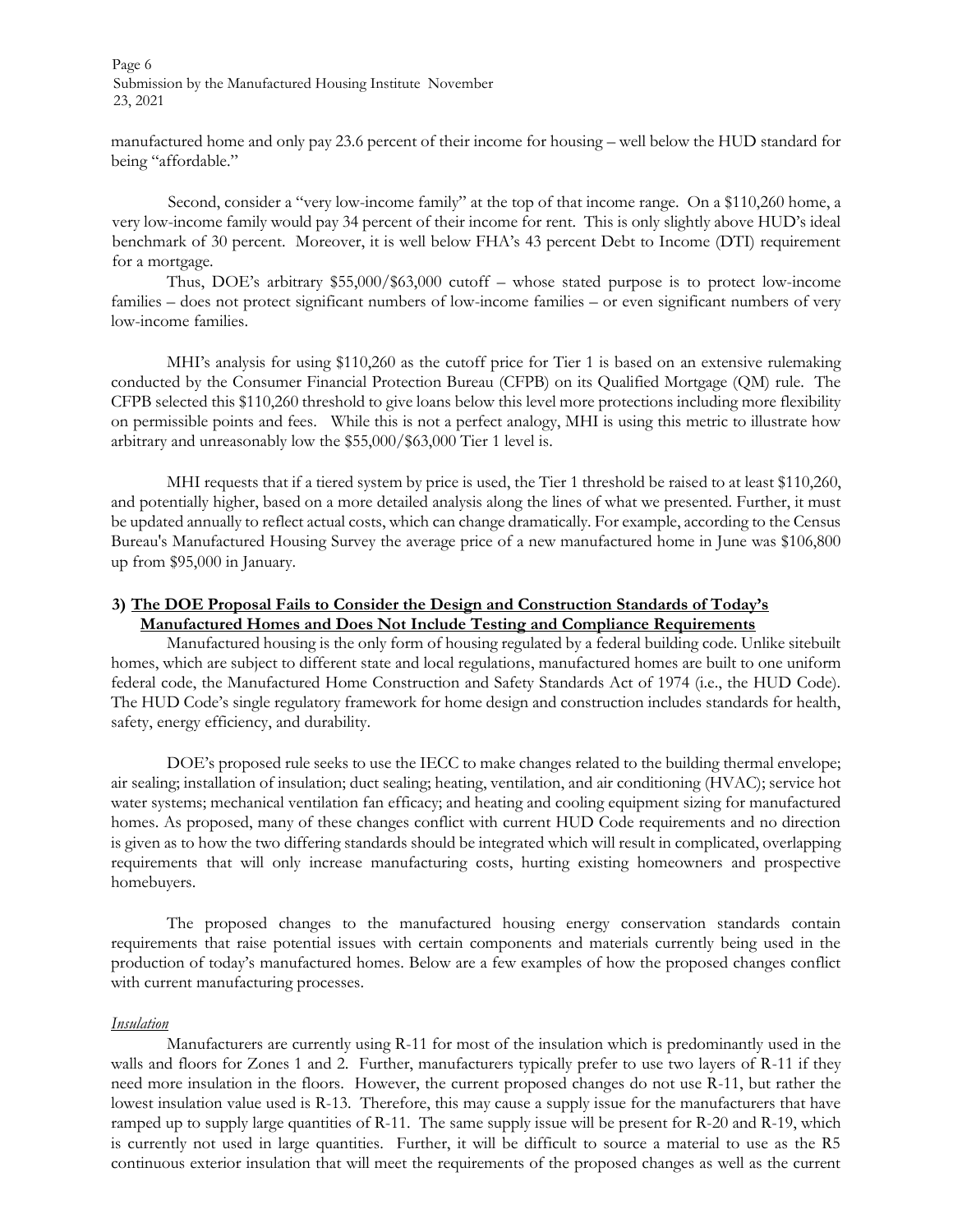manufactured home and only pay 23.6 percent of their income for housing – well below the HUD standard for being "affordable."

Second, consider a "very low-income family" at the top of that income range. On a $110,260 home, a very low-income family would pay 34 percent of their income for rent. This is only slightly above HUD's ideal benchmark of 30 percent. Moreover, it is well below FHA's 43 percent Debt to Income (DTI) requirement for a mortgage.

Thus, DOE's arbitrary $55,000/$63,000 cutoff – whose stated purpose is to protect low-income families – does not protect significant numbers of low-income families – or even significant numbers of very low-income families.

MHI's analysis for using $110,260 as the cutoff price for Tier 1 is based on an extensive rulemaking conducted by the Consumer Financial Protection Bureau (CFPB) on its Qualified Mortgage (QM) rule. The CFPB selected this $110,260 threshold to give loans below this level more protections including more flexibility on permissible points and fees. While this is not a perfect analogy, MHI is using this metric to illustrate how arbitrary and unreasonably low the $55,000/$63,000 Tier 1 level is.

MHI requests that if a tiered system by price is used, the Tier 1 threshold be raised to at least $110,260, and potentially higher, based on a more detailed analysis along the lines of what we presented. Further, it must be updated annually to reflect actual costs, which can change dramatically. For example, according to the Census Bureau's Manufactured Housing Survey the average price of a new manufactured home in June was $106,800 up from $95,000 in January.

### 3) <u>The DOE Proposal Fails to Consider the Design and Construction Standards of Today's Manufactured Homes and Does Not Include Testing and Compliance Requirements</u>

Manufactured housing is the only form of housing regulated by a federal building code. Unlike sitebuilt homes, which are subject to different state and local regulations, manufactured homes are built to one uniform federal code, the Manufactured Home Construction and Safety Standards Act of 1974 (i.e., the HUD Code). The HUD Code's single regulatory framework for home design and construction includes standards for health, safety, energy efficiency, and durability.

DOE's proposed rule seeks to use the IECC to make changes related to the building thermal envelope; air sealing; installation of insulation; duct sealing; heating, ventilation, and air conditioning (HVAC); service hot water systems; mechanical ventilation fan efficacy; and heating and cooling equipment sizing for manufactured homes. As proposed, many of these changes conflict with current HUD Code requirements and no direction is given as to how the two differing standards should be integrated which will result in complicated, overlapping requirements that will only increase manufacturing costs, hurting existing homeowners and prospective homebuyers.

The proposed changes to the manufactured housing energy conservation standards contain requirements that raise potential issues with certain components and materials currently being used in the production of today's manufactured homes. Below are a few examples of how the proposed changes conflict with current manufacturing processes.

<u>*Insulation*</u>

Manufacturers are currently using R-11 for most of the insulation which is predominantly used in the walls and floors for Zones 1 and 2. Further, manufacturers typically prefer to use two layers of R-11 if they need more insulation in the floors. However, the current proposed changes do not use R-11, but rather the lowest insulation value used is R-13. Therefore, this may cause a supply issue for the manufacturers that have ramped up to supply large quantities of R-11. The same supply issue will be present for R-20 and R-19, which is currently not used in large quantities. Further, it will be difficult to source a material to use as the R5 continuous exterior insulation that will meet the requirements of the proposed changes as well as the current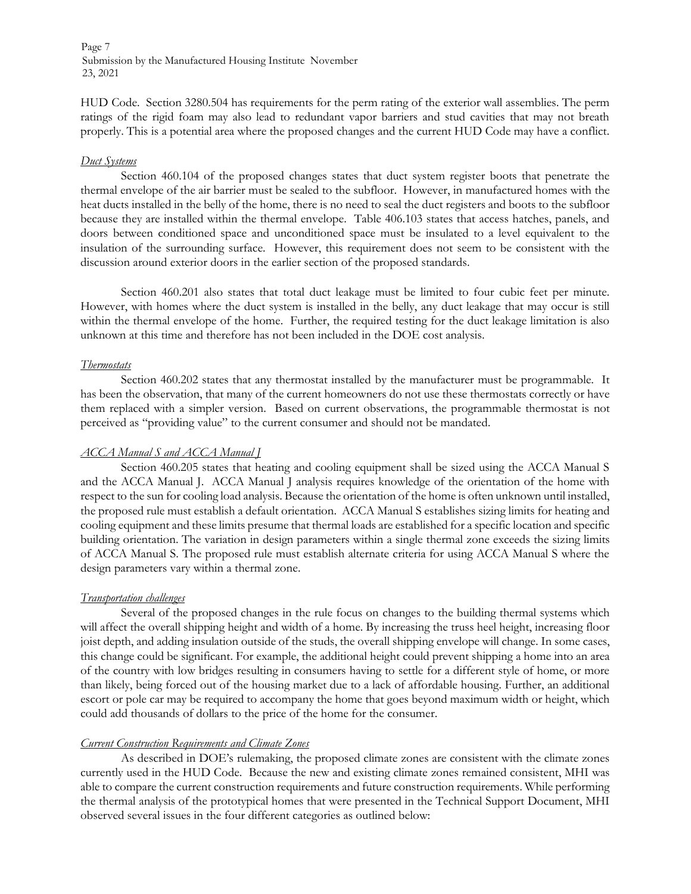HUD Code. Section 3280.504 has requirements for the perm rating of the exterior wall assemblies. The perm ratings of the rigid foam may also lead to redundant vapor barriers and stud cavities that may not breath properly. This is a potential area where the proposed changes and the current HUD Code may have a conflict.

*Duct Systems*

Section 460.104 of the proposed changes states that duct system register boots that penetrate the thermal envelope of the air barrier must be sealed to the subfloor. However, in manufactured homes with the heat ducts installed in the belly of the home, there is no need to seal the duct registers and boots to the subfloor because they are installed within the thermal envelope. Table 406.103 states that access hatches, panels, and doors between conditioned space and unconditioned space must be insulated to a level equivalent to the insulation of the surrounding surface. However, this requirement does not seem to be consistent with the discussion around exterior doors in the earlier section of the proposed standards.

Section 460.201 also states that total duct leakage must be limited to four cubic feet per minute. However, with homes where the duct system is installed in the belly, any duct leakage that may occur is still within the thermal envelope of the home. Further, the required testing for the duct leakage limitation is also unknown at this time and therefore has not been included in the DOE cost analysis.

*Thermostats*

Section 460.202 states that any thermostat installed by the manufacturer must be programmable. It has been the observation, that many of the current homeowners do not use these thermostats correctly or have them replaced with a simpler version. Based on current observations, the programmable thermostat is not perceived as "providing value" to the current consumer and should not be mandated.

*ACCA Manual S and ACCA Manual J*

Section 460.205 states that heating and cooling equipment shall be sized using the ACCA Manual S and the ACCA Manual J. ACCA Manual J analysis requires knowledge of the orientation of the home with respect to the sun for cooling load analysis. Because the orientation of the home is often unknown until installed, the proposed rule must establish a default orientation. ACCA Manual S establishes sizing limits for heating and cooling equipment and these limits presume that thermal loads are established for a specific location and specific building orientation. The variation in design parameters within a single thermal zone exceeds the sizing limits of ACCA Manual S. The proposed rule must establish alternate criteria for using ACCA Manual S where the design parameters vary within a thermal zone.

*Transportation challenges*

Several of the proposed changes in the rule focus on changes to the building thermal systems which will affect the overall shipping height and width of a home. By increasing the truss heel height, increasing floor joist depth, and adding insulation outside of the studs, the overall shipping envelope will change. In some cases, this change could be significant. For example, the additional height could prevent shipping a home into an area of the country with low bridges resulting in consumers having to settle for a different style of home, or more than likely, being forced out of the housing market due to a lack of affordable housing. Further, an additional escort or pole car may be required to accompany the home that goes beyond maximum width or height, which could add thousands of dollars to the price of the home for the consumer.

*Current Construction Requirements and Climate Zones*

As described in DOE's rulemaking, the proposed climate zones are consistent with the climate zones currently used in the HUD Code. Because the new and existing climate zones remained consistent, MHI was able to compare the current construction requirements and future construction requirements. While performing the thermal analysis of the prototypical homes that were presented in the Technical Support Document, MHI observed several issues in the four different categories as outlined below: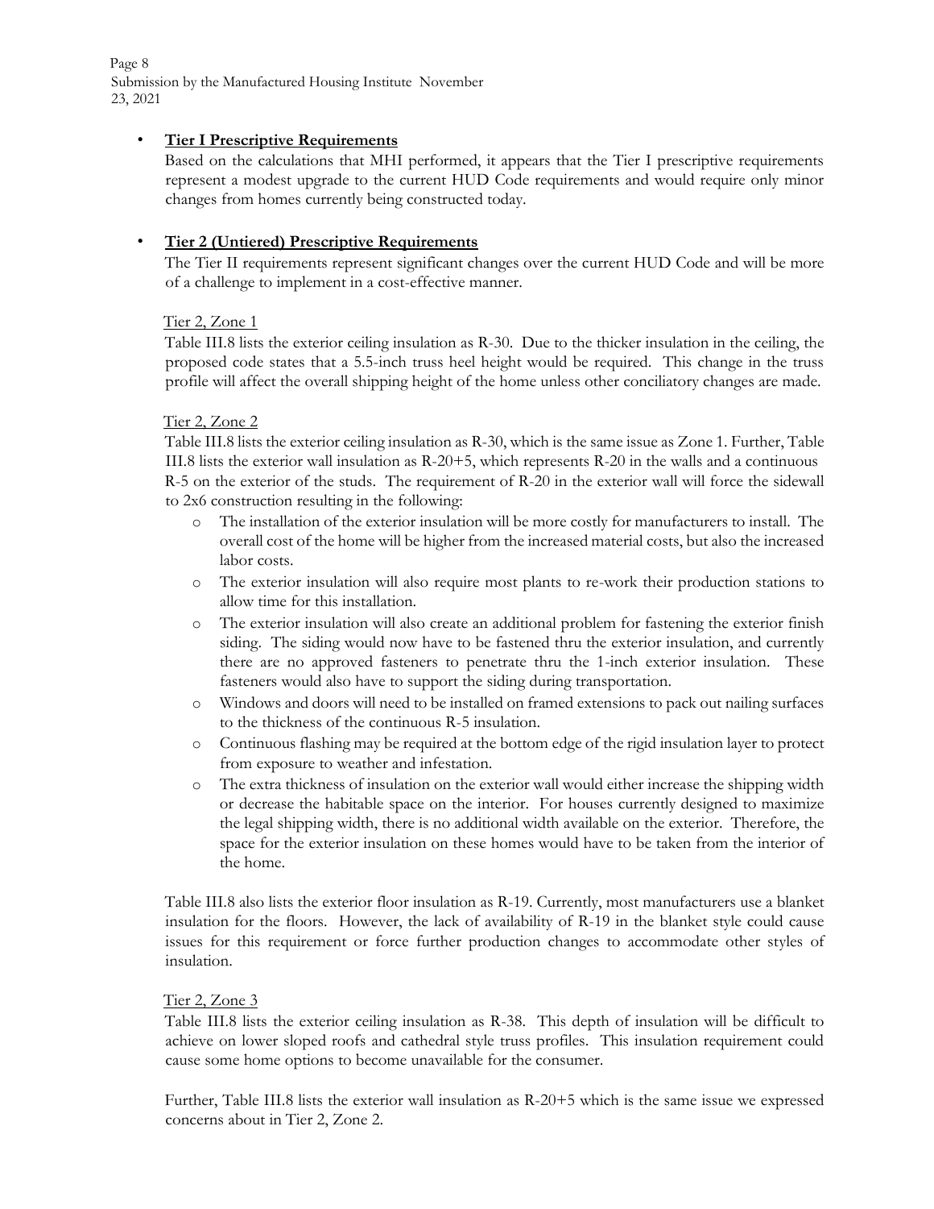- **Tier I Prescriptive Requirements**

  Based on the calculations that MHI performed, it appears that the Tier I prescriptive requirements represent a modest upgrade to the current HUD Code requirements and would require only minor changes from homes currently being constructed today.

- **Tier 2 (Untiered) Prescriptive Requirements**

  The Tier II requirements represent significant changes over the current HUD Code and will be more of a challenge to implement in a cost-effective manner.

  Tier 2, Zone 1

  Table III.8 lists the exterior ceiling insulation as R-30. Due to the thicker insulation in the ceiling, the proposed code states that a 5.5-inch truss heel height would be required. This change in the truss profile will affect the overall shipping height of the home unless other conciliatory changes are made.

  Tier 2, Zone 2

  Table III.8 lists the exterior ceiling insulation as R-30, which is the same issue as Zone 1. Further, Table III.8 lists the exterior wall insulation as R-20+5, which represents R-20 in the walls and a continuous R-5 on the exterior of the studs. The requirement of R-20 in the exterior wall will force the sidewall to 2x6 construction resulting in the following:

  - The installation of the exterior insulation will be more costly for manufacturers to install. The overall cost of the home will be higher from the increased material costs, but also the increased labor costs.
  - The exterior insulation will also require most plants to re-work their production stations to allow time for this installation.
  - The exterior insulation will also create an additional problem for fastening the exterior finish siding. The siding would now have to be fastened thru the exterior insulation, and currently there are no approved fasteners to penetrate thru the 1-inch exterior insulation. These fasteners would also have to support the siding during transportation.
  - Windows and doors will need to be installed on framed extensions to pack out nailing surfaces to the thickness of the continuous R-5 insulation.
  - Continuous flashing may be required at the bottom edge of the rigid insulation layer to protect from exposure to weather and infestation.
  - The extra thickness of insulation on the exterior wall would either increase the shipping width or decrease the habitable space on the interior. For houses currently designed to maximize the legal shipping width, there is no additional width available on the exterior. Therefore, the space for the exterior insulation on these homes would have to be taken from the interior of the home.

  Table III.8 also lists the exterior floor insulation as R-19. Currently, most manufacturers use a blanket insulation for the floors. However, the lack of availability of R-19 in the blanket style could cause issues for this requirement or force further production changes to accommodate other styles of insulation.

  Tier 2, Zone 3

  Table III.8 lists the exterior ceiling insulation as R-38. This depth of insulation will be difficult to achieve on lower sloped roofs and cathedral style truss profiles. This insulation requirement could cause some home options to become unavailable for the consumer.

  Further, Table III.8 lists the exterior wall insulation as R-20+5 which is the same issue we expressed concerns about in Tier 2, Zone 2.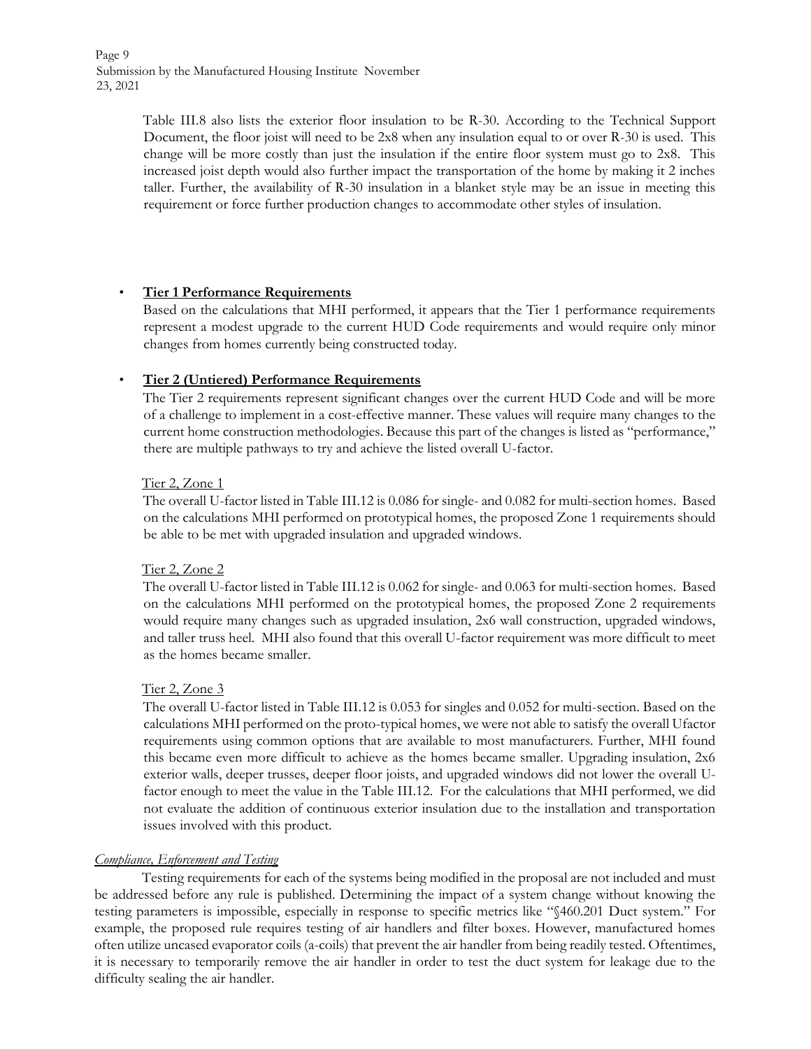Table III.8 also lists the exterior floor insulation to be R-30. According to the Technical Support Document, the floor joist will need to be 2x8 when any insulation equal to or over R-30 is used. This change will be more costly than just the insulation if the entire floor system must go to 2x8. This increased joist depth would also further impact the transportation of the home by making it 2 inches taller. Further, the availability of R-30 insulation in a blanket style may be an issue in meeting this requirement or force further production changes to accommodate other styles of insulation.

- **Tier 1 Performance Requirements**

  Based on the calculations that MHI performed, it appears that the Tier 1 performance requirements represent a modest upgrade to the current HUD Code requirements and would require only minor changes from homes currently being constructed today.

- **Tier 2 (Untiered) Performance Requirements**

  The Tier 2 requirements represent significant changes over the current HUD Code and will be more of a challenge to implement in a cost-effective manner. These values will require many changes to the current home construction methodologies. Because this part of the changes is listed as "performance," there are multiple pathways to try and achieve the listed overall U-factor.

  Tier 2, Zone 1

  The overall U-factor listed in Table III.12 is 0.086 for single- and 0.082 for multi-section homes. Based on the calculations MHI performed on prototypical homes, the proposed Zone 1 requirements should be able to be met with upgraded insulation and upgraded windows.

  Tier 2, Zone 2

  The overall U-factor listed in Table III.12 is 0.062 for single- and 0.063 for multi-section homes. Based on the calculations MHI performed on the prototypical homes, the proposed Zone 2 requirements would require many changes such as upgraded insulation, 2x6 wall construction, upgraded windows, and taller truss heel. MHI also found that this overall U-factor requirement was more difficult to meet as the homes became smaller.

  Tier 2, Zone 3

  The overall U-factor listed in Table III.12 is 0.053 for singles and 0.052 for multi-section. Based on the calculations MHI performed on the proto-typical homes, we were not able to satisfy the overall Ufactor requirements using common options that are available to most manufacturers. Further, MHI found this became even more difficult to achieve as the homes became smaller. Upgrading insulation, 2x6 exterior walls, deeper trusses, deeper floor joists, and upgraded windows did not lower the overall U-factor enough to meet the value in the Table III.12. For the calculations that MHI performed, we did not evaluate the addition of continuous exterior insulation due to the installation and transportation issues involved with this product.

*Compliance, Enforcement and Testing*

Testing requirements for each of the systems being modified in the proposal are not included and must be addressed before any rule is published. Determining the impact of a system change without knowing the testing parameters is impossible, especially in response to specific metrics like "§460.201 Duct system." For example, the proposed rule requires testing of air handlers and filter boxes. However, manufactured homes often utilize uncased evaporator coils (a-coils) that prevent the air handler from being readily tested. Oftentimes, it is necessary to temporarily remove the air handler in order to test the duct system for leakage due to the difficulty sealing the air handler.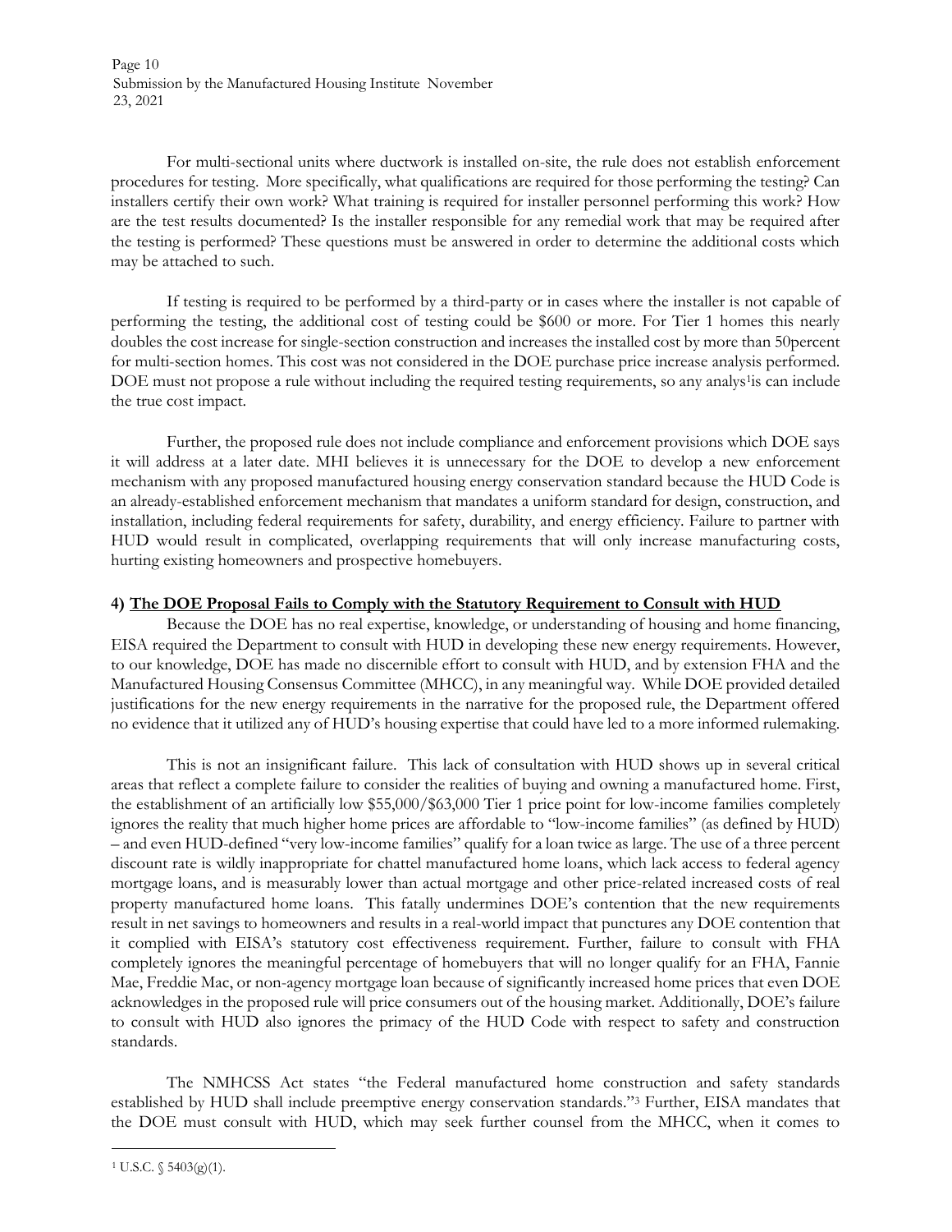For multi-sectional units where ductwork is installed on-site, the rule does not establish enforcement procedures for testing. More specifically, what qualifications are required for those performing the testing? Can installers certify their own work? What training is required for installer personnel performing this work? How are the test results documented? Is the installer responsible for any remedial work that may be required after the testing is performed? These questions must be answered in order to determine the additional costs which may be attached to such.

If testing is required to be performed by a third-party or in cases where the installer is not capable of performing the testing, the additional cost of testing could be $600 or more. For Tier 1 homes this nearly doubles the cost increase for single-section construction and increases the installed cost by more than 50percent for multi-section homes. This cost was not considered in the DOE purchase price increase analysis performed. DOE must not propose a rule without including the required testing requirements, so any analys[1]is can include the true cost impact.

Further, the proposed rule does not include compliance and enforcement provisions which DOE says it will address at a later date. MHI believes it is unnecessary for the DOE to develop a new enforcement mechanism with any proposed manufactured housing energy conservation standard because the HUD Code is an already-established enforcement mechanism that mandates a uniform standard for design, construction, and installation, including federal requirements for safety, durability, and energy efficiency. Failure to partner with HUD would result in complicated, overlapping requirements that will only increase manufacturing costs, hurting existing homeowners and prospective homebuyers.

**4) <u>The DOE Proposal Fails to Comply with the Statutory Requirement to Consult with HUD</u>**

Because the DOE has no real expertise, knowledge, or understanding of housing and home financing, EISA required the Department to consult with HUD in developing these new energy requirements. However, to our knowledge, DOE has made no discernible effort to consult with HUD, and by extension FHA and the Manufactured Housing Consensus Committee (MHCC), in any meaningful way. While DOE provided detailed justifications for the new energy requirements in the narrative for the proposed rule, the Department offered no evidence that it utilized any of HUD's housing expertise that could have led to a more informed rulemaking.

This is not an insignificant failure. This lack of consultation with HUD shows up in several critical areas that reflect a complete failure to consider the realities of buying and owning a manufactured home. First, the establishment of an artificially low $55,000/$63,000 Tier 1 price point for low-income families completely ignores the reality that much higher home prices are affordable to "low-income families" (as defined by HUD) – and even HUD-defined "very low-income families" qualify for a loan twice as large. The use of a three percent discount rate is wildly inappropriate for chattel manufactured home loans, which lack access to federal agency mortgage loans, and is measurably lower than actual mortgage and other price-related increased costs of real property manufactured home loans. This fatally undermines DOE's contention that the new requirements result in net savings to homeowners and results in a real-world impact that punctures any DOE contention that it complied with EISA's statutory cost effectiveness requirement. Further, failure to consult with FHA completely ignores the meaningful percentage of homebuyers that will no longer qualify for an FHA, Fannie Mae, Freddie Mac, or non-agency mortgage loan because of significantly increased home prices that even DOE acknowledges in the proposed rule will price consumers out of the housing market. Additionally, DOE's failure to consult with HUD also ignores the primacy of the HUD Code with respect to safety and construction standards.

The NMHCSS Act states "the Federal manufactured home construction and safety standards established by HUD shall include preemptive energy conservation standards."[3] Further, EISA mandates that the DOE must consult with HUD, which may seek further counsel from the MHCC, when it comes to

---

[1] U.S.C. § 5403(g)(1).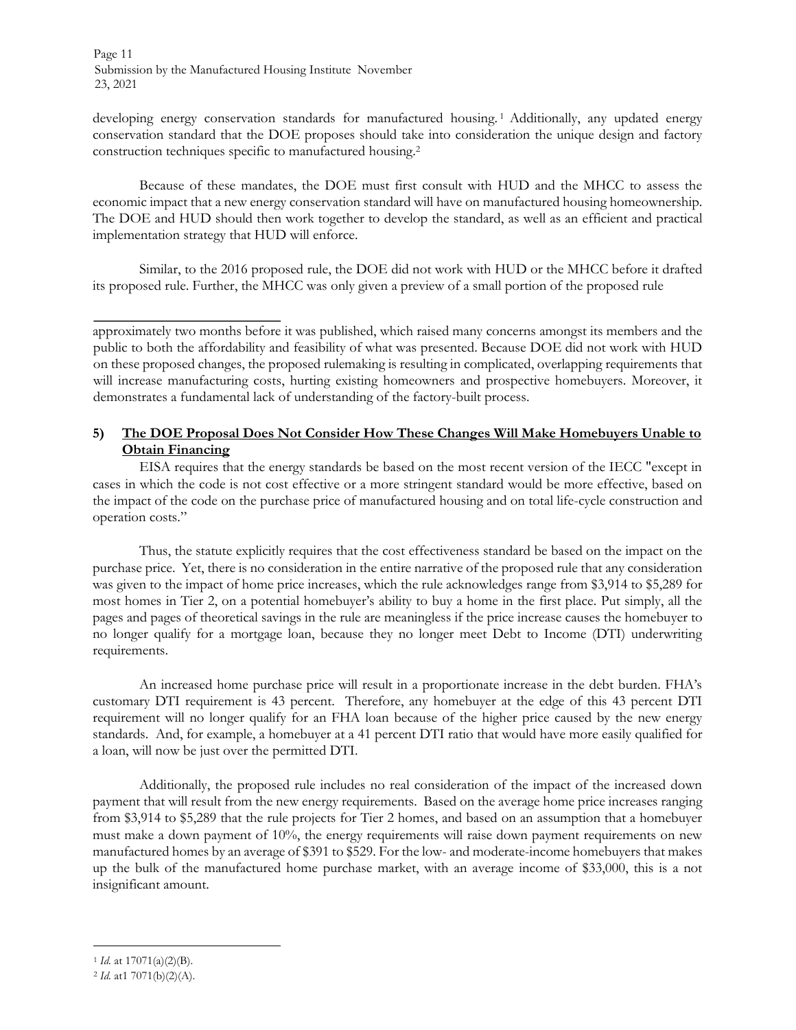developing energy conservation standards for manufactured housing.[1] Additionally, any updated energy conservation standard that the DOE proposes should take into consideration the unique design and factory construction techniques specific to manufactured housing.[2]

Because of these mandates, the DOE must first consult with HUD and the MHCC to assess the economic impact that a new energy conservation standard will have on manufactured housing homeownership. The DOE and HUD should then work together to develop the standard, as well as an efficient and practical implementation strategy that HUD will enforce.

Similar, to the 2016 proposed rule, the DOE did not work with HUD or the MHCC before it drafted its proposed rule. Further, the MHCC was only given a preview of a small portion of the proposed rule approximately two months before it was published, which raised many concerns amongst its members and the public to both the affordability and feasibility of what was presented. Because DOE did not work with HUD on these proposed changes, the proposed rulemaking is resulting in complicated, overlapping requirements that will increase manufacturing costs, hurting existing homeowners and prospective homebuyers. Moreover, it demonstrates a fundamental lack of understanding of the factory-built process.

## 5) The DOE Proposal Does Not Consider How These Changes Will Make Homebuyers Unable to Obtain Financing

EISA requires that the energy standards be based on the most recent version of the IECC "except in cases in which the code is not cost effective or a more stringent standard would be more effective, based on the impact of the code on the purchase price of manufactured housing and on total life-cycle construction and operation costs."

Thus, the statute explicitly requires that the cost effectiveness standard be based on the impact on the purchase price. Yet, there is no consideration in the entire narrative of the proposed rule that any consideration was given to the impact of home price increases, which the rule acknowledges range from $3,914 to $5,289 for most homes in Tier 2, on a potential homebuyer's ability to buy a home in the first place. Put simply, all the pages and pages of theoretical savings in the rule are meaningless if the price increase causes the homebuyer to no longer qualify for a mortgage loan, because they no longer meet Debt to Income (DTI) underwriting requirements.

An increased home purchase price will result in a proportionate increase in the debt burden. FHA's customary DTI requirement is 43 percent. Therefore, any homebuyer at the edge of this 43 percent DTI requirement will no longer qualify for an FHA loan because of the higher price caused by the new energy standards. And, for example, a homebuyer at a 41 percent DTI ratio that would have more easily qualified for a loan, will now be just over the permitted DTI.

Additionally, the proposed rule includes no real consideration of the impact of the increased down payment that will result from the new energy requirements. Based on the average home price increases ranging from $3,914 to $5,289 that the rule projects for Tier 2 homes, and based on an assumption that a homebuyer must make a down payment of 10%, the energy requirements will raise down payment requirements on new manufactured homes by an average of $391 to $529. For the low- and moderate-income homebuyers that makes up the bulk of the manufactured home purchase market, with an average income of $33,000, this is a not insignificant amount.

---

[1] *Id.* at 17071(a)(2)(B).

[2] *Id.* at1 7071(b)(2)(A).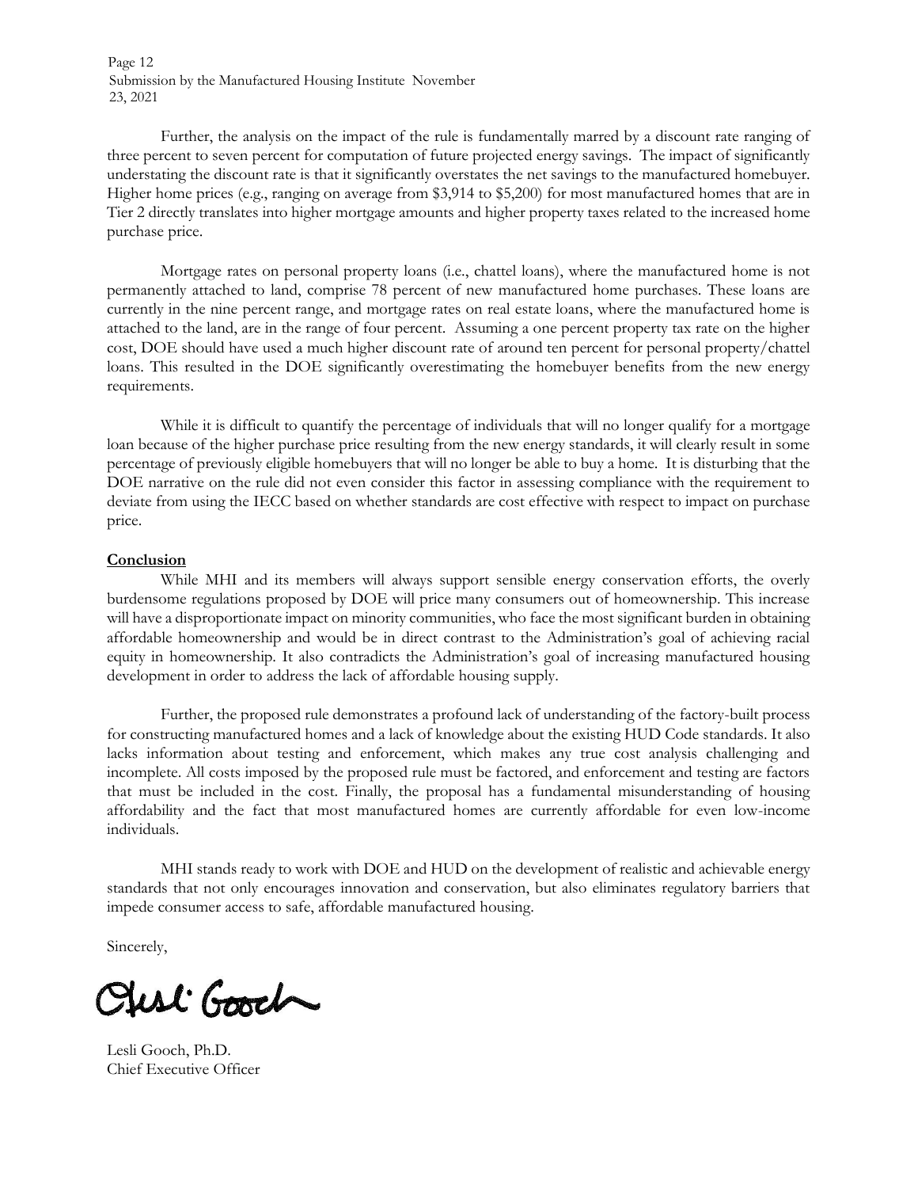Further, the analysis on the impact of the rule is fundamentally marred by a discount rate ranging of three percent to seven percent for computation of future projected energy savings. The impact of significantly understating the discount rate is that it significantly overstates the net savings to the manufactured homebuyer. Higher home prices (e.g., ranging on average from $3,914 to $5,200) for most manufactured homes that are in Tier 2 directly translates into higher mortgage amounts and higher property taxes related to the increased home purchase price.

Mortgage rates on personal property loans (i.e., chattel loans), where the manufactured home is not permanently attached to land, comprise 78 percent of new manufactured home purchases. These loans are currently in the nine percent range, and mortgage rates on real estate loans, where the manufactured home is attached to the land, are in the range of four percent. Assuming a one percent property tax rate on the higher cost, DOE should have used a much higher discount rate of around ten percent for personal property/chattel loans. This resulted in the DOE significantly overestimating the homebuyer benefits from the new energy requirements.

While it is difficult to quantify the percentage of individuals that will no longer qualify for a mortgage loan because of the higher purchase price resulting from the new energy standards, it will clearly result in some percentage of previously eligible homebuyers that will no longer be able to buy a home. It is disturbing that the DOE narrative on the rule did not even consider this factor in assessing compliance with the requirement to deviate from using the IECC based on whether standards are cost effective with respect to impact on purchase price.

**Conclusion**

While MHI and its members will always support sensible energy conservation efforts, the overly burdensome regulations proposed by DOE will price many consumers out of homeownership. This increase will have a disproportionate impact on minority communities, who face the most significant burden in obtaining affordable homeownership and would be in direct contrast to the Administration's goal of achieving racial equity in homeownership. It also contradicts the Administration's goal of increasing manufactured housing development in order to address the lack of affordable housing supply.

Further, the proposed rule demonstrates a profound lack of understanding of the factory-built process for constructing manufactured homes and a lack of knowledge about the existing HUD Code standards. It also lacks information about testing and enforcement, which makes any true cost analysis challenging and incomplete. All costs imposed by the proposed rule must be factored, and enforcement and testing are factors that must be included in the cost. Finally, the proposal has a fundamental misunderstanding of housing affordability and the fact that most manufactured homes are currently affordable for even low-income individuals.

MHI stands ready to work with DOE and HUD on the development of realistic and achievable energy standards that not only encourages innovation and conservation, but also eliminates regulatory barriers that impede consumer access to safe, affordable manufactured housing.

Sincerely,

Lesli Gooch, Ph.D.
Chief Executive Officer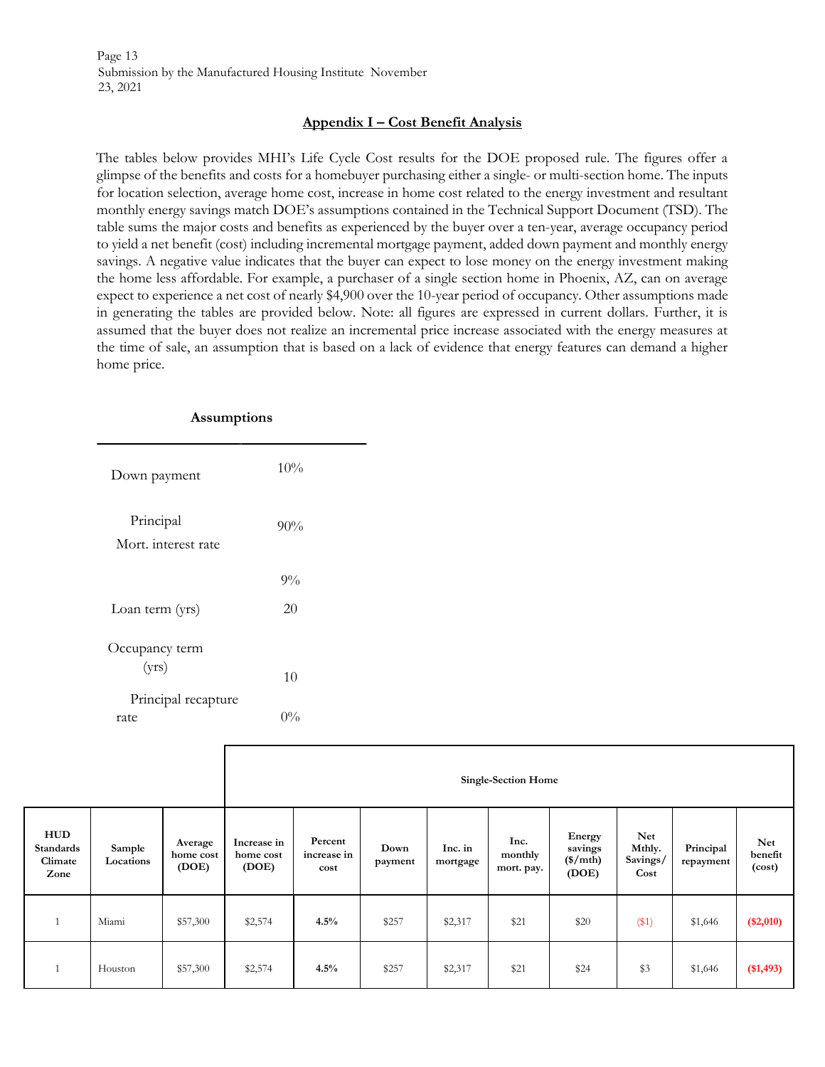## Appendix I – Cost Benefit Analysis

The tables below provides MHI's Life Cycle Cost results for the DOE proposed rule. The figures offer a glimpse of the benefits and costs for a homebuyer purchasing either a single- or multi-section home. The inputs for location selection, average home cost, increase in home cost related to the energy investment and resultant monthly energy savings match DOE's assumptions contained in the Technical Support Document (TSD). The table sums the major costs and benefits as experienced by the buyer over a ten-year, average occupancy period to yield a net benefit (cost) including incremental mortgage payment, added down payment and monthly energy savings. A negative value indicates that the buyer can expect to lose money on the energy investment making the home less affordable. For example, a purchaser of a single section home in Phoenix, AZ, can on average expect to experience a net cost of nearly $4,900 over the 10-year period of occupancy. Other assumptions made in generating the tables are provided below. Note: all figures are expressed in current dollars. Further, it is assumed that the buyer does not realize an incremental price increase associated with the energy measures at the time of sale, an assumption that is based on a lack of evidence that energy features can demand a higher home price.

**Assumptions**

| | |
|---|---|
| Down payment | 10% |
| Principal | 90% |
| Mort. interest rate | 9% |
| Loan term (yrs) | 20 |
| Occupancy term (yrs) | 10 |
| Principal recapture rate | 0% |

| | | | Single-Section Home | | | | | | | | |
|---|---|---|---|---|---|---|---|---|---|---|---|
| **HUD Standards Climate Zone** | **Sample Locations** | **Average home cost (DOE)** | **Increase in home cost (DOE)** | **Percent increase in cost** | **Down payment** | **Inc. in mortgage** | **Inc. monthly mort. pay.** | **Energy savings ($/mth) (DOE)** | **Net Mthly. Savings/ Cost** | **Principal repayment** | **Net benefit (cost)** |
| 1 | Miami | $57,300 | $2,574 | **4.5%** | $257 | $2,317 | $21 | $20 | ($1) | $1,646 | **($2,010)** |
| 1 | Houston | $57,300 | $2,574 | **4.5%** | $257 | $2,317 | $21 | $24 | $3 | $1,646 | **($1,493)** |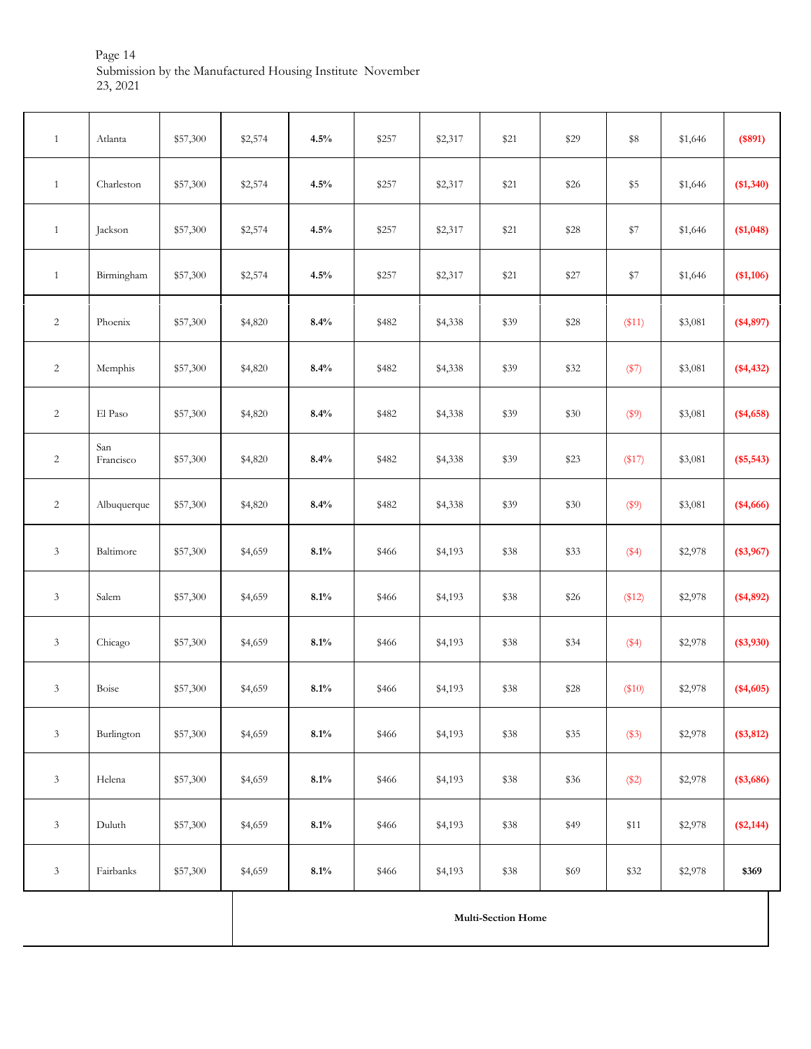| | | | | | | | | | | | |
|---|---|---|---|---|---|---|---|---|---|---|---|
| 1 | Atlanta | $57,300 | $2,574 | **4.5%** | $257 | $2,317 | $21 | $29 | $8 | $1,646 | **($891)** |
| 1 | Charleston | $57,300 | $2,574 | **4.5%** | $257 | $2,317 | $21 | $26 | $5 | $1,646 | **($1,340)** |
| 1 | Jackson | $57,300 | $2,574 | **4.5%** | $257 | $2,317 | $21 | $28 | $7 | $1,646 | **($1,048)** |
| 1 | Birmingham | $57,300 | $2,574 | **4.5%** | $257 | $2,317 | $21 | $27 | $7 | $1,646 | **($1,106)** |
| 2 | Phoenix | $57,300 | $4,820 | **8.4%** | $482 | $4,338 | $39 | $28 | ($11) | $3,081 | **($4,897)** |
| 2 | Memphis | $57,300 | $4,820 | **8.4%** | $482 | $4,338 | $39 | $32 | ($7) | $3,081 | **($4,432)** |
| 2 | El Paso | $57,300 | $4,820 | **8.4%** | $482 | $4,338 | $39 | $30 | ($9) | $3,081 | **($4,658)** |
| 2 | San Francisco | $57,300 | $4,820 | **8.4%** | $482 | $4,338 | $39 | $23 | ($17) | $3,081 | **($5,543)** |
| 2 | Albuquerque | $57,300 | $4,820 | **8.4%** | $482 | $4,338 | $39 | $30 | ($9) | $3,081 | **($4,666)** |
| 3 | Baltimore | $57,300 | $4,659 | **8.1%** | $466 | $4,193 | $38 | $33 | ($4) | $2,978 | **($3,967)** |
| 3 | Salem | $57,300 | $4,659 | **8.1%** | $466 | $4,193 | $38 | $26 | ($12) | $2,978 | **($4,892)** |
| 3 | Chicago | $57,300 | $4,659 | **8.1%** | $466 | $4,193 | $38 | $34 | ($4) | $2,978 | **($3,930)** |
| 3 | Boise | $57,300 | $4,659 | **8.1%** | $466 | $4,193 | $38 | $28 | ($10) | $2,978 | **($4,605)** |
| 3 | Burlington | $57,300 | $4,659 | **8.1%** | $466 | $4,193 | $38 | $35 | ($3) | $2,978 | **($3,812)** |
| 3 | Helena | $57,300 | $4,659 | **8.1%** | $466 | $4,193 | $38 | $36 | ($2) | $2,978 | **($3,686)** |
| 3 | Duluth | $57,300 | $4,659 | **8.1%** | $466 | $4,193 | $38 | $49 | $11 | $2,978 | **($2,144)** |
| 3 | Fairbanks | $57,300 | $4,659 | **8.1%** | $466 | $4,193 | $38 | $69 | $32 | $2,978 | **$369** |

**Multi-Section Home**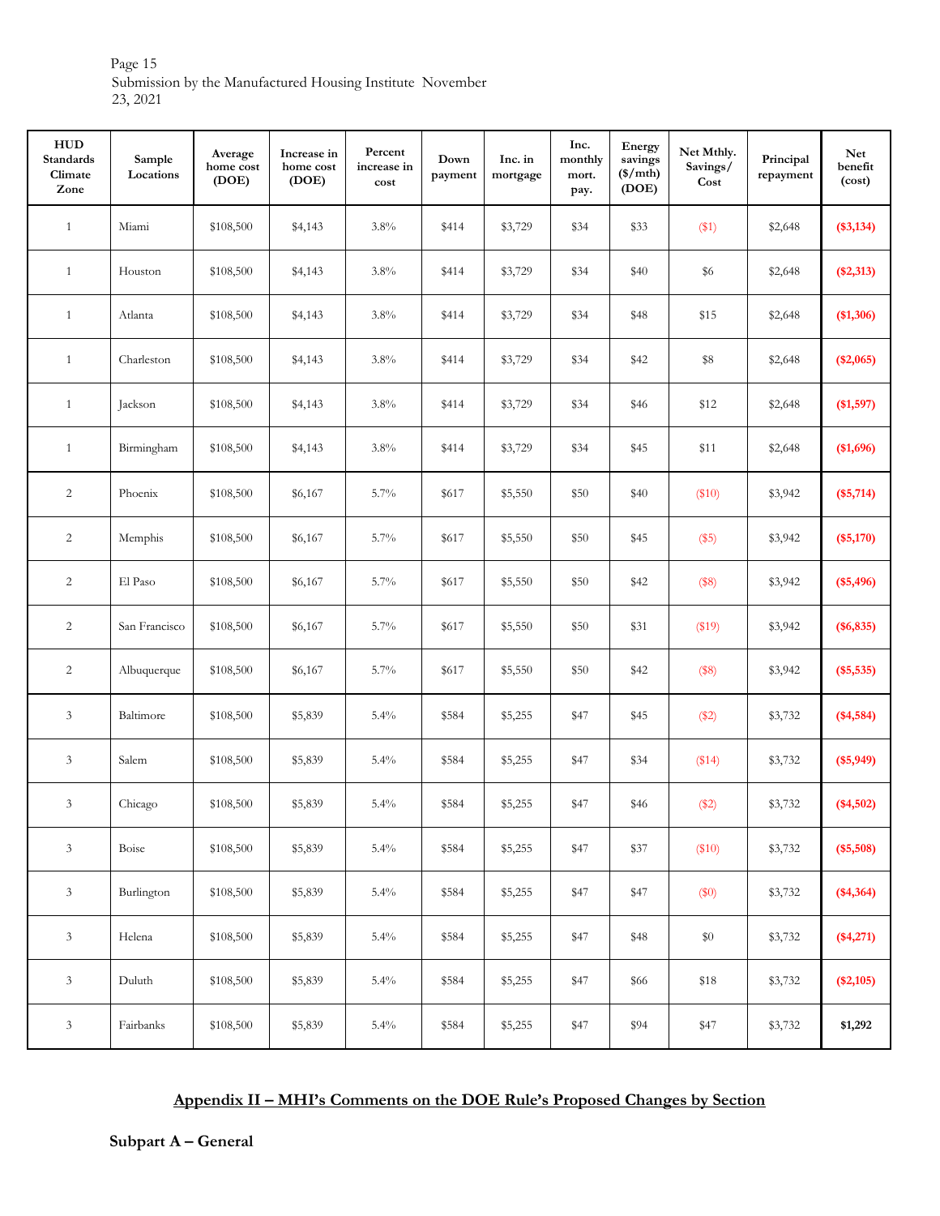| HUD Standards Climate Zone | Sample Locations | Average home cost (DOE) | Increase in home cost (DOE) | Percent increase in cost | Down payment | Inc. in mortgage | Inc. monthly mort. pay. | Energy savings ($/mth) (DOE) | Net Mthly. Savings/ Cost | Principal repayment | Net benefit (cost) |
|---|---|---|---|---|---|---|---|---|---|---|---|
| 1 | Miami | $108,500 | $4,143 | 3.8% | $414 | $3,729 | $34 | $33 | ($1) | $2,648 | **($3,134)** |
| 1 | Houston | $108,500 | $4,143 | 3.8% | $414 | $3,729 | $34 | $40 | $6 | $2,648 | **($2,313)** |
| 1 | Atlanta | $108,500 | $4,143 | 3.8% | $414 | $3,729 | $34 | $48 | $15 | $2,648 | **($1,306)** |
| 1 | Charleston | $108,500 | $4,143 | 3.8% | $414 | $3,729 | $34 | $42 | $8 | $2,648 | **($2,065)** |
| 1 | Jackson | $108,500 | $4,143 | 3.8% | $414 | $3,729 | $34 | $46 | $12 | $2,648 | **($1,597)** |
| 1 | Birmingham | $108,500 | $4,143 | 3.8% | $414 | $3,729 | $34 | $45 | $11 | $2,648 | **($1,696)** |
| 2 | Phoenix | $108,500 | $6,167 | 5.7% | $617 | $5,550 | $50 | $40 | ($10) | $3,942 | **($5,714)** |
| 2 | Memphis | $108,500 | $6,167 | 5.7% | $617 | $5,550 | $50 | $45 | ($5) | $3,942 | **($5,170)** |
| 2 | El Paso | $108,500 | $6,167 | 5.7% | $617 | $5,550 | $50 | $42 | ($8) | $3,942 | **($5,496)** |
| 2 | San Francisco | $108,500 | $6,167 | 5.7% | $617 | $5,550 | $50 | $31 | ($19) | $3,942 | **($6,835)** |
| 2 | Albuquerque | $108,500 | $6,167 | 5.7% | $617 | $5,550 | $50 | $42 | ($8) | $3,942 | **($5,535)** |
| 3 | Baltimore | $108,500 | $5,839 | 5.4% | $584 | $5,255 | $47 | $45 | ($2) | $3,732 | **($4,584)** |
| 3 | Salem | $108,500 | $5,839 | 5.4% | $584 | $5,255 | $47 | $34 | ($14) | $3,732 | **($5,949)** |
| 3 | Chicago | $108,500 | $5,839 | 5.4% | $584 | $5,255 | $47 | $46 | ($2) | $3,732 | **($4,502)** |
| 3 | Boise | $108,500 | $5,839 | 5.4% | $584 | $5,255 | $47 | $37 | ($10) | $3,732 | **($5,508)** |
| 3 | Burlington | $108,500 | $5,839 | 5.4% | $584 | $5,255 | $47 | $47 | ($0) | $3,732 | **($4,364)** |
| 3 | Helena | $108,500 | $5,839 | 5.4% | $584 | $5,255 | $47 | $48 | $0 | $3,732 | **($4,271)** |
| 3 | Duluth | $108,500 | $5,839 | 5.4% | $584 | $5,255 | $47 | $66 | $18 | $3,732 | **($2,105)** |
| 3 | Fairbanks | $108,500 | $5,839 | 5.4% | $584 | $5,255 | $47 | $94 | $47 | $3,732 | **$1,292** |

## Appendix II – MHI's Comments on the DOE Rule's Proposed Changes by Section

### Subpart A – General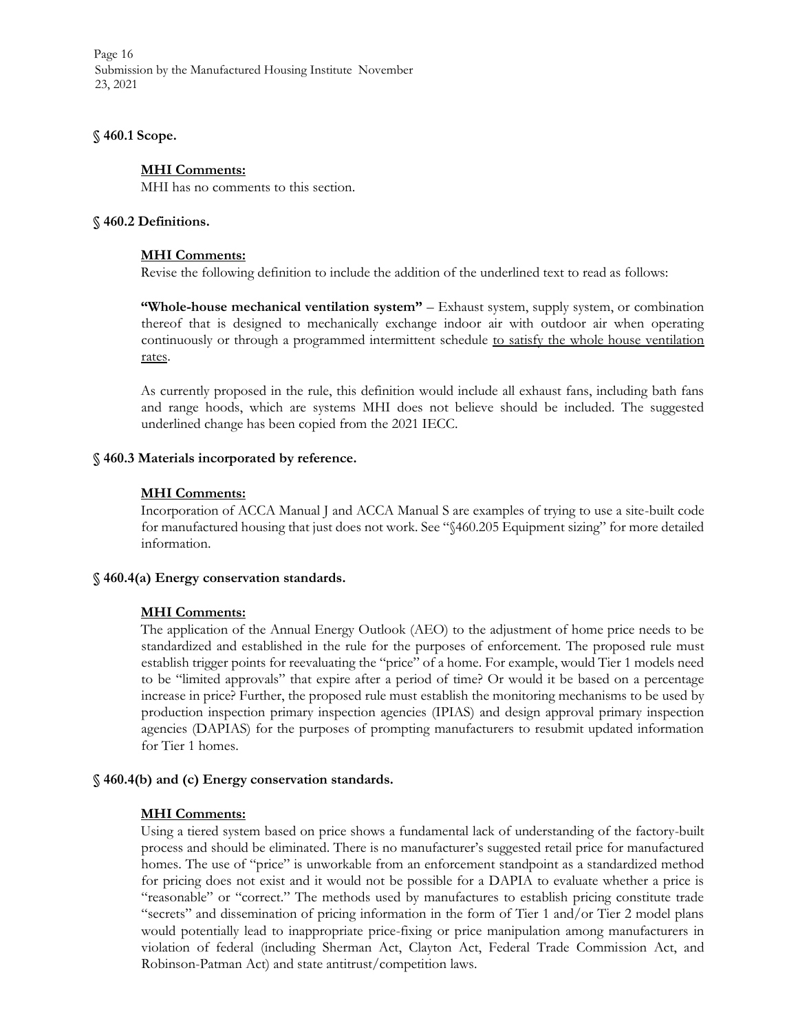## § 460.1 Scope.

**MHI Comments:**

MHI has no comments to this section.

## § 460.2 Definitions.

**MHI Comments:**

Revise the following definition to include the addition of the underlined text to read as follows:

**"Whole-house mechanical ventilation system"** – Exhaust system, supply system, or combination thereof that is designed to mechanically exchange indoor air with outdoor air when operating continuously or through a programmed intermittent schedule <u>to satisfy the whole house ventilation rates</u>.

As currently proposed in the rule, this definition would include all exhaust fans, including bath fans and range hoods, which are systems MHI does not believe should be included. The suggested underlined change has been copied from the 2021 IECC.

## § 460.3 Materials incorporated by reference.

**MHI Comments:**

Incorporation of ACCA Manual J and ACCA Manual S are examples of trying to use a site-built code for manufactured housing that just does not work. See "§460.205 Equipment sizing" for more detailed information.

## § 460.4(a) Energy conservation standards.

**MHI Comments:**

The application of the Annual Energy Outlook (AEO) to the adjustment of home price needs to be standardized and established in the rule for the purposes of enforcement. The proposed rule must establish trigger points for reevaluating the "price" of a home. For example, would Tier 1 models need to be "limited approvals" that expire after a period of time? Or would it be based on a percentage increase in price? Further, the proposed rule must establish the monitoring mechanisms to be used by production inspection primary inspection agencies (IPIAS) and design approval primary inspection agencies (DAPIAS) for the purposes of prompting manufacturers to resubmit updated information for Tier 1 homes.

## § 460.4(b) and (c) Energy conservation standards.

**MHI Comments:**

Using a tiered system based on price shows a fundamental lack of understanding of the factory-built process and should be eliminated. There is no manufacturer's suggested retail price for manufactured homes. The use of "price" is unworkable from an enforcement standpoint as a standardized method for pricing does not exist and it would not be possible for a DAPIA to evaluate whether a price is "reasonable" or "correct." The methods used by manufactures to establish pricing constitute trade "secrets" and dissemination of pricing information in the form of Tier 1 and/or Tier 2 model plans would potentially lead to inappropriate price-fixing or price manipulation among manufacturers in violation of federal (including Sherman Act, Clayton Act, Federal Trade Commission Act, and Robinson-Patman Act) and state antitrust/competition laws.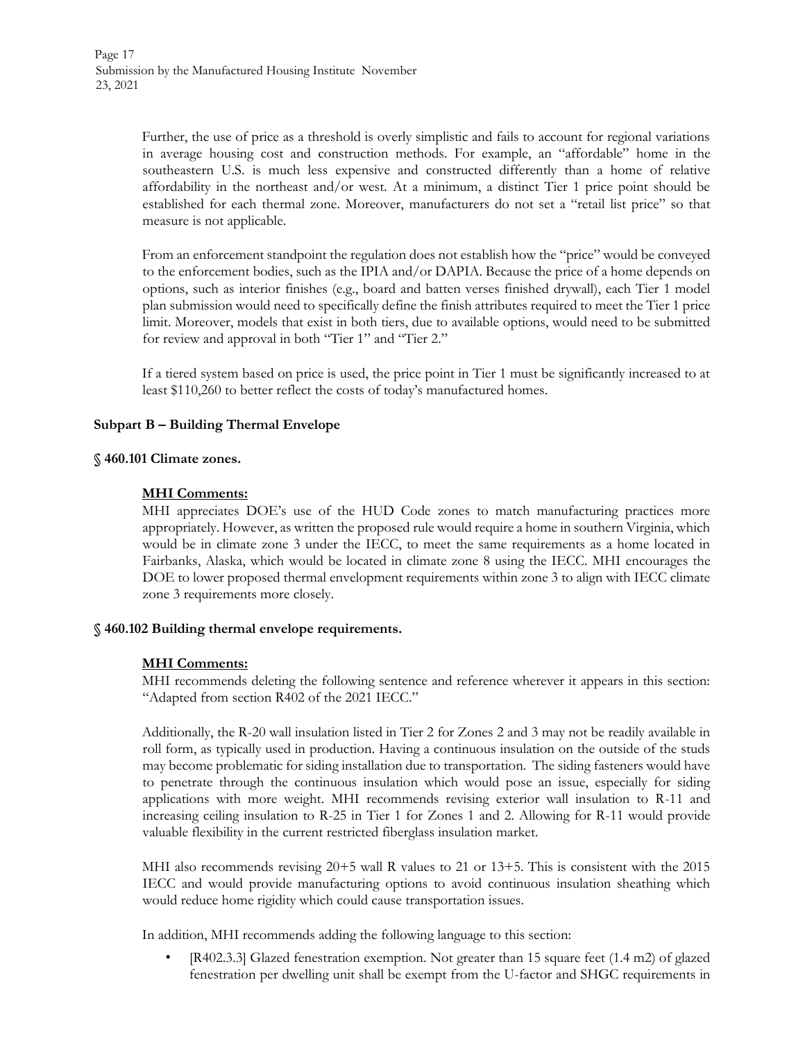Further, the use of price as a threshold is overly simplistic and fails to account for regional variations in average housing cost and construction methods. For example, an "affordable" home in the southeastern U.S. is much less expensive and constructed differently than a home of relative affordability in the northeast and/or west. At a minimum, a distinct Tier 1 price point should be established for each thermal zone. Moreover, manufacturers do not set a "retail list price" so that measure is not applicable.

From an enforcement standpoint the regulation does not establish how the "price" would be conveyed to the enforcement bodies, such as the IPIA and/or DAPIA. Because the price of a home depends on options, such as interior finishes (e.g., board and batten verses finished drywall), each Tier 1 model plan submission would need to specifically define the finish attributes required to meet the Tier 1 price limit. Moreover, models that exist in both tiers, due to available options, would need to be submitted for review and approval in both "Tier 1" and "Tier 2."

If a tiered system based on price is used, the price point in Tier 1 must be significantly increased to at least $110,260 to better reflect the costs of today's manufactured homes.

**Subpart B – Building Thermal Envelope**

**§ 460.101 Climate zones.**

**MHI Comments:**

MHI appreciates DOE's use of the HUD Code zones to match manufacturing practices more appropriately. However, as written the proposed rule would require a home in southern Virginia, which would be in climate zone 3 under the IECC, to meet the same requirements as a home located in Fairbanks, Alaska, which would be located in climate zone 8 using the IECC. MHI encourages the DOE to lower proposed thermal envelopment requirements within zone 3 to align with IECC climate zone 3 requirements more closely.

**§ 460.102 Building thermal envelope requirements.**

**MHI Comments:**

MHI recommends deleting the following sentence and reference wherever it appears in this section: "Adapted from section R402 of the 2021 IECC."

Additionally, the R-20 wall insulation listed in Tier 2 for Zones 2 and 3 may not be readily available in roll form, as typically used in production. Having a continuous insulation on the outside of the studs may become problematic for siding installation due to transportation. The siding fasteners would have to penetrate through the continuous insulation which would pose an issue, especially for siding applications with more weight. MHI recommends revising exterior wall insulation to R-11 and increasing ceiling insulation to R-25 in Tier 1 for Zones 1 and 2. Allowing for R-11 would provide valuable flexibility in the current restricted fiberglass insulation market.

MHI also recommends revising 20+5 wall R values to 21 or 13+5. This is consistent with the 2015 IECC and would provide manufacturing options to avoid continuous insulation sheathing which would reduce home rigidity which could cause transportation issues.

In addition, MHI recommends adding the following language to this section:

- [R402.3.3] Glazed fenestration exemption. Not greater than 15 square feet (1.4 m2) of glazed fenestration per dwelling unit shall be exempt from the U-factor and SHGC requirements in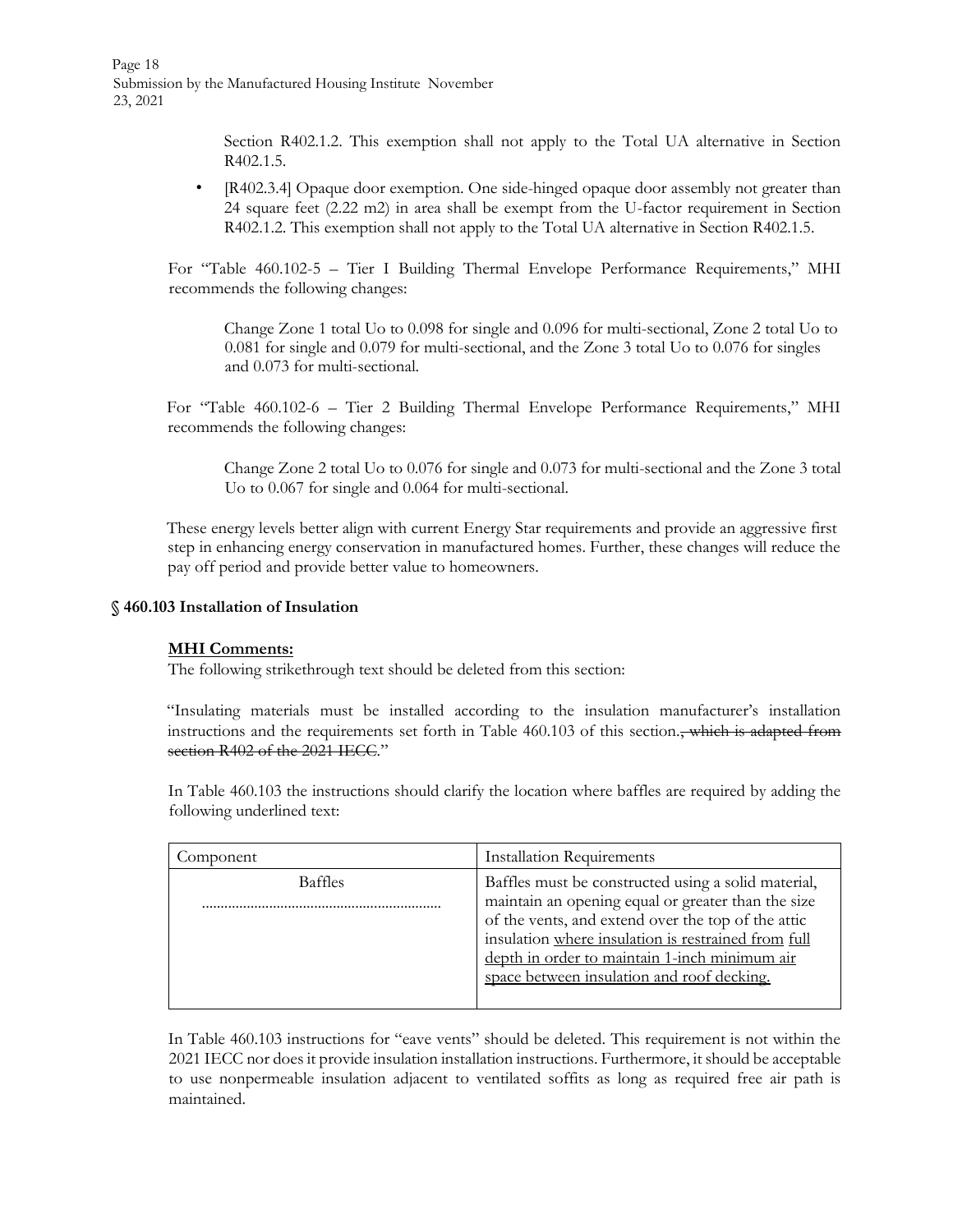Section R402.1.2. This exemption shall not apply to the Total UA alternative in Section R402.1.5.

- [R402.3.4] Opaque door exemption. One side-hinged opaque door assembly not greater than 24 square feet (2.22 m2) in area shall be exempt from the U-factor requirement in Section R402.1.2. This exemption shall not apply to the Total UA alternative in Section R402.1.5.

For "Table 460.102-5 – Tier I Building Thermal Envelope Performance Requirements," MHI recommends the following changes:

> Change Zone 1 total Uo to 0.098 for single and 0.096 for multi-sectional, Zone 2 total Uo to 0.081 for single and 0.079 for multi-sectional, and the Zone 3 total Uo to 0.076 for singles and 0.073 for multi-sectional.

For "Table 460.102-6 – Tier 2 Building Thermal Envelope Performance Requirements," MHI recommends the following changes:

> Change Zone 2 total Uo to 0.076 for single and 0.073 for multi-sectional and the Zone 3 total Uo to 0.067 for single and 0.064 for multi-sectional.

These energy levels better align with current Energy Star requirements and provide an aggressive first step in enhancing energy conservation in manufactured homes. Further, these changes will reduce the pay off period and provide better value to homeowners.

### § 460.103 Installation of Insulation

**MHI Comments:**

The following strikethrough text should be deleted from this section:

"Insulating materials must be installed according to the insulation manufacturer's installation instructions and the requirements set forth in Table 460.103 of this section.~~, which is adapted from section R402 of the 2021 IECC~~."

In Table 460.103 the instructions should clarify the location where baffles are required by adding the following underlined text:

| Component | Installation Requirements |
|---|---|
| Baffles .............................................................. | Baffles must be constructed using a solid material, maintain an opening equal or greater than the size of the vents, and extend over the top of the attic insulation <u>where insulation is restrained from full depth in order to maintain 1-inch minimum air space between insulation and roof decking.</u> |

In Table 460.103 instructions for "eave vents" should be deleted. This requirement is not within the 2021 IECC nor does it provide insulation installation instructions. Furthermore, it should be acceptable to use nonpermeable insulation adjacent to ventilated soffits as long as required free air path is maintained.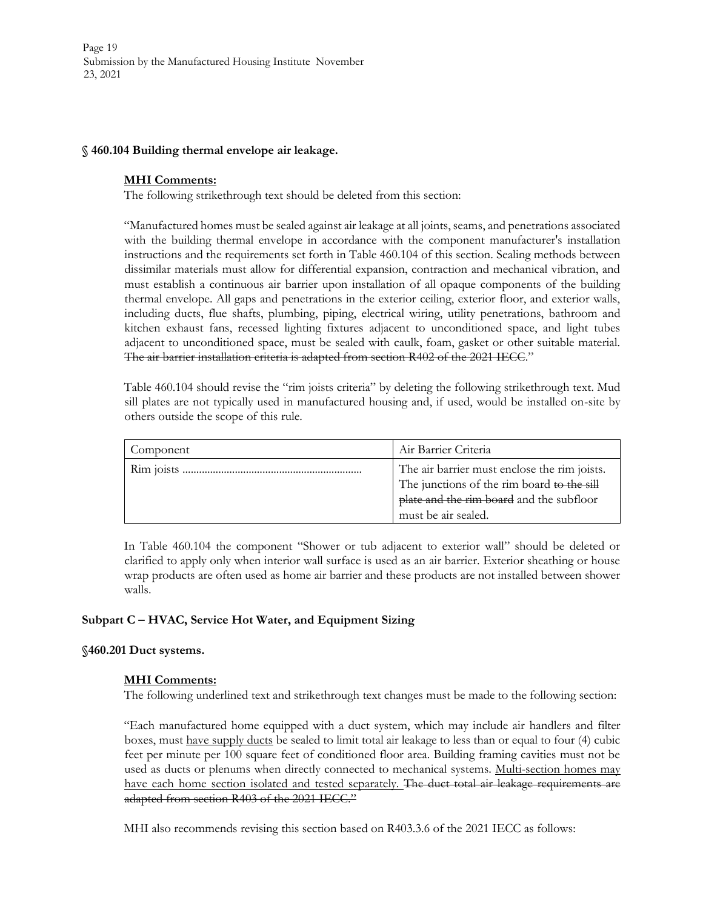### § 460.104 Building thermal envelope air leakage.

**MHI Comments:**

The following strikethrough text should be deleted from this section:

"Manufactured homes must be sealed against air leakage at all joints, seams, and penetrations associated with the building thermal envelope in accordance with the component manufacturer's installation instructions and the requirements set forth in Table 460.104 of this section. Sealing methods between dissimilar materials must allow for differential expansion, contraction and mechanical vibration, and must establish a continuous air barrier upon installation of all opaque components of the building thermal envelope. All gaps and penetrations in the exterior ceiling, exterior floor, and exterior walls, including ducts, flue shafts, plumbing, piping, electrical wiring, utility penetrations, bathroom and kitchen exhaust fans, recessed lighting fixtures adjacent to unconditioned space, and light tubes adjacent to unconditioned space, must be sealed with caulk, foam, gasket or other suitable material. ~~The air barrier installation criteria is adapted from section R402 of the 2021 IECC~~."

Table 460.104 should revise the "rim joists criteria" by deleting the following strikethrough text. Mud sill plates are not typically used in manufactured housing and, if used, would be installed on-site by others outside the scope of this rule.

| Component | Air Barrier Criteria |
|---|---|
| Rim joists ................................................................ | The air barrier must enclose the rim joists. The junctions of the rim board ~~to the sill plate and the rim board~~ and the subfloor must be air sealed. |

In Table 460.104 the component "Shower or tub adjacent to exterior wall" should be deleted or clarified to apply only when interior wall surface is used as an air barrier. Exterior sheathing or house wrap products are often used as home air barrier and these products are not installed between shower walls.

## Subpart C – HVAC, Service Hot Water, and Equipment Sizing

### §460.201 Duct systems.

**MHI Comments:**

The following underlined text and strikethrough text changes must be made to the following section:

"Each manufactured home equipped with a duct system, which may include air handlers and filter boxes, must <u>have supply ducts</u> be sealed to limit total air leakage to less than or equal to four (4) cubic feet per minute per 100 square feet of conditioned floor area. Building framing cavities must not be used as ducts or plenums when directly connected to mechanical systems. <u>Multi-section homes may have each home section isolated and tested separately.</u> ~~The duct total air leakage requirements are adapted from section R403 of the 2021 IECC.~~"

MHI also recommends revising this section based on R403.3.6 of the 2021 IECC as follows: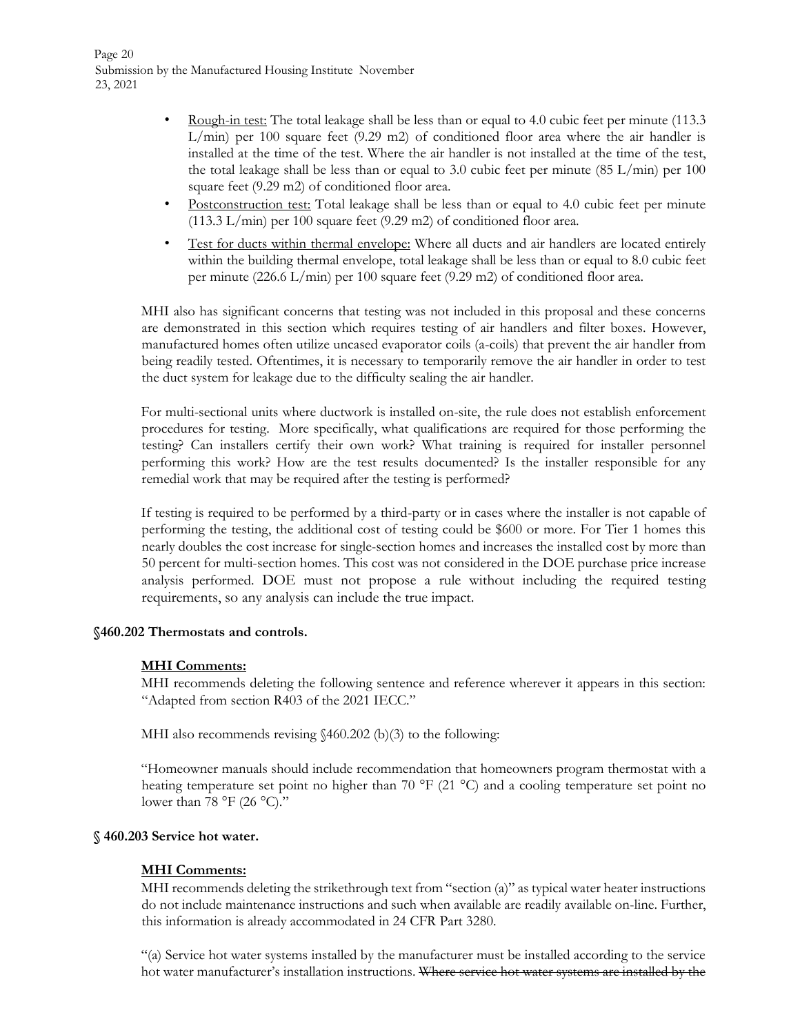- Rough-in test: The total leakage shall be less than or equal to 4.0 cubic feet per minute (113.3 L/min) per 100 square feet (9.29 m2) of conditioned floor area where the air handler is installed at the time of the test. Where the air handler is not installed at the time of the test, the total leakage shall be less than or equal to 3.0 cubic feet per minute (85 L/min) per 100 square feet (9.29 m2) of conditioned floor area.
- Postconstruction test: Total leakage shall be less than or equal to 4.0 cubic feet per minute (113.3 L/min) per 100 square feet (9.29 m2) of conditioned floor area.
- Test for ducts within thermal envelope: Where all ducts and air handlers are located entirely within the building thermal envelope, total leakage shall be less than or equal to 8.0 cubic feet per minute (226.6 L/min) per 100 square feet (9.29 m2) of conditioned floor area.

MHI also has significant concerns that testing was not included in this proposal and these concerns are demonstrated in this section which requires testing of air handlers and filter boxes. However, manufactured homes often utilize uncased evaporator coils (a-coils) that prevent the air handler from being readily tested. Oftentimes, it is necessary to temporarily remove the air handler in order to test the duct system for leakage due to the difficulty sealing the air handler.

For multi-sectional units where ductwork is installed on-site, the rule does not establish enforcement procedures for testing. More specifically, what qualifications are required for those performing the testing? Can installers certify their own work? What training is required for installer personnel performing this work? How are the test results documented? Is the installer responsible for any remedial work that may be required after the testing is performed?

If testing is required to be performed by a third-party or in cases where the installer is not capable of performing the testing, the additional cost of testing could be $600 or more. For Tier 1 homes this nearly doubles the cost increase for single-section homes and increases the installed cost by more than 50 percent for multi-section homes. This cost was not considered in the DOE purchase price increase analysis performed. DOE must not propose a rule without including the required testing requirements, so any analysis can include the true impact.

**§460.202 Thermostats and controls.**

**MHI Comments:**

MHI recommends deleting the following sentence and reference wherever it appears in this section: "Adapted from section R403 of the 2021 IECC."

MHI also recommends revising §460.202 (b)(3) to the following:

"Homeowner manuals should include recommendation that homeowners program thermostat with a heating temperature set point no higher than 70 °F (21 °C) and a cooling temperature set point no lower than 78 °F (26 °C)."

**§ 460.203 Service hot water.**

**MHI Comments:**

MHI recommends deleting the strikethrough text from "section (a)" as typical water heater instructions do not include maintenance instructions and such when available are readily available on-line. Further, this information is already accommodated in 24 CFR Part 3280.

"(a) Service hot water systems installed by the manufacturer must be installed according to the service hot water manufacturer's installation instructions. ~~Where service hot water systems are installed by the~~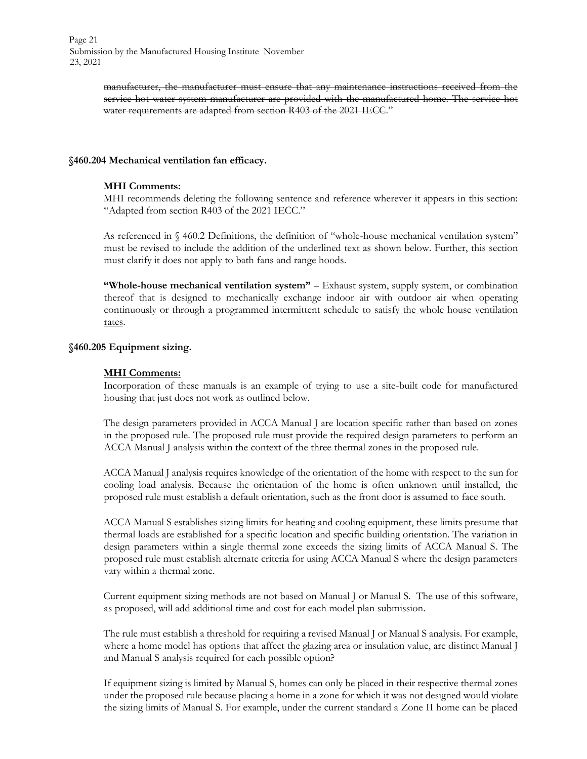~~manufacturer, the manufacturer must ensure that any maintenance instructions received from the service hot water system manufacturer are provided with the manufactured home. The service hot water requirements are adapted from section R403 of the 2021 IECC.~~"

### §460.204 Mechanical ventilation fan efficacy.

**MHI Comments:**

MHI recommends deleting the following sentence and reference wherever it appears in this section: "Adapted from section R403 of the 2021 IECC."

As referenced in § 460.2 Definitions, the definition of "whole-house mechanical ventilation system" must be revised to include the addition of the underlined text as shown below. Further, this section must clarify it does not apply to bath fans and range hoods.

**"Whole-house mechanical ventilation system"** – Exhaust system, supply system, or combination thereof that is designed to mechanically exchange indoor air with outdoor air when operating continuously or through a programmed intermittent schedule <u>to satisfy the whole house ventilation rates</u>.

### §460.205 Equipment sizing.

**<u>MHI Comments:</u>**

Incorporation of these manuals is an example of trying to use a site-built code for manufactured housing that just does not work as outlined below.

The design parameters provided in ACCA Manual J are location specific rather than based on zones in the proposed rule. The proposed rule must provide the required design parameters to perform an ACCA Manual J analysis within the context of the three thermal zones in the proposed rule.

ACCA Manual J analysis requires knowledge of the orientation of the home with respect to the sun for cooling load analysis. Because the orientation of the home is often unknown until installed, the proposed rule must establish a default orientation, such as the front door is assumed to face south.

ACCA Manual S establishes sizing limits for heating and cooling equipment, these limits presume that thermal loads are established for a specific location and specific building orientation. The variation in design parameters within a single thermal zone exceeds the sizing limits of ACCA Manual S. The proposed rule must establish alternate criteria for using ACCA Manual S where the design parameters vary within a thermal zone.

Current equipment sizing methods are not based on Manual J or Manual S. The use of this software, as proposed, will add additional time and cost for each model plan submission.

The rule must establish a threshold for requiring a revised Manual J or Manual S analysis. For example, where a home model has options that affect the glazing area or insulation value, are distinct Manual J and Manual S analysis required for each possible option?

If equipment sizing is limited by Manual S, homes can only be placed in their respective thermal zones under the proposed rule because placing a home in a zone for which it was not designed would violate the sizing limits of Manual S. For example, under the current standard a Zone II home can be placed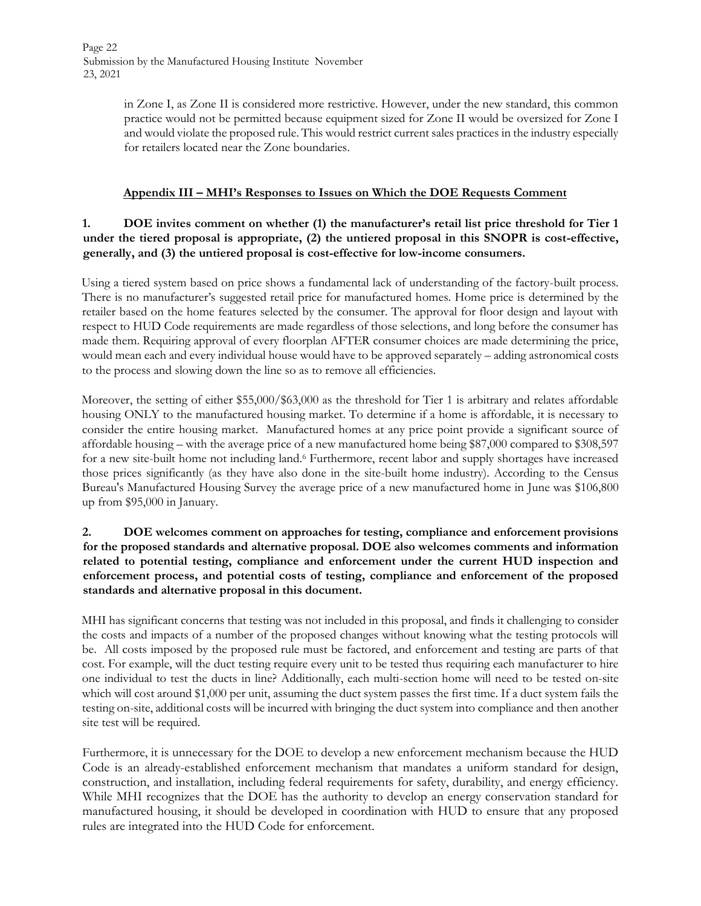in Zone I, as Zone II is considered more restrictive. However, under the new standard, this common practice would not be permitted because equipment sized for Zone II would be oversized for Zone I and would violate the proposed rule. This would restrict current sales practices in the industry especially for retailers located near the Zone boundaries.

## Appendix III – MHI's Responses to Issues on Which the DOE Requests Comment

**1. DOE invites comment on whether (1) the manufacturer's retail list price threshold for Tier 1 under the tiered proposal is appropriate, (2) the untiered proposal in this SNOPR is cost-effective, generally, and (3) the untiered proposal is cost-effective for low-income consumers.**

Using a tiered system based on price shows a fundamental lack of understanding of the factory-built process. There is no manufacturer's suggested retail price for manufactured homes. Home price is determined by the retailer based on the home features selected by the consumer. The approval for floor design and layout with respect to HUD Code requirements are made regardless of those selections, and long before the consumer has made them. Requiring approval of every floorplan AFTER consumer choices are made determining the price, would mean each and every individual house would have to be approved separately – adding astronomical costs to the process and slowing down the line so as to remove all efficiencies.

Moreover, the setting of either $55,000/$63,000 as the threshold for Tier 1 is arbitrary and relates affordable housing ONLY to the manufactured housing market. To determine if a home is affordable, it is necessary to consider the entire housing market. Manufactured homes at any price point provide a significant source of affordable housing – with the average price of a new manufactured home being $87,000 compared to $308,597 for a new site-built home not including land.[6] Furthermore, recent labor and supply shortages have increased those prices significantly (as they have also done in the site-built home industry). According to the Census Bureau's Manufactured Housing Survey the average price of a new manufactured home in June was $106,800 up from $95,000 in January.

**2. DOE welcomes comment on approaches for testing, compliance and enforcement provisions for the proposed standards and alternative proposal. DOE also welcomes comments and information related to potential testing, compliance and enforcement under the current HUD inspection and enforcement process, and potential costs of testing, compliance and enforcement of the proposed standards and alternative proposal in this document.**

MHI has significant concerns that testing was not included in this proposal, and finds it challenging to consider the costs and impacts of a number of the proposed changes without knowing what the testing protocols will be. All costs imposed by the proposed rule must be factored, and enforcement and testing are parts of that cost. For example, will the duct testing require every unit to be tested thus requiring each manufacturer to hire one individual to test the ducts in line? Additionally, each multi-section home will need to be tested on-site which will cost around $1,000 per unit, assuming the duct system passes the first time. If a duct system fails the testing on-site, additional costs will be incurred with bringing the duct system into compliance and then another site test will be required.

Furthermore, it is unnecessary for the DOE to develop a new enforcement mechanism because the HUD Code is an already-established enforcement mechanism that mandates a uniform standard for design, construction, and installation, including federal requirements for safety, durability, and energy efficiency. While MHI recognizes that the DOE has the authority to develop an energy conservation standard for manufactured housing, it should be developed in coordination with HUD to ensure that any proposed rules are integrated into the HUD Code for enforcement.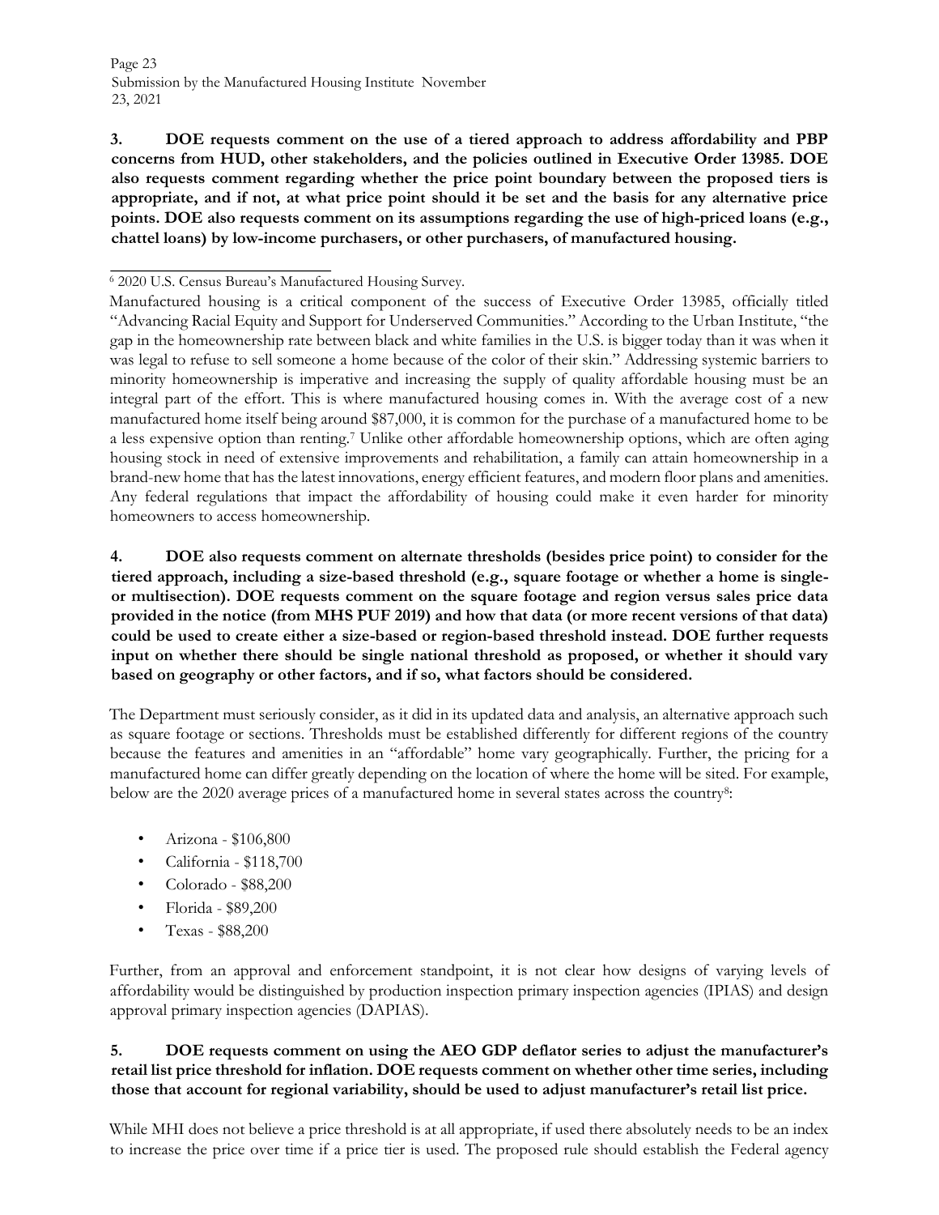**3. DOE requests comment on the use of a tiered approach to address affordability and PBP concerns from HUD, other stakeholders, and the policies outlined in Executive Order 13985. DOE also requests comment regarding whether the price point boundary between the proposed tiers is appropriate, and if not, at what price point should it be set and the basis for any alternative price points. DOE also requests comment on its assumptions regarding the use of high-priced loans (e.g., chattel loans) by low-income purchasers, or other purchasers, of manufactured housing.**

---

[6] 2020 U.S. Census Bureau's Manufactured Housing Survey.

Manufactured housing is a critical component of the success of Executive Order 13985, officially titled "Advancing Racial Equity and Support for Underserved Communities." According to the Urban Institute, "the gap in the homeownership rate between black and white families in the U.S. is bigger today than it was when it was legal to refuse to sell someone a home because of the color of their skin." Addressing systemic barriers to minority homeownership is imperative and increasing the supply of quality affordable housing must be an integral part of the effort. This is where manufactured housing comes in. With the average cost of a new manufactured home itself being around $87,000, it is common for the purchase of a manufactured home to be a less expensive option than renting.[7] Unlike other affordable homeownership options, which are often aging housing stock in need of extensive improvements and rehabilitation, a family can attain homeownership in a brand-new home that has the latest innovations, energy efficient features, and modern floor plans and amenities. Any federal regulations that impact the affordability of housing could make it even harder for minority homeowners to access homeownership.

**4. DOE also requests comment on alternate thresholds (besides price point) to consider for the tiered approach, including a size-based threshold (e.g., square footage or whether a home is single- or multisection). DOE requests comment on the square footage and region versus sales price data provided in the notice (from MHS PUF 2019) and how that data (or more recent versions of that data) could be used to create either a size-based or region-based threshold instead. DOE further requests input on whether there should be single national threshold as proposed, or whether it should vary based on geography or other factors, and if so, what factors should be considered.**

The Department must seriously consider, as it did in its updated data and analysis, an alternative approach such as square footage or sections. Thresholds must be established differently for different regions of the country because the features and amenities in an "affordable" home vary geographically. Further, the pricing for a manufactured home can differ greatly depending on the location of where the home will be sited. For example, below are the 2020 average prices of a manufactured home in several states across the country[8]:

- Arizona - $106,800
- California - $118,700
- Colorado - $88,200
- Florida - $89,200
- Texas - $88,200

Further, from an approval and enforcement standpoint, it is not clear how designs of varying levels of affordability would be distinguished by production inspection primary inspection agencies (IPIAS) and design approval primary inspection agencies (DAPIAS).

**5. DOE requests comment on using the AEO GDP deflator series to adjust the manufacturer's retail list price threshold for inflation. DOE requests comment on whether other time series, including those that account for regional variability, should be used to adjust manufacturer's retail list price.**

While MHI does not believe a price threshold is at all appropriate, if used there absolutely needs to be an index to increase the price over time if a price tier is used. The proposed rule should establish the Federal agency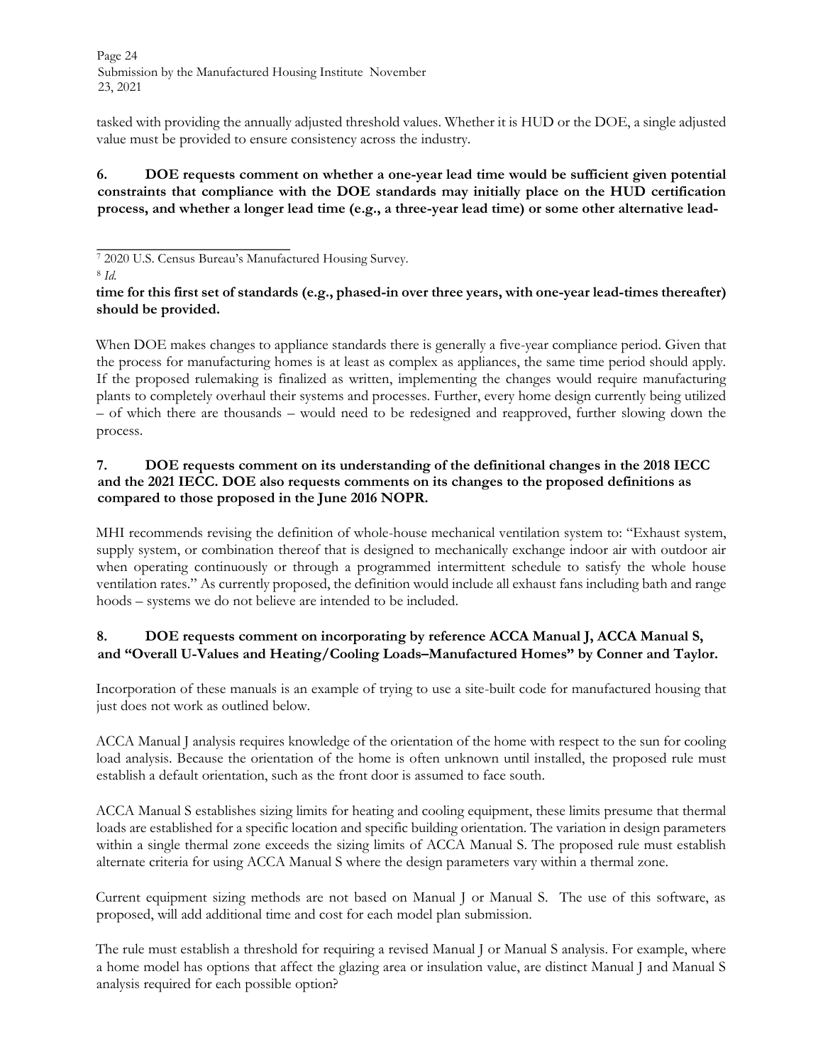tasked with providing the annually adjusted threshold values. Whether it is HUD or the DOE, a single adjusted value must be provided to ensure consistency across the industry.

**6. DOE requests comment on whether a one-year lead time would be sufficient given potential constraints that compliance with the DOE standards may initially place on the HUD certification process, and whether a longer lead time (e.g., a three-year lead time) or some other alternative lead-time for this first set of standards (e.g., phased-in over three years, with one-year lead-times thereafter) should be provided.**

When DOE makes changes to appliance standards there is generally a five-year compliance period. Given that the process for manufacturing homes is at least as complex as appliances, the same time period should apply. If the proposed rulemaking is finalized as written, implementing the changes would require manufacturing plants to completely overhaul their systems and processes. Further, every home design currently being utilized – of which there are thousands – would need to be redesigned and reapproved, further slowing down the process.

**7. DOE requests comment on its understanding of the definitional changes in the 2018 IECC and the 2021 IECC. DOE also requests comments on its changes to the proposed definitions as compared to those proposed in the June 2016 NOPR.**

MHI recommends revising the definition of whole-house mechanical ventilation system to: "Exhaust system, supply system, or combination thereof that is designed to mechanically exchange indoor air with outdoor air when operating continuously or through a programmed intermittent schedule to satisfy the whole house ventilation rates." As currently proposed, the definition would include all exhaust fans including bath and range hoods – systems we do not believe are intended to be included.

**8. DOE requests comment on incorporating by reference ACCA Manual J, ACCA Manual S, and "Overall U-Values and Heating/Cooling Loads–Manufactured Homes" by Conner and Taylor.**

Incorporation of these manuals is an example of trying to use a site-built code for manufactured housing that just does not work as outlined below.

ACCA Manual J analysis requires knowledge of the orientation of the home with respect to the sun for cooling load analysis. Because the orientation of the home is often unknown until installed, the proposed rule must establish a default orientation, such as the front door is assumed to face south.

ACCA Manual S establishes sizing limits for heating and cooling equipment, these limits presume that thermal loads are established for a specific location and specific building orientation. The variation in design parameters within a single thermal zone exceeds the sizing limits of ACCA Manual S. The proposed rule must establish alternate criteria for using ACCA Manual S where the design parameters vary within a thermal zone.

Current equipment sizing methods are not based on Manual J or Manual S. The use of this software, as proposed, will add additional time and cost for each model plan submission.

The rule must establish a threshold for requiring a revised Manual J or Manual S analysis. For example, where a home model has options that affect the glazing area or insulation value, are distinct Manual J and Manual S analysis required for each possible option?

---

[7] 2020 U.S. Census Bureau's Manufactured Housing Survey.

[8] *Id.*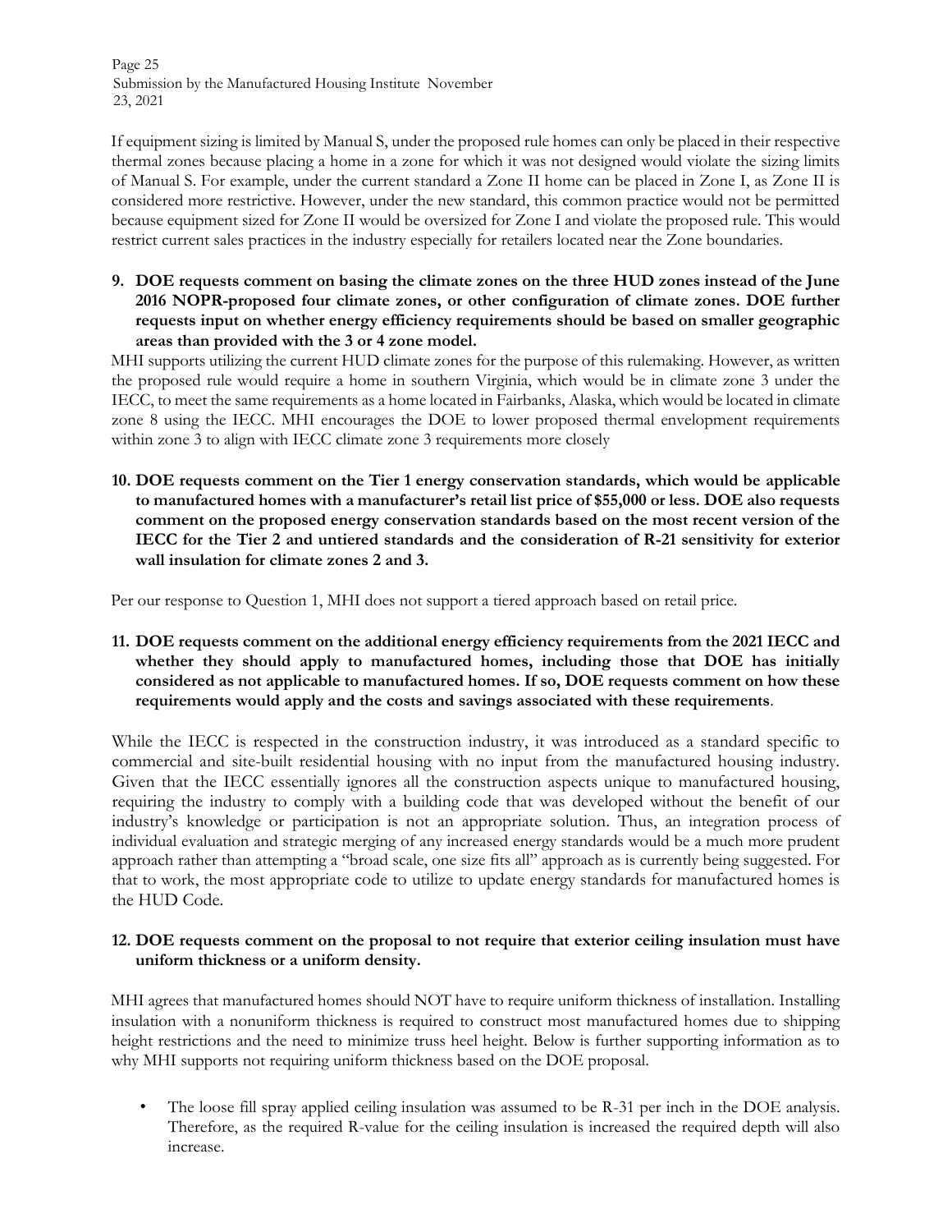If equipment sizing is limited by Manual S, under the proposed rule homes can only be placed in their respective thermal zones because placing a home in a zone for which it was not designed would violate the sizing limits of Manual S. For example, under the current standard a Zone II home can be placed in Zone I, as Zone II is considered more restrictive. However, under the new standard, this common practice would not be permitted because equipment sized for Zone II would be oversized for Zone I and violate the proposed rule. This would restrict current sales practices in the industry especially for retailers located near the Zone boundaries.

**9. DOE requests comment on basing the climate zones on the three HUD zones instead of the June 2016 NOPR-proposed four climate zones, or other configuration of climate zones. DOE further requests input on whether energy efficiency requirements should be based on smaller geographic areas than provided with the 3 or 4 zone model.**

MHI supports utilizing the current HUD climate zones for the purpose of this rulemaking. However, as written the proposed rule would require a home in southern Virginia, which would be in climate zone 3 under the IECC, to meet the same requirements as a home located in Fairbanks, Alaska, which would be located in climate zone 8 using the IECC. MHI encourages the DOE to lower proposed thermal envelopment requirements within zone 3 to align with IECC climate zone 3 requirements more closely

**10. DOE requests comment on the Tier 1 energy conservation standards, which would be applicable to manufactured homes with a manufacturer's retail list price of $55,000 or less. DOE also requests comment on the proposed energy conservation standards based on the most recent version of the IECC for the Tier 2 and untiered standards and the consideration of R-21 sensitivity for exterior wall insulation for climate zones 2 and 3.**

Per our response to Question 1, MHI does not support a tiered approach based on retail price.

**11. DOE requests comment on the additional energy efficiency requirements from the 2021 IECC and whether they should apply to manufactured homes, including those that DOE has initially considered as not applicable to manufactured homes. If so, DOE requests comment on how these requirements would apply and the costs and savings associated with these requirements.**

While the IECC is respected in the construction industry, it was introduced as a standard specific to commercial and site-built residential housing with no input from the manufactured housing industry. Given that the IECC essentially ignores all the construction aspects unique to manufactured housing, requiring the industry to comply with a building code that was developed without the benefit of our industry's knowledge or participation is not an appropriate solution. Thus, an integration process of individual evaluation and strategic merging of any increased energy standards would be a much more prudent approach rather than attempting a "broad scale, one size fits all" approach as is currently being suggested. For that to work, the most appropriate code to utilize to update energy standards for manufactured homes is the HUD Code.

**12. DOE requests comment on the proposal to not require that exterior ceiling insulation must have uniform thickness or a uniform density.**

MHI agrees that manufactured homes should NOT have to require uniform thickness of installation. Installing insulation with a nonuniform thickness is required to construct most manufactured homes due to shipping height restrictions and the need to minimize truss heel height. Below is further supporting information as to why MHI supports not requiring uniform thickness based on the DOE proposal.

- The loose fill spray applied ceiling insulation was assumed to be R-31 per inch in the DOE analysis. Therefore, as the required R-value for the ceiling insulation is increased the required depth will also increase.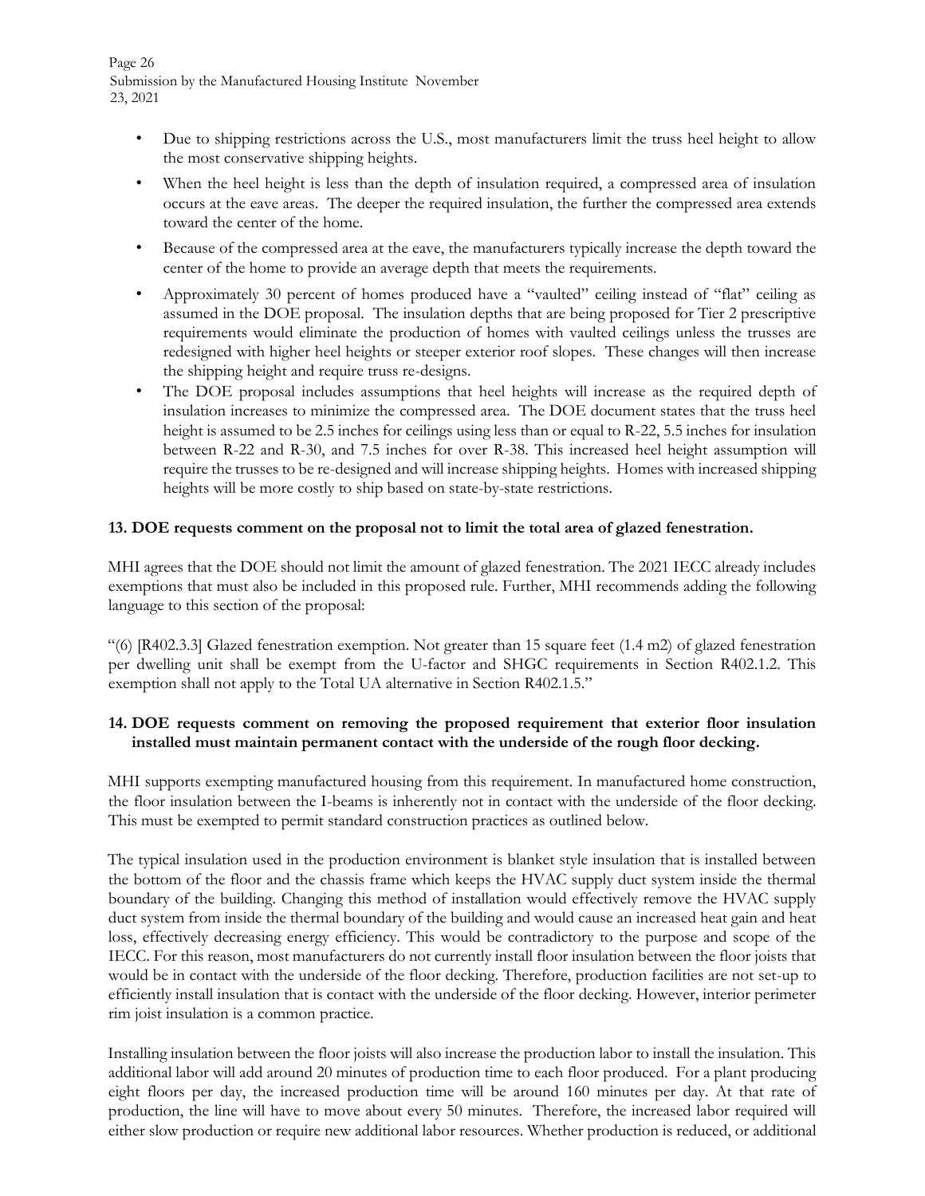- Due to shipping restrictions across the U.S., most manufacturers limit the truss heel height to allow the most conservative shipping heights.
- When the heel height is less than the depth of insulation required, a compressed area of insulation occurs at the eave areas. The deeper the required insulation, the further the compressed area extends toward the center of the home.
- Because of the compressed area at the eave, the manufacturers typically increase the depth toward the center of the home to provide an average depth that meets the requirements.
- Approximately 30 percent of homes produced have a "vaulted" ceiling instead of "flat" ceiling as assumed in the DOE proposal. The insulation depths that are being proposed for Tier 2 prescriptive requirements would eliminate the production of homes with vaulted ceilings unless the trusses are redesigned with higher heel heights or steeper exterior roof slopes. These changes will then increase the shipping height and require truss re-designs.
- The DOE proposal includes assumptions that heel heights will increase as the required depth of insulation increases to minimize the compressed area. The DOE document states that the truss heel height is assumed to be 2.5 inches for ceilings using less than or equal to R-22, 5.5 inches for insulation between R-22 and R-30, and 7.5 inches for over R-38. This increased heel height assumption will require the trusses to be re-designed and will increase shipping heights. Homes with increased shipping heights will be more costly to ship based on state-by-state restrictions.

**13. DOE requests comment on the proposal not to limit the total area of glazed fenestration.**

MHI agrees that the DOE should not limit the amount of glazed fenestration. The 2021 IECC already includes exemptions that must also be included in this proposed rule. Further, MHI recommends adding the following language to this section of the proposal:

"(6) [R402.3.3] Glazed fenestration exemption. Not greater than 15 square feet (1.4 m2) of glazed fenestration per dwelling unit shall be exempt from the U-factor and SHGC requirements in Section R402.1.2. This exemption shall not apply to the Total UA alternative in Section R402.1.5."

**14. DOE requests comment on removing the proposed requirement that exterior floor insulation installed must maintain permanent contact with the underside of the rough floor decking.**

MHI supports exempting manufactured housing from this requirement. In manufactured home construction, the floor insulation between the I-beams is inherently not in contact with the underside of the floor decking. This must be exempted to permit standard construction practices as outlined below.

The typical insulation used in the production environment is blanket style insulation that is installed between the bottom of the floor and the chassis frame which keeps the HVAC supply duct system inside the thermal boundary of the building. Changing this method of installation would effectively remove the HVAC supply duct system from inside the thermal boundary of the building and would cause an increased heat gain and heat loss, effectively decreasing energy efficiency. This would be contradictory to the purpose and scope of the IECC. For this reason, most manufacturers do not currently install floor insulation between the floor joists that would be in contact with the underside of the floor decking. Therefore, production facilities are not set-up to efficiently install insulation that is contact with the underside of the floor decking. However, interior perimeter rim joist insulation is a common practice.

Installing insulation between the floor joists will also increase the production labor to install the insulation. This additional labor will add around 20 minutes of production time to each floor produced. For a plant producing eight floors per day, the increased production time will be around 160 minutes per day. At that rate of production, the line will have to move about every 50 minutes. Therefore, the increased labor required will either slow production or require new additional labor resources. Whether production is reduced, or additional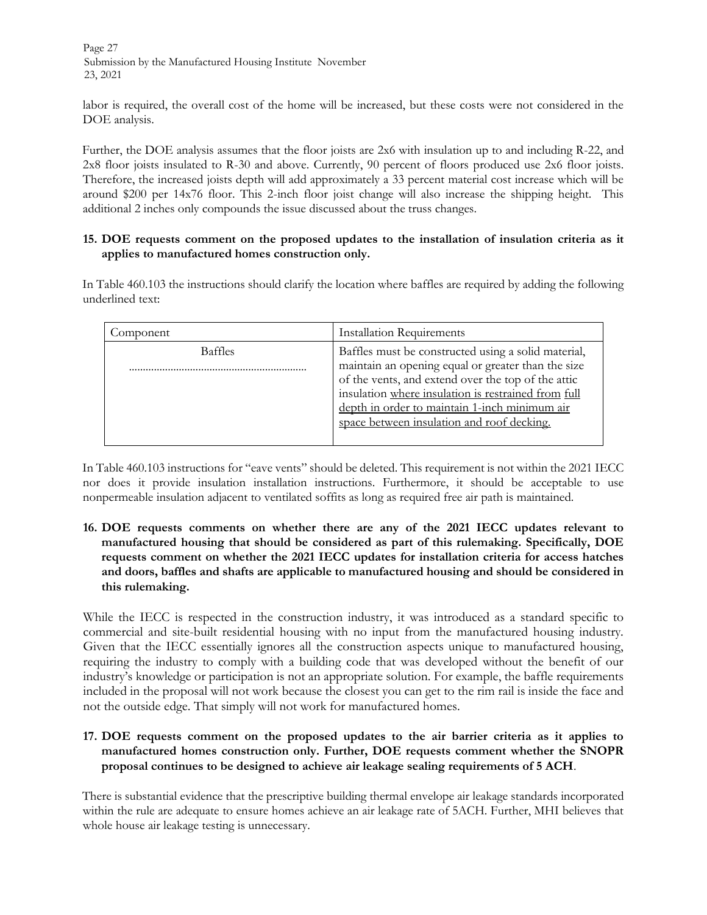labor is required, the overall cost of the home will be increased, but these costs were not considered in the DOE analysis.

Further, the DOE analysis assumes that the floor joists are 2x6 with insulation up to and including R-22, and 2x8 floor joists insulated to R-30 and above. Currently, 90 percent of floors produced use 2x6 floor joists. Therefore, the increased joists depth will add approximately a 33 percent material cost increase which will be around $200 per 14x76 floor. This 2-inch floor joist change will also increase the shipping height. This additional 2 inches only compounds the issue discussed about the truss changes.

**15. DOE requests comment on the proposed updates to the installation of insulation criteria as it applies to manufactured homes construction only.**

In Table 460.103 the instructions should clarify the location where baffles are required by adding the following underlined text:

| Component | Installation Requirements |
|---|---|
| Baffles .............................................................. | Baffles must be constructed using a solid material, maintain an opening equal or greater than the size of the vents, and extend over the top of the attic insulation <u>where insulation is restrained from full depth in order to maintain 1-inch minimum air space between insulation and roof decking.</u> |

In Table 460.103 instructions for "eave vents" should be deleted. This requirement is not within the 2021 IECC nor does it provide insulation installation instructions. Furthermore, it should be acceptable to use nonpermeable insulation adjacent to ventilated soffits as long as required free air path is maintained.

**16. DOE requests comments on whether there are any of the 2021 IECC updates relevant to manufactured housing that should be considered as part of this rulemaking. Specifically, DOE requests comment on whether the 2021 IECC updates for installation criteria for access hatches and doors, baffles and shafts are applicable to manufactured housing and should be considered in this rulemaking.**

While the IECC is respected in the construction industry, it was introduced as a standard specific to commercial and site-built residential housing with no input from the manufactured housing industry. Given that the IECC essentially ignores all the construction aspects unique to manufactured housing, requiring the industry to comply with a building code that was developed without the benefit of our industry's knowledge or participation is not an appropriate solution. For example, the baffle requirements included in the proposal will not work because the closest you can get to the rim rail is inside the face and not the outside edge. That simply will not work for manufactured homes.

**17. DOE requests comment on the proposed updates to the air barrier criteria as it applies to manufactured homes construction only. Further, DOE requests comment whether the SNOPR proposal continues to be designed to achieve air leakage sealing requirements of 5 ACH**.

There is substantial evidence that the prescriptive building thermal envelope air leakage standards incorporated within the rule are adequate to ensure homes achieve an air leakage rate of 5ACH. Further, MHI believes that whole house air leakage testing is unnecessary.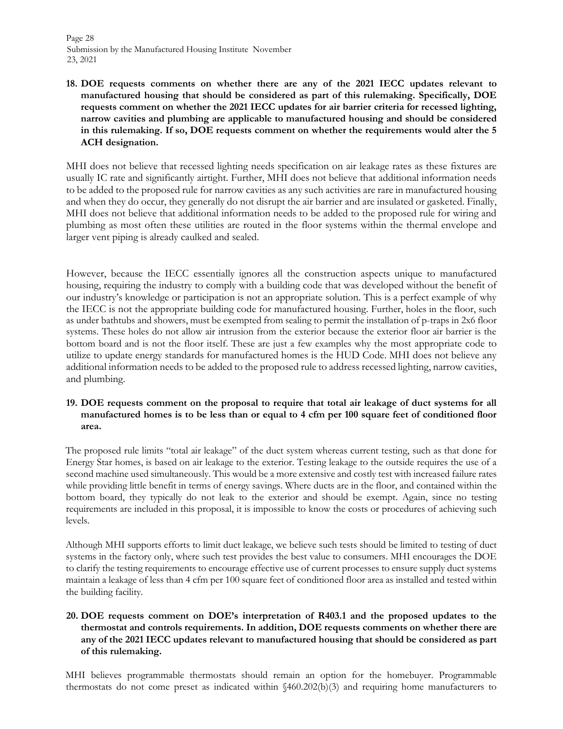**18. DOE requests comments on whether there are any of the 2021 IECC updates relevant to manufactured housing that should be considered as part of this rulemaking. Specifically, DOE requests comment on whether the 2021 IECC updates for air barrier criteria for recessed lighting, narrow cavities and plumbing are applicable to manufactured housing and should be considered in this rulemaking. If so, DOE requests comment on whether the requirements would alter the 5 ACH designation.**

MHI does not believe that recessed lighting needs specification on air leakage rates as these fixtures are usually IC rate and significantly airtight. Further, MHI does not believe that additional information needs to be added to the proposed rule for narrow cavities as any such activities are rare in manufactured housing and when they do occur, they generally do not disrupt the air barrier and are insulated or gasketed. Finally, MHI does not believe that additional information needs to be added to the proposed rule for wiring and plumbing as most often these utilities are routed in the floor systems within the thermal envelope and larger vent piping is already caulked and sealed.

However, because the IECC essentially ignores all the construction aspects unique to manufactured housing, requiring the industry to comply with a building code that was developed without the benefit of our industry's knowledge or participation is not an appropriate solution. This is a perfect example of why the IECC is not the appropriate building code for manufactured housing. Further, holes in the floor, such as under bathtubs and showers, must be exempted from sealing to permit the installation of p-traps in 2x6 floor systems. These holes do not allow air intrusion from the exterior because the exterior floor air barrier is the bottom board and is not the floor itself. These are just a few examples why the most appropriate code to utilize to update energy standards for manufactured homes is the HUD Code. MHI does not believe any additional information needs to be added to the proposed rule to address recessed lighting, narrow cavities, and plumbing.

**19. DOE requests comment on the proposal to require that total air leakage of duct systems for all manufactured homes is to be less than or equal to 4 cfm per 100 square feet of conditioned floor area.**

The proposed rule limits "total air leakage" of the duct system whereas current testing, such as that done for Energy Star homes, is based on air leakage to the exterior. Testing leakage to the outside requires the use of a second machine used simultaneously. This would be a more extensive and costly test with increased failure rates while providing little benefit in terms of energy savings. Where ducts are in the floor, and contained within the bottom board, they typically do not leak to the exterior and should be exempt. Again, since no testing requirements are included in this proposal, it is impossible to know the costs or procedures of achieving such levels.

Although MHI supports efforts to limit duct leakage, we believe such tests should be limited to testing of duct systems in the factory only, where such test provides the best value to consumers. MHI encourages the DOE to clarify the testing requirements to encourage effective use of current processes to ensure supply duct systems maintain a leakage of less than 4 cfm per 100 square feet of conditioned floor area as installed and tested within the building facility.

**20. DOE requests comment on DOE's interpretation of R403.1 and the proposed updates to the thermostat and controls requirements. In addition, DOE requests comments on whether there are any of the 2021 IECC updates relevant to manufactured housing that should be considered as part of this rulemaking.**

MHI believes programmable thermostats should remain an option for the homebuyer. Programmable thermostats do not come preset as indicated within §460.202(b)(3) and requiring home manufacturers to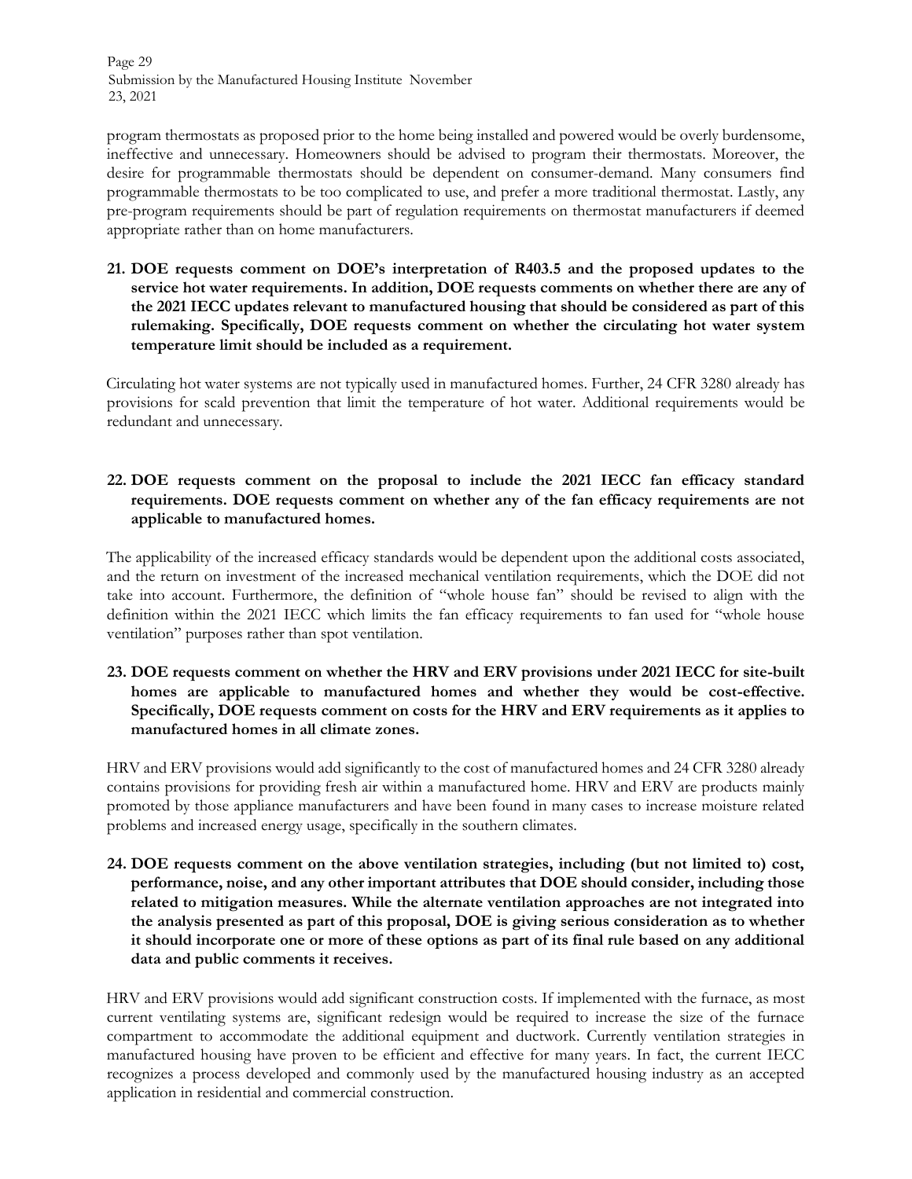program thermostats as proposed prior to the home being installed and powered would be overly burdensome, ineffective and unnecessary. Homeowners should be advised to program their thermostats. Moreover, the desire for programmable thermostats should be dependent on consumer-demand. Many consumers find programmable thermostats to be too complicated to use, and prefer a more traditional thermostat. Lastly, any pre-program requirements should be part of regulation requirements on thermostat manufacturers if deemed appropriate rather than on home manufacturers.

**21. DOE requests comment on DOE's interpretation of R403.5 and the proposed updates to the service hot water requirements. In addition, DOE requests comments on whether there are any of the 2021 IECC updates relevant to manufactured housing that should be considered as part of this rulemaking. Specifically, DOE requests comment on whether the circulating hot water system temperature limit should be included as a requirement.**

Circulating hot water systems are not typically used in manufactured homes. Further, 24 CFR 3280 already has provisions for scald prevention that limit the temperature of hot water. Additional requirements would be redundant and unnecessary.

**22. DOE requests comment on the proposal to include the 2021 IECC fan efficacy standard requirements. DOE requests comment on whether any of the fan efficacy requirements are not applicable to manufactured homes.**

The applicability of the increased efficacy standards would be dependent upon the additional costs associated, and the return on investment of the increased mechanical ventilation requirements, which the DOE did not take into account. Furthermore, the definition of "whole house fan" should be revised to align with the definition within the 2021 IECC which limits the fan efficacy requirements to fan used for "whole house ventilation" purposes rather than spot ventilation.

**23. DOE requests comment on whether the HRV and ERV provisions under 2021 IECC for site-built homes are applicable to manufactured homes and whether they would be cost-effective. Specifically, DOE requests comment on costs for the HRV and ERV requirements as it applies to manufactured homes in all climate zones.**

HRV and ERV provisions would add significantly to the cost of manufactured homes and 24 CFR 3280 already contains provisions for providing fresh air within a manufactured home. HRV and ERV are products mainly promoted by those appliance manufacturers and have been found in many cases to increase moisture related problems and increased energy usage, specifically in the southern climates.

**24. DOE requests comment on the above ventilation strategies, including (but not limited to) cost, performance, noise, and any other important attributes that DOE should consider, including those related to mitigation measures. While the alternate ventilation approaches are not integrated into the analysis presented as part of this proposal, DOE is giving serious consideration as to whether it should incorporate one or more of these options as part of its final rule based on any additional data and public comments it receives.**

HRV and ERV provisions would add significant construction costs. If implemented with the furnace, as most current ventilating systems are, significant redesign would be required to increase the size of the furnace compartment to accommodate the additional equipment and ductwork. Currently ventilation strategies in manufactured housing have proven to be efficient and effective for many years. In fact, the current IECC recognizes a process developed and commonly used by the manufactured housing industry as an accepted application in residential and commercial construction.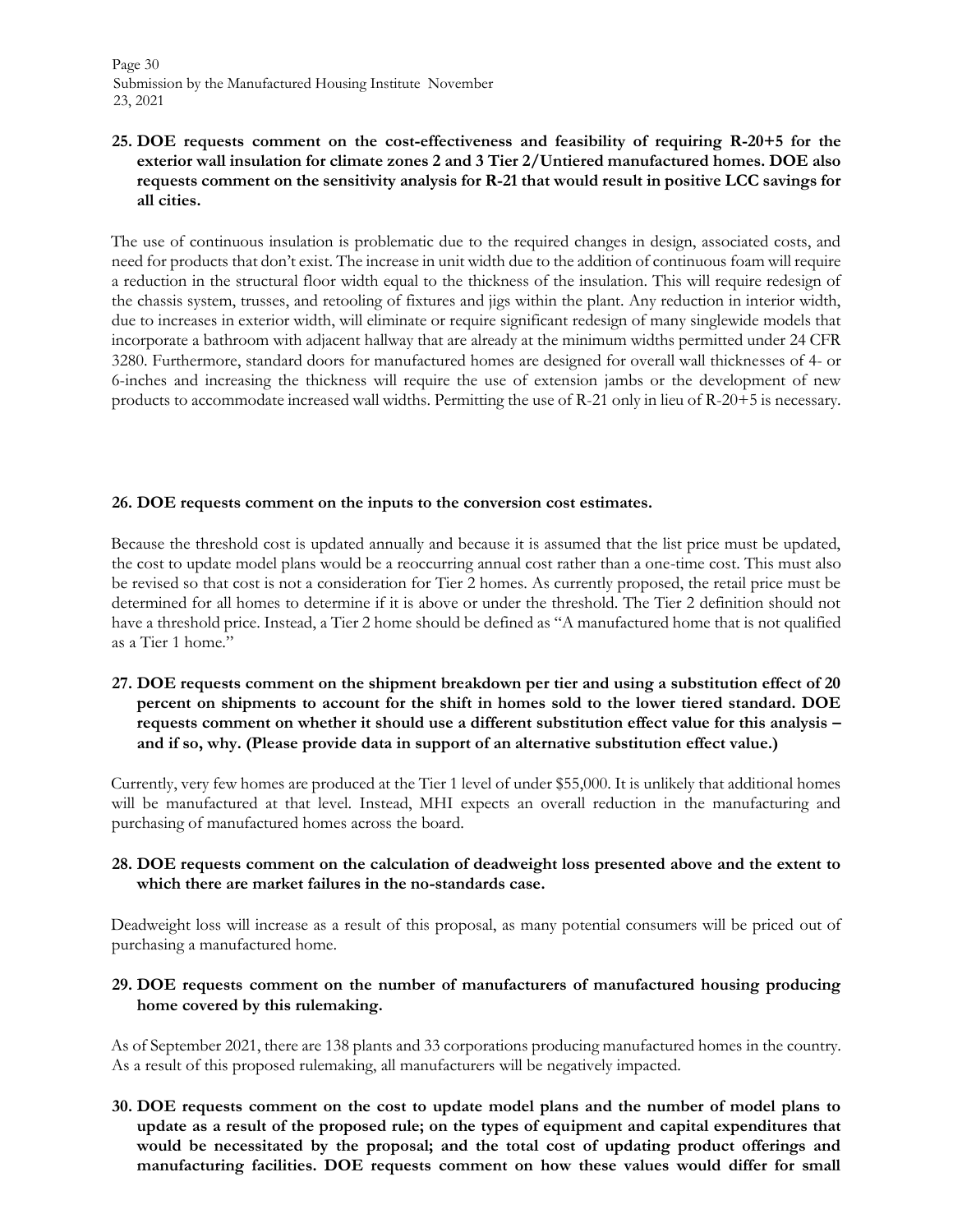**25. DOE requests comment on the cost-effectiveness and feasibility of requiring R-20+5 for the exterior wall insulation for climate zones 2 and 3 Tier 2/Untiered manufactured homes. DOE also requests comment on the sensitivity analysis for R-21 that would result in positive LCC savings for all cities.**

The use of continuous insulation is problematic due to the required changes in design, associated costs, and need for products that don't exist. The increase in unit width due to the addition of continuous foam will require a reduction in the structural floor width equal to the thickness of the insulation. This will require redesign of the chassis system, trusses, and retooling of fixtures and jigs within the plant. Any reduction in interior width, due to increases in exterior width, will eliminate or require significant redesign of many singlewide models that incorporate a bathroom with adjacent hallway that are already at the minimum widths permitted under 24 CFR 3280. Furthermore, standard doors for manufactured homes are designed for overall wall thicknesses of 4- or 6-inches and increasing the thickness will require the use of extension jambs or the development of new products to accommodate increased wall widths. Permitting the use of R-21 only in lieu of R-20+5 is necessary.

**26. DOE requests comment on the inputs to the conversion cost estimates.**

Because the threshold cost is updated annually and because it is assumed that the list price must be updated, the cost to update model plans would be a reoccurring annual cost rather than a one-time cost. This must also be revised so that cost is not a consideration for Tier 2 homes. As currently proposed, the retail price must be determined for all homes to determine if it is above or under the threshold. The Tier 2 definition should not have a threshold price. Instead, a Tier 2 home should be defined as "A manufactured home that is not qualified as a Tier 1 home."

**27. DOE requests comment on the shipment breakdown per tier and using a substitution effect of 20 percent on shipments to account for the shift in homes sold to the lower tiered standard. DOE requests comment on whether it should use a different substitution effect value for this analysis – and if so, why. (Please provide data in support of an alternative substitution effect value.)**

Currently, very few homes are produced at the Tier 1 level of under $55,000. It is unlikely that additional homes will be manufactured at that level. Instead, MHI expects an overall reduction in the manufacturing and purchasing of manufactured homes across the board.

**28. DOE requests comment on the calculation of deadweight loss presented above and the extent to which there are market failures in the no-standards case.**

Deadweight loss will increase as a result of this proposal, as many potential consumers will be priced out of purchasing a manufactured home.

**29. DOE requests comment on the number of manufacturers of manufactured housing producing home covered by this rulemaking.**

As of September 2021, there are 138 plants and 33 corporations producing manufactured homes in the country. As a result of this proposed rulemaking, all manufacturers will be negatively impacted.

**30. DOE requests comment on the cost to update model plans and the number of model plans to update as a result of the proposed rule; on the types of equipment and capital expenditures that would be necessitated by the proposal; and the total cost of updating product offerings and manufacturing facilities. DOE requests comment on how these values would differ for small**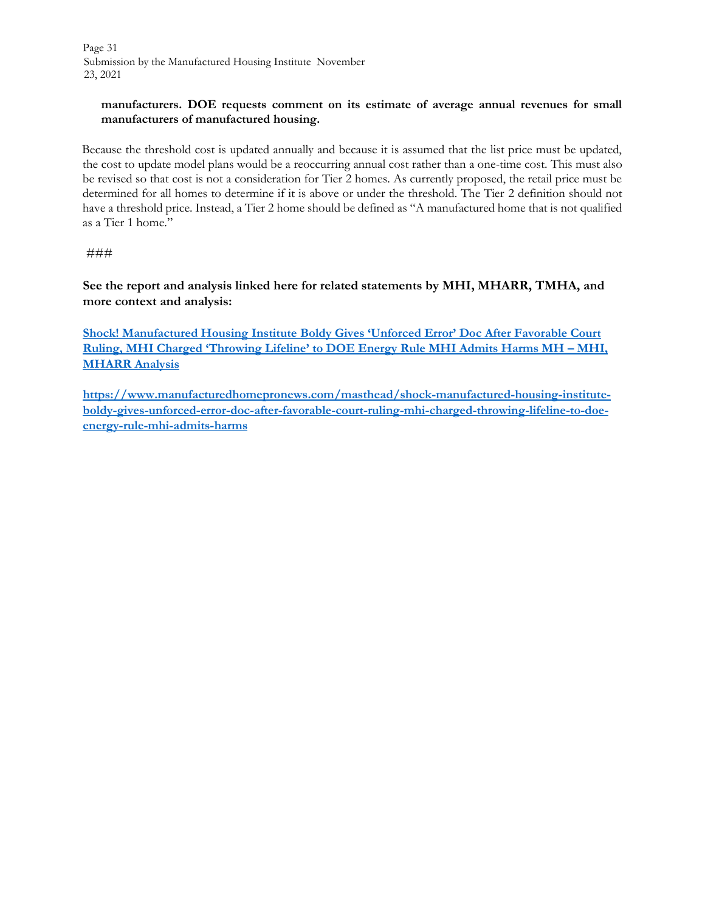**manufacturers. DOE requests comment on its estimate of average annual revenues for small manufacturers of manufactured housing.**

Because the threshold cost is updated annually and because it is assumed that the list price must be updated, the cost to update model plans would be a reoccurring annual cost rather than a one-time cost. This must also be revised so that cost is not a consideration for Tier 2 homes. As currently proposed, the retail price must be determined for all homes to determine if it is above or under the threshold. The Tier 2 definition should not have a threshold price. Instead, a Tier 2 home should be defined as "A manufactured home that is not qualified as a Tier 1 home."

###

**See the report and analysis linked here for related statements by MHI, MHARR, TMHA, and more context and analysis:**

**Shock! Manufactured Housing Institute Boldy Gives 'Unforced Error' Doc After Favorable Court Ruling, MHI Charged 'Throwing Lifeline' to DOE Energy Rule MHI Admits Harms MH – MHI, MHARR Analysis**

**https://www.manufacturedhomepronews.com/masthead/shock-manufactured-housing-institute-boldy-gives-unforced-error-doc-after-favorable-court-ruling-mhi-charged-throwing-lifeline-to-doe-energy-rule-mhi-admits-harms**